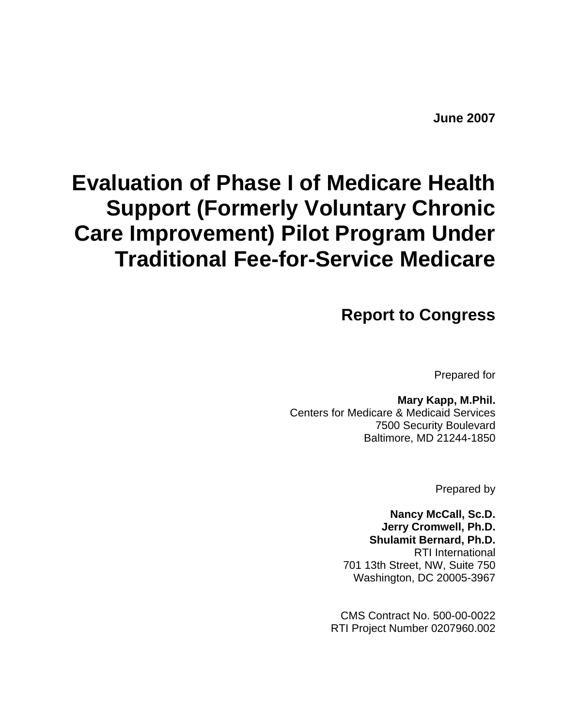**June 2007**

# Evaluation of Phase I of Medicare Health Support (Formerly Voluntary Chronic Care Improvement) Pilot Program Under Traditional Fee-for-Service Medicare

## Report to Congress

Prepared for

**Mary Kapp, M.Phil.**
Centers for Medicare & Medicaid Services
7500 Security Boulevard
Baltimore, MD 21244-1850

Prepared by

**Nancy McCall, Sc.D.**
**Jerry Cromwell, Ph.D.**
**Shulamit Bernard, Ph.D.**
RTI International
701 13th Street, NW, Suite 750
Washington, DC 20005-3967

CMS Contract No. 500-00-0022
RTI Project Number 0207960.002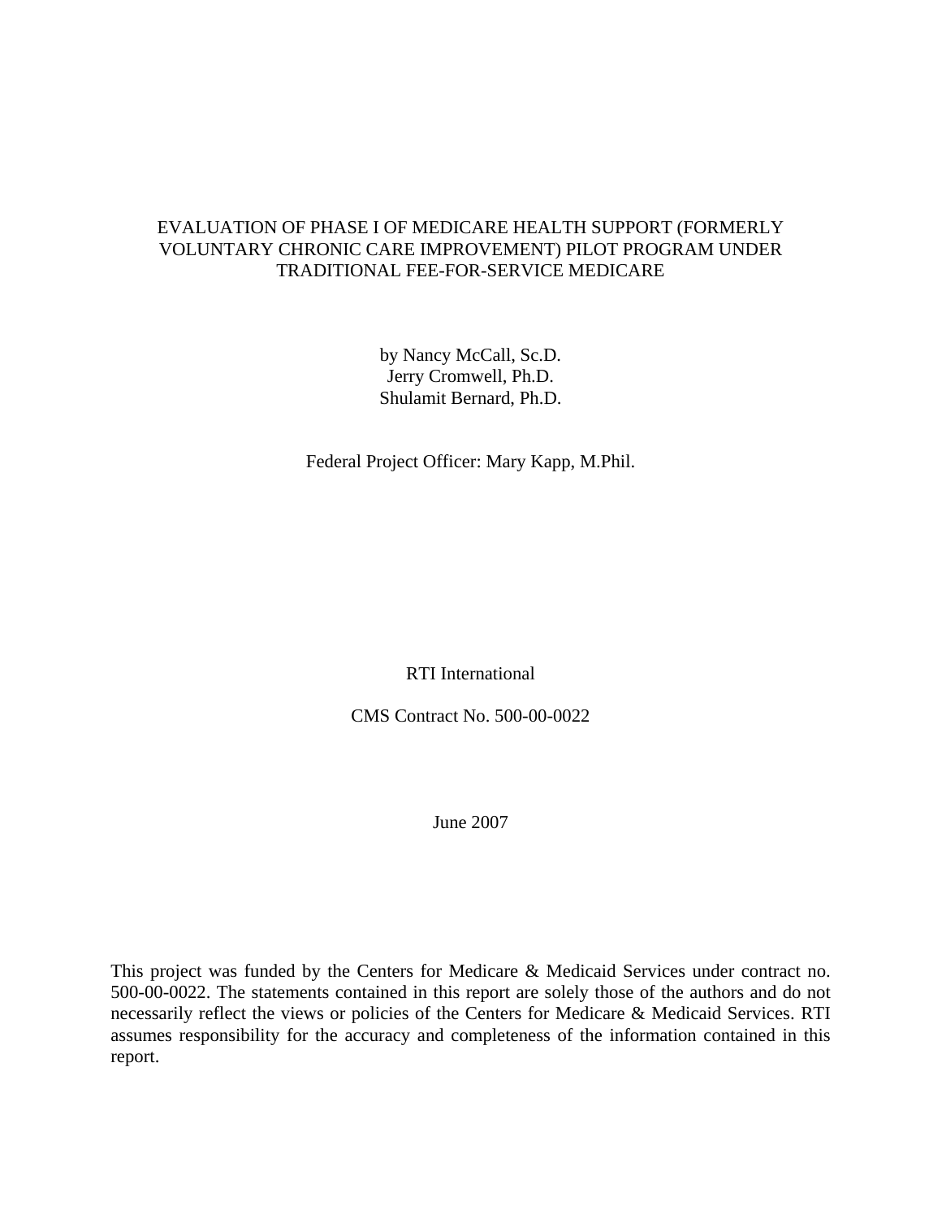# EVALUATION OF PHASE I OF MEDICARE HEALTH SUPPORT (FORMERLY VOLUNTARY CHRONIC CARE IMPROVEMENT) PILOT PROGRAM UNDER TRADITIONAL FEE-FOR-SERVICE MEDICARE

by Nancy McCall, Sc.D.
Jerry Cromwell, Ph.D.
Shulamit Bernard, Ph.D.

Federal Project Officer: Mary Kapp, M.Phil.

RTI International

CMS Contract No. 500-00-0022

June 2007

This project was funded by the Centers for Medicare & Medicaid Services under contract no. 500-00-0022. The statements contained in this report are solely those of the authors and do not necessarily reflect the views or policies of the Centers for Medicare & Medicaid Services. RTI assumes responsibility for the accuracy and completeness of the information contained in this report.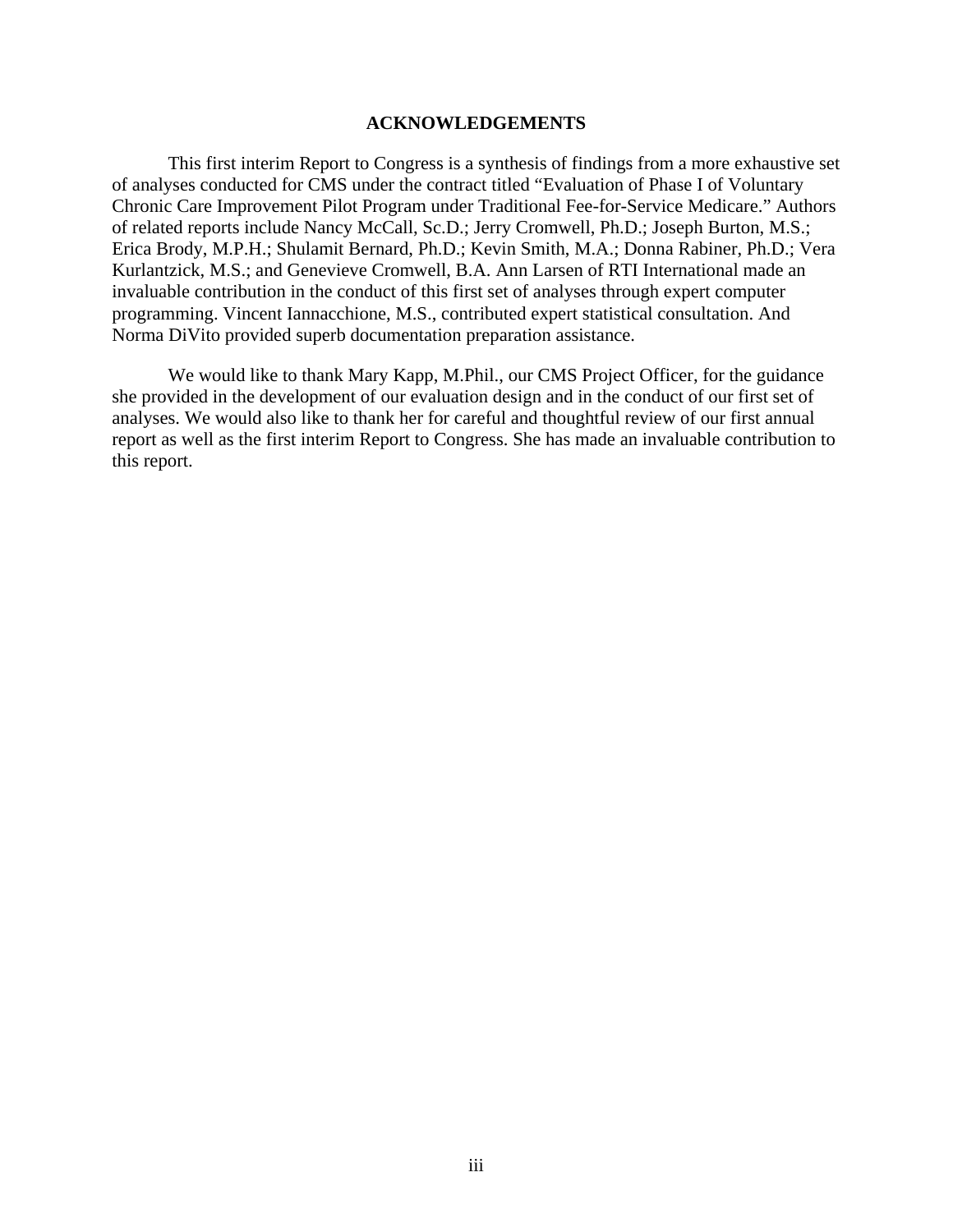## ACKNOWLEDGEMENTS

This first interim Report to Congress is a synthesis of findings from a more exhaustive set of analyses conducted for CMS under the contract titled "Evaluation of Phase I of Voluntary Chronic Care Improvement Pilot Program under Traditional Fee-for-Service Medicare." Authors of related reports include Nancy McCall, Sc.D.; Jerry Cromwell, Ph.D.; Joseph Burton, M.S.; Erica Brody, M.P.H.; Shulamit Bernard, Ph.D.; Kevin Smith, M.A.; Donna Rabiner, Ph.D.; Vera Kurlantzick, M.S.; and Genevieve Cromwell, B.A. Ann Larsen of RTI International made an invaluable contribution in the conduct of this first set of analyses through expert computer programming. Vincent Iannacchione, M.S., contributed expert statistical consultation. And Norma DiVito provided superb documentation preparation assistance.

We would like to thank Mary Kapp, M.Phil., our CMS Project Officer, for the guidance she provided in the development of our evaluation design and in the conduct of our first set of analyses. We would also like to thank her for careful and thoughtful review of our first annual report as well as the first interim Report to Congress. She has made an invaluable contribution to this report.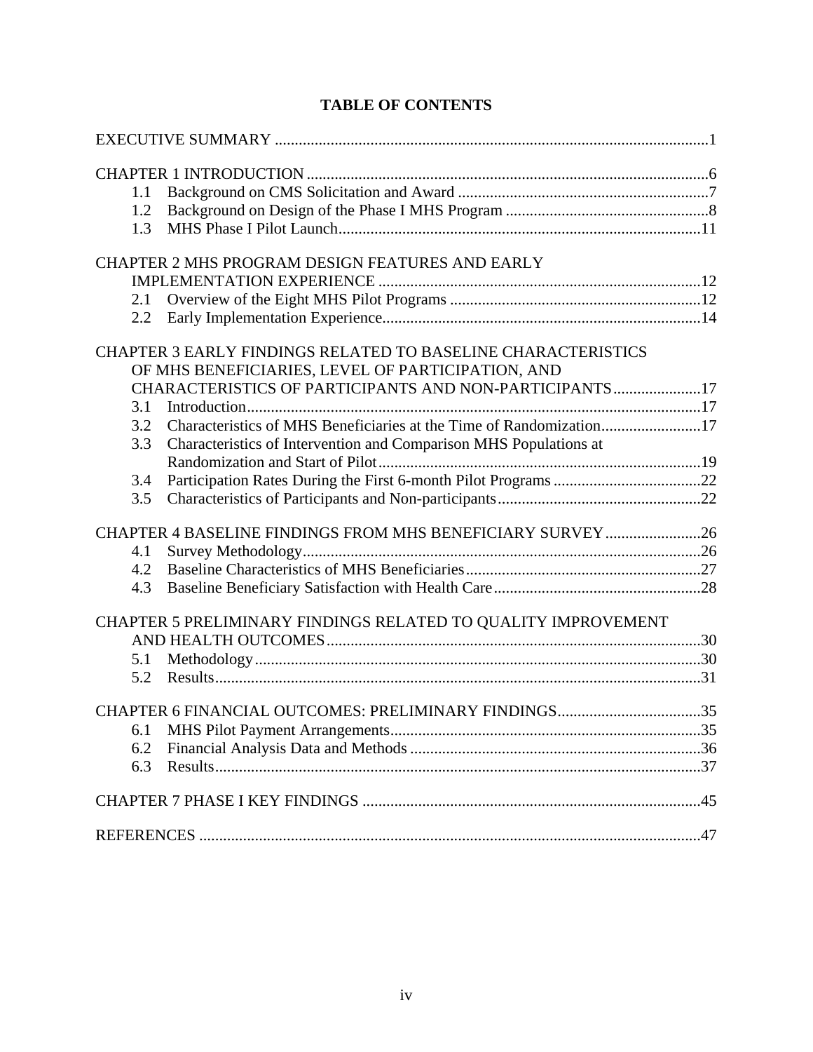# TABLE OF CONTENTS

EXECUTIVE SUMMARY ............................................................................................................1

CHAPTER 1 INTRODUCTION ....................................................................................................6
- 1.1 Background on CMS Solicitation and Award ...............................................................7
- 1.2 Background on Design of the Phase I MHS Program ...................................................8
- 1.3 MHS Phase I Pilot Launch...........................................................................................11

CHAPTER 2 MHS PROGRAM DESIGN FEATURES AND EARLY IMPLEMENTATION EXPERIENCE ................................................................................12
- 2.1 Overview of the Eight MHS Pilot Programs ...............................................................12
- 2.2 Early Implementation Experience................................................................................14

CHAPTER 3 EARLY FINDINGS RELATED TO BASELINE CHARACTERISTICS OF MHS BENEFICIARIES, LEVEL OF PARTICIPATION, AND CHARACTERISTICS OF PARTICIPANTS AND NON-PARTICIPANTS......................17
- 3.1 Introduction..................................................................................................................17
- 3.2 Characteristics of MHS Beneficiaries at the Time of Randomization.........................17
- 3.3 Characteristics of Intervention and Comparison MHS Populations at Randomization and Start of Pilot................................................................................19
- 3.4 Participation Rates During the First 6-month Pilot Programs .....................................22
- 3.5 Characteristics of Participants and Non-participants...................................................22

CHAPTER 4 BASELINE FINDINGS FROM MHS BENEFICIARY SURVEY ........................26
- 4.1 Survey Methodology...................................................................................................26
- 4.2 Baseline Characteristics of MHS Beneficiaries...........................................................27
- 4.3 Baseline Beneficiary Satisfaction with Health Care....................................................28

CHAPTER 5 PRELIMINARY FINDINGS RELATED TO QUALITY IMPROVEMENT AND HEALTH OUTCOMES.............................................................................................30
- 5.1 Methodology................................................................................................................30
- 5.2 Results.........................................................................................................................31

CHAPTER 6 FINANCIAL OUTCOMES: PRELIMINARY FINDINGS....................................35
- 6.1 MHS Pilot Payment Arrangements..............................................................................35
- 6.2 Financial Analysis Data and Methods .........................................................................36
- 6.3 Results.........................................................................................................................37

CHAPTER 7 PHASE I KEY FINDINGS .....................................................................................45

REFERENCES .............................................................................................................................47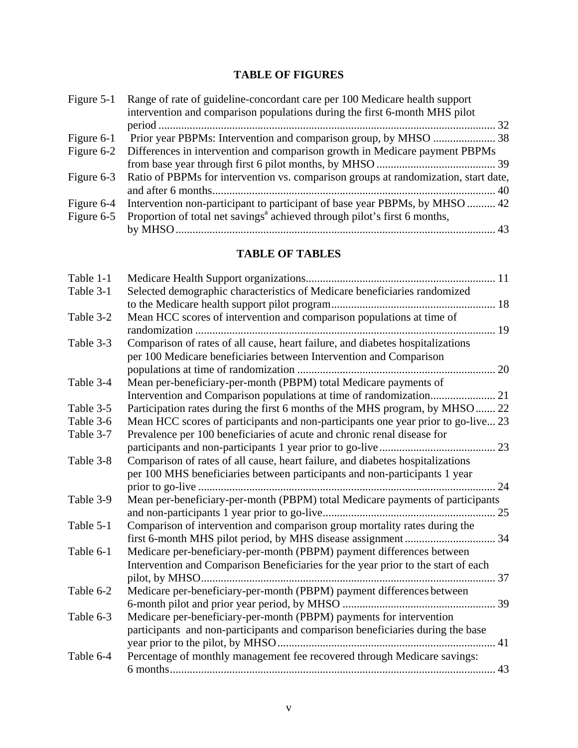## TABLE OF FIGURES

| | | |
|---|---|---|
| Figure 5-1 | Range of rate of guideline-concordant care per 100 Medicare health support intervention and comparison populations during the first 6-month MHS pilot period | 32 |
| Figure 6-1 | Prior year PBPMs: Intervention and comparison group, by MHSO | 38 |
| Figure 6-2 | Differences in intervention and comparison growth in Medicare payment PBPMs from base year through first 6 pilot months, by MHSO | 39 |
| Figure 6-3 | Ratio of PBPMs for intervention vs. comparison groups at randomization, start date, and after 6 months | 40 |
| Figure 6-4 | Intervention non-participant to participant of base year PBPMs, by MHSO | 42 |
| Figure 6-5 | Proportion of total net savings[a] achieved through pilot's first 6 months, by MHSO | 43 |

## TABLE OF TABLES

| | | |
|---|---|---|
| Table 1-1 | Medicare Health Support organizations | 11 |
| Table 3-1 | Selected demographic characteristics of Medicare beneficiaries randomized to the Medicare health support pilot program | 18 |
| Table 3-2 | Mean HCC scores of intervention and comparison populations at time of randomization | 19 |
| Table 3-3 | Comparison of rates of all cause, heart failure, and diabetes hospitalizations per 100 Medicare beneficiaries between Intervention and Comparison populations at time of randomization | 20 |
| Table 3-4 | Mean per-beneficiary-per-month (PBPM) total Medicare payments of Intervention and Comparison populations at time of randomization | 21 |
| Table 3-5 | Participation rates during the first 6 months of the MHS program, by MHSO | 22 |
| Table 3-6 | Mean HCC scores of participants and non-participants one year prior to go-live | 23 |
| Table 3-7 | Prevalence per 100 beneficiaries of acute and chronic renal disease for participants and non-participants 1 year prior to go-live | 23 |
| Table 3-8 | Comparison of rates of all cause, heart failure, and diabetes hospitalizations per 100 MHS beneficiaries between participants and non-participants 1 year prior to go-live | 24 |
| Table 3-9 | Mean per-beneficiary-per-month (PBPM) total Medicare payments of participants and non-participants 1 year prior to go-live | 25 |
| Table 5-1 | Comparison of intervention and comparison group mortality rates during the first 6-month MHS pilot period, by MHS disease assignment | 34 |
| Table 6-1 | Medicare per-beneficiary-per-month (PBPM) payment differences between Intervention and Comparison Beneficiaries for the year prior to the start of each pilot, by MHSO | 37 |
| Table 6-2 | Medicare per-beneficiary-per-month (PBPM) payment differences between 6-month pilot and prior year period, by MHSO | 39 |
| Table 6-3 | Medicare per-beneficiary-per-month (PBPM) payments for intervention participants and non-participants and comparison beneficiaries during the base year prior to the pilot, by MHSO | 41 |
| Table 6-4 | Percentage of monthly management fee recovered through Medicare savings: 6 months | 43 |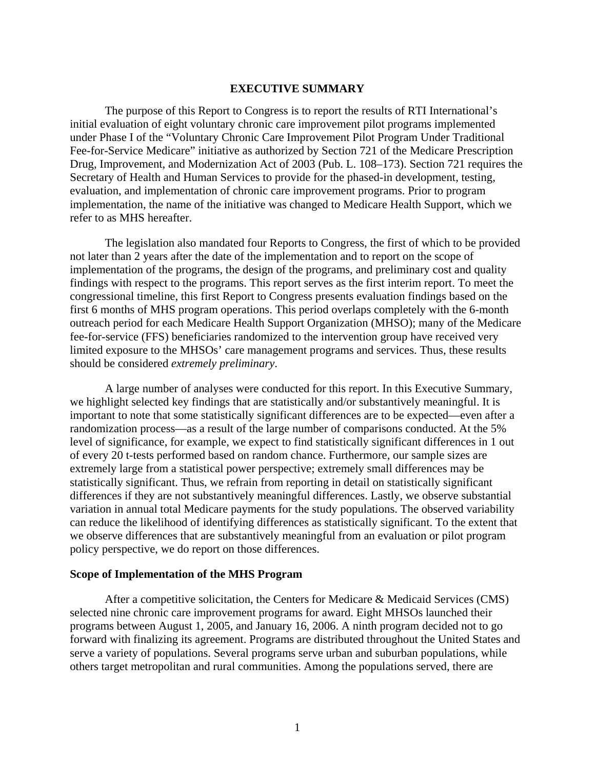## EXECUTIVE SUMMARY

The purpose of this Report to Congress is to report the results of RTI International's initial evaluation of eight voluntary chronic care improvement pilot programs implemented under Phase I of the "Voluntary Chronic Care Improvement Pilot Program Under Traditional Fee-for-Service Medicare" initiative as authorized by Section 721 of the Medicare Prescription Drug, Improvement, and Modernization Act of 2003 (Pub. L. 108–173). Section 721 requires the Secretary of Health and Human Services to provide for the phased-in development, testing, evaluation, and implementation of chronic care improvement programs. Prior to program implementation, the name of the initiative was changed to Medicare Health Support, which we refer to as MHS hereafter.

The legislation also mandated four Reports to Congress, the first of which to be provided not later than 2 years after the date of the implementation and to report on the scope of implementation of the programs, the design of the programs, and preliminary cost and quality findings with respect to the programs. This report serves as the first interim report. To meet the congressional timeline, this first Report to Congress presents evaluation findings based on the first 6 months of MHS program operations. This period overlaps completely with the 6-month outreach period for each Medicare Health Support Organization (MHSO); many of the Medicare fee-for-service (FFS) beneficiaries randomized to the intervention group have received very limited exposure to the MHSOs' care management programs and services. Thus, these results should be considered *extremely preliminary*.

A large number of analyses were conducted for this report. In this Executive Summary, we highlight selected key findings that are statistically and/or substantively meaningful. It is important to note that some statistically significant differences are to be expected—even after a randomization process—as a result of the large number of comparisons conducted. At the 5% level of significance, for example, we expect to find statistically significant differences in 1 out of every 20 t-tests performed based on random chance. Furthermore, our sample sizes are extremely large from a statistical power perspective; extremely small differences may be statistically significant. Thus, we refrain from reporting in detail on statistically significant differences if they are not substantively meaningful differences. Lastly, we observe substantial variation in annual total Medicare payments for the study populations. The observed variability can reduce the likelihood of identifying differences as statistically significant. To the extent that we observe differences that are substantively meaningful from an evaluation or pilot program policy perspective, we do report on those differences.

### Scope of Implementation of the MHS Program

After a competitive solicitation, the Centers for Medicare & Medicaid Services (CMS) selected nine chronic care improvement programs for award. Eight MHSOs launched their programs between August 1, 2005, and January 16, 2006. A ninth program decided not to go forward with finalizing its agreement. Programs are distributed throughout the United States and serve a variety of populations. Several programs serve urban and suburban populations, while others target metropolitan and rural communities. Among the populations served, there are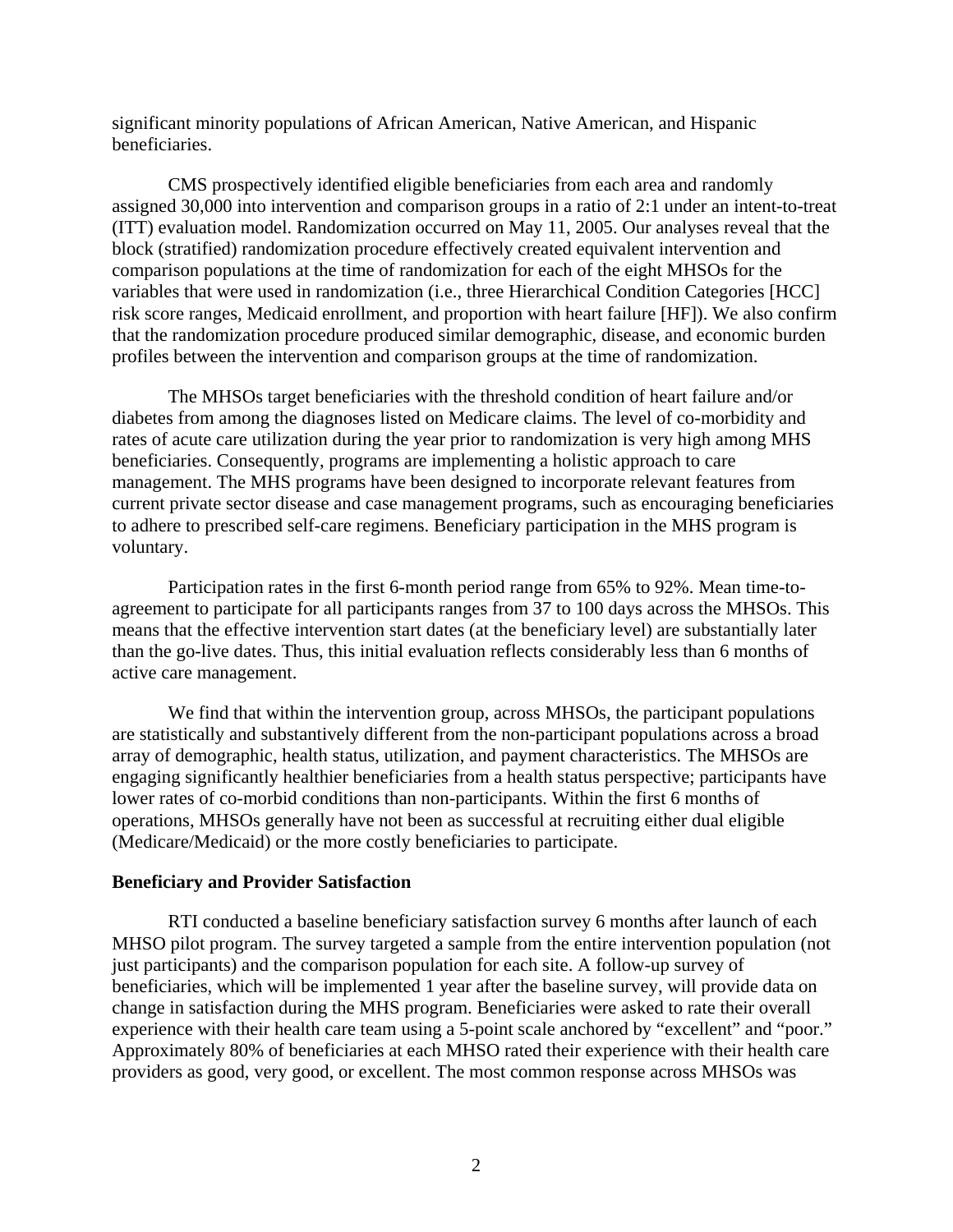significant minority populations of African American, Native American, and Hispanic beneficiaries.

CMS prospectively identified eligible beneficiaries from each area and randomly assigned 30,000 into intervention and comparison groups in a ratio of 2:1 under an intent-to-treat (ITT) evaluation model. Randomization occurred on May 11, 2005. Our analyses reveal that the block (stratified) randomization procedure effectively created equivalent intervention and comparison populations at the time of randomization for each of the eight MHSOs for the variables that were used in randomization (i.e., three Hierarchical Condition Categories [HCC] risk score ranges, Medicaid enrollment, and proportion with heart failure [HF]). We also confirm that the randomization procedure produced similar demographic, disease, and economic burden profiles between the intervention and comparison groups at the time of randomization.

The MHSOs target beneficiaries with the threshold condition of heart failure and/or diabetes from among the diagnoses listed on Medicare claims. The level of co-morbidity and rates of acute care utilization during the year prior to randomization is very high among MHS beneficiaries. Consequently, programs are implementing a holistic approach to care management. The MHS programs have been designed to incorporate relevant features from current private sector disease and case management programs, such as encouraging beneficiaries to adhere to prescribed self-care regimens. Beneficiary participation in the MHS program is voluntary.

Participation rates in the first 6-month period range from 65% to 92%. Mean time-to-agreement to participate for all participants ranges from 37 to 100 days across the MHSOs. This means that the effective intervention start dates (at the beneficiary level) are substantially later than the go-live dates. Thus, this initial evaluation reflects considerably less than 6 months of active care management.

We find that within the intervention group, across MHSOs, the participant populations are statistically and substantively different from the non-participant populations across a broad array of demographic, health status, utilization, and payment characteristics. The MHSOs are engaging significantly healthier beneficiaries from a health status perspective; participants have lower rates of co-morbid conditions than non-participants. Within the first 6 months of operations, MHSOs generally have not been as successful at recruiting either dual eligible (Medicare/Medicaid) or the more costly beneficiaries to participate.

**Beneficiary and Provider Satisfaction**

RTI conducted a baseline beneficiary satisfaction survey 6 months after launch of each MHSO pilot program. The survey targeted a sample from the entire intervention population (not just participants) and the comparison population for each site. A follow-up survey of beneficiaries, which will be implemented 1 year after the baseline survey, will provide data on change in satisfaction during the MHS program. Beneficiaries were asked to rate their overall experience with their health care team using a 5-point scale anchored by "excellent" and "poor." Approximately 80% of beneficiaries at each MHSO rated their experience with their health care providers as good, very good, or excellent. The most common response across MHSOs was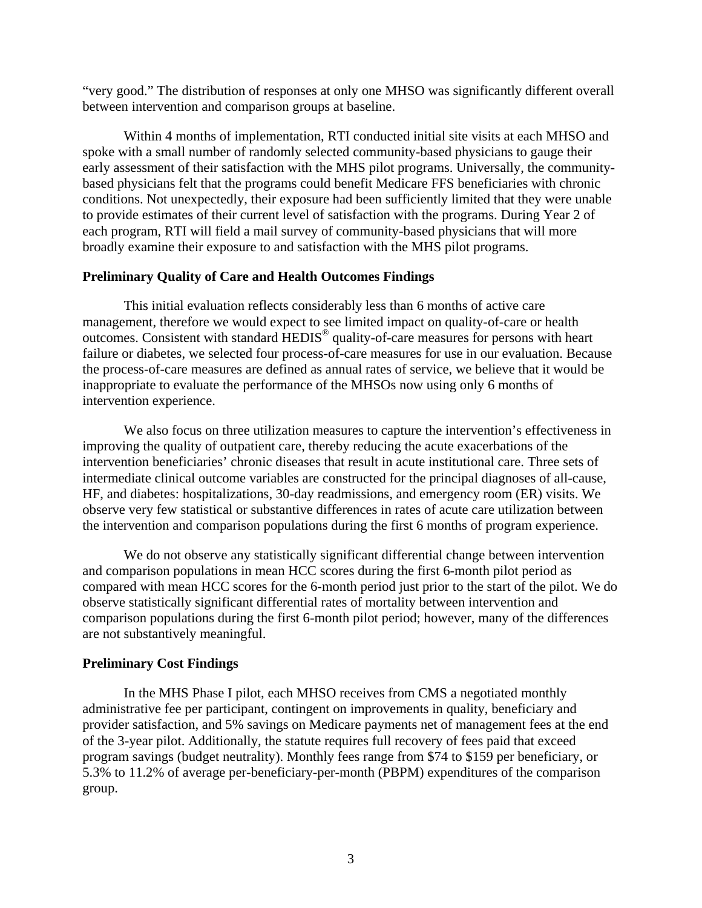"very good." The distribution of responses at only one MHSO was significantly different overall between intervention and comparison groups at baseline.

Within 4 months of implementation, RTI conducted initial site visits at each MHSO and spoke with a small number of randomly selected community-based physicians to gauge their early assessment of their satisfaction with the MHS pilot programs. Universally, the community-based physicians felt that the programs could benefit Medicare FFS beneficiaries with chronic conditions. Not unexpectedly, their exposure had been sufficiently limited that they were unable to provide estimates of their current level of satisfaction with the programs. During Year 2 of each program, RTI will field a mail survey of community-based physicians that will more broadly examine their exposure to and satisfaction with the MHS pilot programs.

**Preliminary Quality of Care and Health Outcomes Findings**

This initial evaluation reflects considerably less than 6 months of active care management, therefore we would expect to see limited impact on quality-of-care or health outcomes. Consistent with standard HEDIS® quality-of-care measures for persons with heart failure or diabetes, we selected four process-of-care measures for use in our evaluation. Because the process-of-care measures are defined as annual rates of service, we believe that it would be inappropriate to evaluate the performance of the MHSOs now using only 6 months of intervention experience.

We also focus on three utilization measures to capture the intervention's effectiveness in improving the quality of outpatient care, thereby reducing the acute exacerbations of the intervention beneficiaries' chronic diseases that result in acute institutional care. Three sets of intermediate clinical outcome variables are constructed for the principal diagnoses of all-cause, HF, and diabetes: hospitalizations, 30-day readmissions, and emergency room (ER) visits. We observe very few statistical or substantive differences in rates of acute care utilization between the intervention and comparison populations during the first 6 months of program experience.

We do not observe any statistically significant differential change between intervention and comparison populations in mean HCC scores during the first 6-month pilot period as compared with mean HCC scores for the 6-month period just prior to the start of the pilot. We do observe statistically significant differential rates of mortality between intervention and comparison populations during the first 6-month pilot period; however, many of the differences are not substantively meaningful.

**Preliminary Cost Findings**

In the MHS Phase I pilot, each MHSO receives from CMS a negotiated monthly administrative fee per participant, contingent on improvements in quality, beneficiary and provider satisfaction, and 5% savings on Medicare payments net of management fees at the end of the 3-year pilot. Additionally, the statute requires full recovery of fees paid that exceed program savings (budget neutrality). Monthly fees range from $74 to $159 per beneficiary, or 5.3% to 11.2% of average per-beneficiary-per-month (PBPM) expenditures of the comparison group.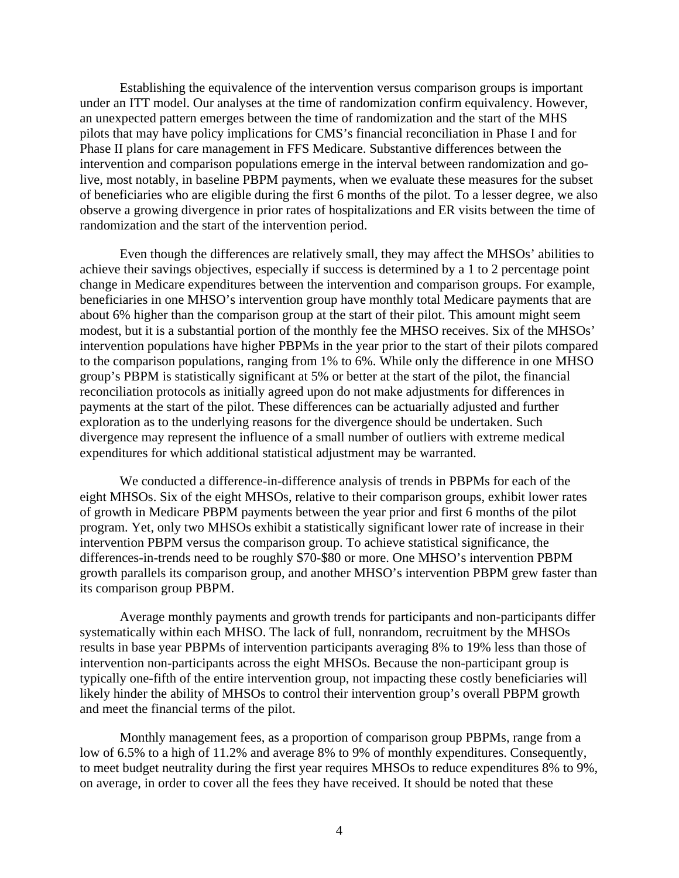Establishing the equivalence of the intervention versus comparison groups is important under an ITT model. Our analyses at the time of randomization confirm equivalency. However, an unexpected pattern emerges between the time of randomization and the start of the MHS pilots that may have policy implications for CMS's financial reconciliation in Phase I and for Phase II plans for care management in FFS Medicare. Substantive differences between the intervention and comparison populations emerge in the interval between randomization and go-live, most notably, in baseline PBPM payments, when we evaluate these measures for the subset of beneficiaries who are eligible during the first 6 months of the pilot. To a lesser degree, we also observe a growing divergence in prior rates of hospitalizations and ER visits between the time of randomization and the start of the intervention period.

Even though the differences are relatively small, they may affect the MHSOs' abilities to achieve their savings objectives, especially if success is determined by a 1 to 2 percentage point change in Medicare expenditures between the intervention and comparison groups. For example, beneficiaries in one MHSO's intervention group have monthly total Medicare payments that are about 6% higher than the comparison group at the start of their pilot. This amount might seem modest, but it is a substantial portion of the monthly fee the MHSO receives. Six of the MHSOs' intervention populations have higher PBPMs in the year prior to the start of their pilots compared to the comparison populations, ranging from 1% to 6%. While only the difference in one MHSO group's PBPM is statistically significant at 5% or better at the start of the pilot, the financial reconciliation protocols as initially agreed upon do not make adjustments for differences in payments at the start of the pilot. These differences can be actuarially adjusted and further exploration as to the underlying reasons for the divergence should be undertaken. Such divergence may represent the influence of a small number of outliers with extreme medical expenditures for which additional statistical adjustment may be warranted.

We conducted a difference-in-difference analysis of trends in PBPMs for each of the eight MHSOs. Six of the eight MHSOs, relative to their comparison groups, exhibit lower rates of growth in Medicare PBPM payments between the year prior and first 6 months of the pilot program. Yet, only two MHSOs exhibit a statistically significant lower rate of increase in their intervention PBPM versus the comparison group. To achieve statistical significance, the differences-in-trends need to be roughly $70-$80 or more. One MHSO's intervention PBPM growth parallels its comparison group, and another MHSO's intervention PBPM grew faster than its comparison group PBPM.

Average monthly payments and growth trends for participants and non-participants differ systematically within each MHSO. The lack of full, nonrandom, recruitment by the MHSOs results in base year PBPMs of intervention participants averaging 8% to 19% less than those of intervention non-participants across the eight MHSOs. Because the non-participant group is typically one-fifth of the entire intervention group, not impacting these costly beneficiaries will likely hinder the ability of MHSOs to control their intervention group's overall PBPM growth and meet the financial terms of the pilot.

Monthly management fees, as a proportion of comparison group PBPMs, range from a low of 6.5% to a high of 11.2% and average 8% to 9% of monthly expenditures. Consequently, to meet budget neutrality during the first year requires MHSOs to reduce expenditures 8% to 9%, on average, in order to cover all the fees they have received. It should be noted that these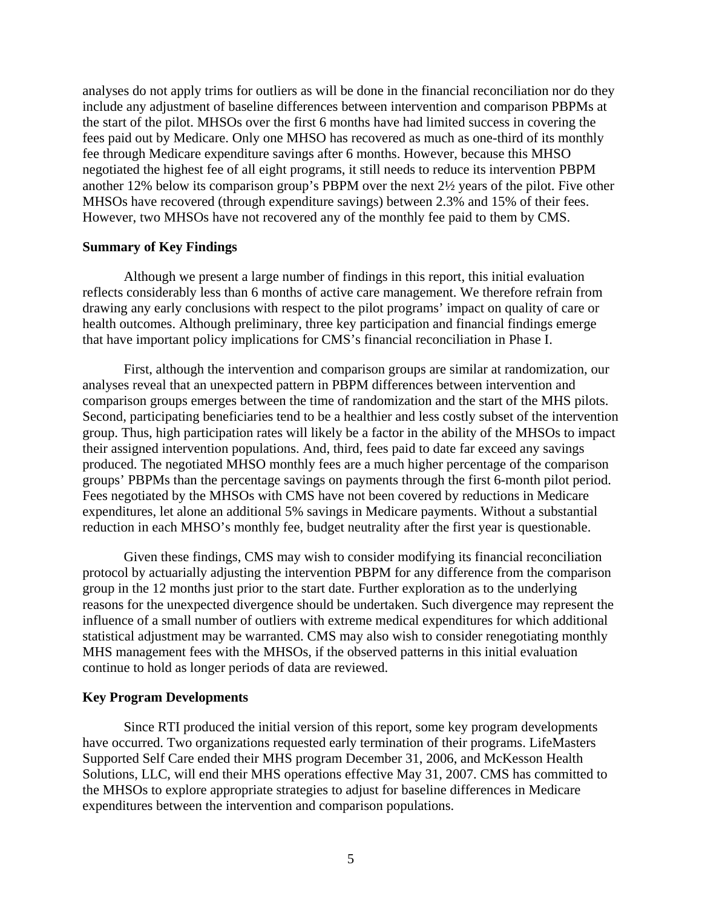analyses do not apply trims for outliers as will be done in the financial reconciliation nor do they include any adjustment of baseline differences between intervention and comparison PBPMs at the start of the pilot. MHSOs over the first 6 months have had limited success in covering the fees paid out by Medicare. Only one MHSO has recovered as much as one-third of its monthly fee through Medicare expenditure savings after 6 months. However, because this MHSO negotiated the highest fee of all eight programs, it still needs to reduce its intervention PBPM another 12% below its comparison group's PBPM over the next 2½ years of the pilot. Five other MHSOs have recovered (through expenditure savings) between 2.3% and 15% of their fees. However, two MHSOs have not recovered any of the monthly fee paid to them by CMS.

**Summary of Key Findings**

Although we present a large number of findings in this report, this initial evaluation reflects considerably less than 6 months of active care management. We therefore refrain from drawing any early conclusions with respect to the pilot programs' impact on quality of care or health outcomes. Although preliminary, three key participation and financial findings emerge that have important policy implications for CMS's financial reconciliation in Phase I.

First, although the intervention and comparison groups are similar at randomization, our analyses reveal that an unexpected pattern in PBPM differences between intervention and comparison groups emerges between the time of randomization and the start of the MHS pilots. Second, participating beneficiaries tend to be a healthier and less costly subset of the intervention group. Thus, high participation rates will likely be a factor in the ability of the MHSOs to impact their assigned intervention populations. And, third, fees paid to date far exceed any savings produced. The negotiated MHSO monthly fees are a much higher percentage of the comparison groups' PBPMs than the percentage savings on payments through the first 6-month pilot period. Fees negotiated by the MHSOs with CMS have not been covered by reductions in Medicare expenditures, let alone an additional 5% savings in Medicare payments. Without a substantial reduction in each MHSO's monthly fee, budget neutrality after the first year is questionable.

Given these findings, CMS may wish to consider modifying its financial reconciliation protocol by actuarially adjusting the intervention PBPM for any difference from the comparison group in the 12 months just prior to the start date. Further exploration as to the underlying reasons for the unexpected divergence should be undertaken. Such divergence may represent the influence of a small number of outliers with extreme medical expenditures for which additional statistical adjustment may be warranted. CMS may also wish to consider renegotiating monthly MHS management fees with the MHSOs, if the observed patterns in this initial evaluation continue to hold as longer periods of data are reviewed.

**Key Program Developments**

Since RTI produced the initial version of this report, some key program developments have occurred. Two organizations requested early termination of their programs. LifeMasters Supported Self Care ended their MHS program December 31, 2006, and McKesson Health Solutions, LLC, will end their MHS operations effective May 31, 2007. CMS has committed to the MHSOs to explore appropriate strategies to adjust for baseline differences in Medicare expenditures between the intervention and comparison populations.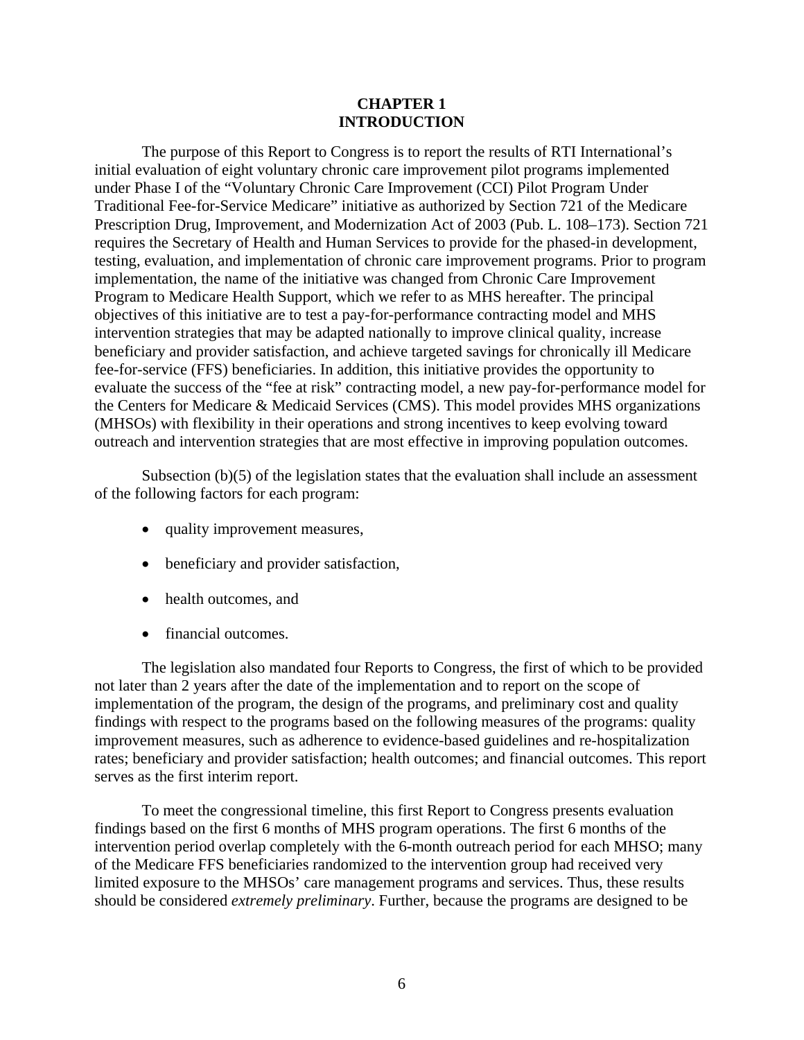# CHAPTER 1
# INTRODUCTION

The purpose of this Report to Congress is to report the results of RTI International's initial evaluation of eight voluntary chronic care improvement pilot programs implemented under Phase I of the "Voluntary Chronic Care Improvement (CCI) Pilot Program Under Traditional Fee-for-Service Medicare" initiative as authorized by Section 721 of the Medicare Prescription Drug, Improvement, and Modernization Act of 2003 (Pub. L. 108–173). Section 721 requires the Secretary of Health and Human Services to provide for the phased-in development, testing, evaluation, and implementation of chronic care improvement programs. Prior to program implementation, the name of the initiative was changed from Chronic Care Improvement Program to Medicare Health Support, which we refer to as MHS hereafter. The principal objectives of this initiative are to test a pay-for-performance contracting model and MHS intervention strategies that may be adapted nationally to improve clinical quality, increase beneficiary and provider satisfaction, and achieve targeted savings for chronically ill Medicare fee-for-service (FFS) beneficiaries. In addition, this initiative provides the opportunity to evaluate the success of the "fee at risk" contracting model, a new pay-for-performance model for the Centers for Medicare & Medicaid Services (CMS). This model provides MHS organizations (MHSOs) with flexibility in their operations and strong incentives to keep evolving toward outreach and intervention strategies that are most effective in improving population outcomes.

Subsection (b)(5) of the legislation states that the evaluation shall include an assessment of the following factors for each program:

- quality improvement measures,
- beneficiary and provider satisfaction,
- health outcomes, and
- financial outcomes.

The legislation also mandated four Reports to Congress, the first of which to be provided not later than 2 years after the date of the implementation and to report on the scope of implementation of the program, the design of the programs, and preliminary cost and quality findings with respect to the programs based on the following measures of the programs: quality improvement measures, such as adherence to evidence-based guidelines and re-hospitalization rates; beneficiary and provider satisfaction; health outcomes; and financial outcomes. This report serves as the first interim report.

To meet the congressional timeline, this first Report to Congress presents evaluation findings based on the first 6 months of MHS program operations. The first 6 months of the intervention period overlap completely with the 6-month outreach period for each MHSO; many of the Medicare FFS beneficiaries randomized to the intervention group had received very limited exposure to the MHSOs' care management programs and services. Thus, these results should be considered *extremely preliminary*. Further, because the programs are designed to be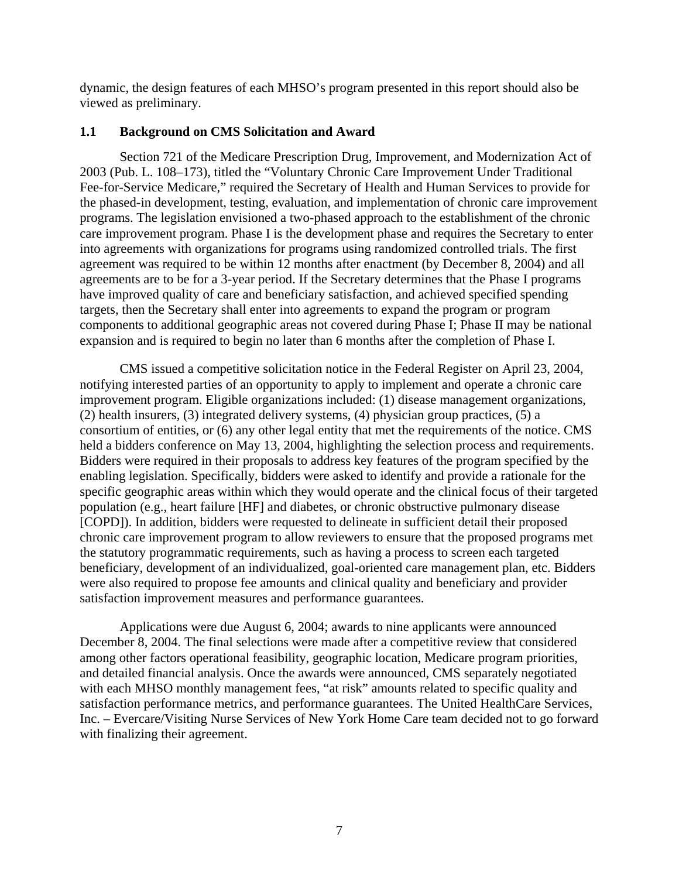dynamic, the design features of each MHSO's program presented in this report should also be viewed as preliminary.

### 1.1 Background on CMS Solicitation and Award

Section 721 of the Medicare Prescription Drug, Improvement, and Modernization Act of 2003 (Pub. L. 108–173), titled the "Voluntary Chronic Care Improvement Under Traditional Fee-for-Service Medicare," required the Secretary of Health and Human Services to provide for the phased-in development, testing, evaluation, and implementation of chronic care improvement programs. The legislation envisioned a two-phased approach to the establishment of the chronic care improvement program. Phase I is the development phase and requires the Secretary to enter into agreements with organizations for programs using randomized controlled trials. The first agreement was required to be within 12 months after enactment (by December 8, 2004) and all agreements are to be for a 3-year period. If the Secretary determines that the Phase I programs have improved quality of care and beneficiary satisfaction, and achieved specified spending targets, then the Secretary shall enter into agreements to expand the program or program components to additional geographic areas not covered during Phase I; Phase II may be national expansion and is required to begin no later than 6 months after the completion of Phase I.

CMS issued a competitive solicitation notice in the Federal Register on April 23, 2004, notifying interested parties of an opportunity to apply to implement and operate a chronic care improvement program. Eligible organizations included: (1) disease management organizations, (2) health insurers, (3) integrated delivery systems, (4) physician group practices, (5) a consortium of entities, or (6) any other legal entity that met the requirements of the notice. CMS held a bidders conference on May 13, 2004, highlighting the selection process and requirements. Bidders were required in their proposals to address key features of the program specified by the enabling legislation. Specifically, bidders were asked to identify and provide a rationale for the specific geographic areas within which they would operate and the clinical focus of their targeted population (e.g., heart failure [HF] and diabetes, or chronic obstructive pulmonary disease [COPD]). In addition, bidders were requested to delineate in sufficient detail their proposed chronic care improvement program to allow reviewers to ensure that the proposed programs met the statutory programmatic requirements, such as having a process to screen each targeted beneficiary, development of an individualized, goal-oriented care management plan, etc. Bidders were also required to propose fee amounts and clinical quality and beneficiary and provider satisfaction improvement measures and performance guarantees.

Applications were due August 6, 2004; awards to nine applicants were announced December 8, 2004. The final selections were made after a competitive review that considered among other factors operational feasibility, geographic location, Medicare program priorities, and detailed financial analysis. Once the awards were announced, CMS separately negotiated with each MHSO monthly management fees, "at risk" amounts related to specific quality and satisfaction performance metrics, and performance guarantees. The United HealthCare Services, Inc. – Evercare/Visiting Nurse Services of New York Home Care team decided not to go forward with finalizing their agreement.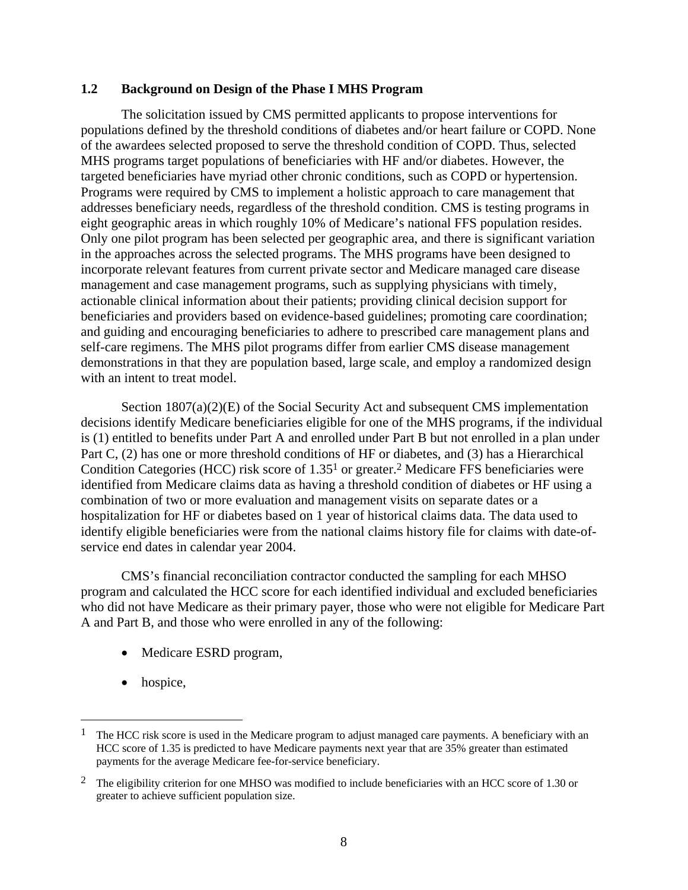### 1.2 Background on Design of the Phase I MHS Program

The solicitation issued by CMS permitted applicants to propose interventions for populations defined by the threshold conditions of diabetes and/or heart failure or COPD. None of the awardees selected proposed to serve the threshold condition of COPD. Thus, selected MHS programs target populations of beneficiaries with HF and/or diabetes. However, the targeted beneficiaries have myriad other chronic conditions, such as COPD or hypertension. Programs were required by CMS to implement a holistic approach to care management that addresses beneficiary needs, regardless of the threshold condition. CMS is testing programs in eight geographic areas in which roughly 10% of Medicare's national FFS population resides. Only one pilot program has been selected per geographic area, and there is significant variation in the approaches across the selected programs. The MHS programs have been designed to incorporate relevant features from current private sector and Medicare managed care disease management and case management programs, such as supplying physicians with timely, actionable clinical information about their patients; providing clinical decision support for beneficiaries and providers based on evidence-based guidelines; promoting care coordination; and guiding and encouraging beneficiaries to adhere to prescribed care management plans and self-care regimens. The MHS pilot programs differ from earlier CMS disease management demonstrations in that they are population based, large scale, and employ a randomized design with an intent to treat model.

Section 1807(a)(2)(E) of the Social Security Act and subsequent CMS implementation decisions identify Medicare beneficiaries eligible for one of the MHS programs, if the individual is (1) entitled to benefits under Part A and enrolled under Part B but not enrolled in a plan under Part C, (2) has one or more threshold conditions of HF or diabetes, and (3) has a Hierarchical Condition Categories (HCC) risk score of 1.35[1] or greater.[2] Medicare FFS beneficiaries were identified from Medicare claims data as having a threshold condition of diabetes or HF using a combination of two or more evaluation and management visits on separate dates or a hospitalization for HF or diabetes based on 1 year of historical claims data. The data used to identify eligible beneficiaries were from the national claims history file for claims with date-of-service end dates in calendar year 2004.

CMS's financial reconciliation contractor conducted the sampling for each MHSO program and calculated the HCC score for each identified individual and excluded beneficiaries who did not have Medicare as their primary payer, those who were not eligible for Medicare Part A and Part B, and those who were enrolled in any of the following:

- Medicare ESRD program,
- hospice,

---

[1] The HCC risk score is used in the Medicare program to adjust managed care payments. A beneficiary with an HCC score of 1.35 is predicted to have Medicare payments next year that are 35% greater than estimated payments for the average Medicare fee-for-service beneficiary.

[2] The eligibility criterion for one MHSO was modified to include beneficiaries with an HCC score of 1.30 or greater to achieve sufficient population size.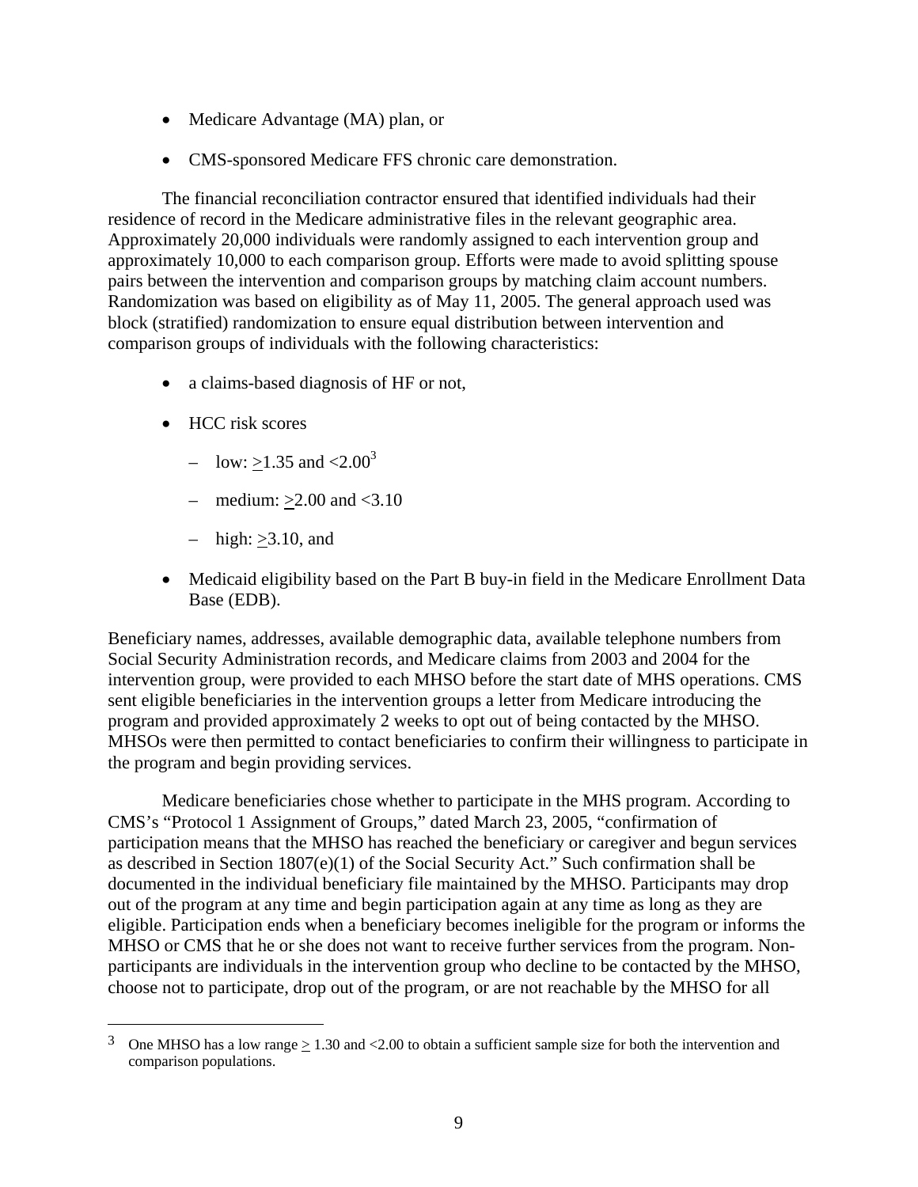- Medicare Advantage (MA) plan, or
- CMS-sponsored Medicare FFS chronic care demonstration.

The financial reconciliation contractor ensured that identified individuals had their residence of record in the Medicare administrative files in the relevant geographic area. Approximately 20,000 individuals were randomly assigned to each intervention group and approximately 10,000 to each comparison group. Efforts were made to avoid splitting spouse pairs between the intervention and comparison groups by matching claim account numbers. Randomization was based on eligibility as of May 11, 2005. The general approach used was block (stratified) randomization to ensure equal distribution between intervention and comparison groups of individuals with the following characteristics:

- a claims-based diagnosis of HF or not,
- HCC risk scores
  - low: $\geq$1.35 and <2.00[3]
  - medium: $\geq$2.00 and <3.10
  - high: $\geq$3.10, and
- Medicaid eligibility based on the Part B buy-in field in the Medicare Enrollment Data Base (EDB).

Beneficiary names, addresses, available demographic data, available telephone numbers from Social Security Administration records, and Medicare claims from 2003 and 2004 for the intervention group, were provided to each MHSO before the start date of MHS operations. CMS sent eligible beneficiaries in the intervention groups a letter from Medicare introducing the program and provided approximately 2 weeks to opt out of being contacted by the MHSO. MHSOs were then permitted to contact beneficiaries to confirm their willingness to participate in the program and begin providing services.

Medicare beneficiaries chose whether to participate in the MHS program. According to CMS's "Protocol 1 Assignment of Groups," dated March 23, 2005, "confirmation of participation means that the MHSO has reached the beneficiary or caregiver and begun services as described in Section 1807(e)(1) of the Social Security Act." Such confirmation shall be documented in the individual beneficiary file maintained by the MHSO. Participants may drop out of the program at any time and begin participation again at any time as long as they are eligible. Participation ends when a beneficiary becomes ineligible for the program or informs the MHSO or CMS that he or she does not want to receive further services from the program. Non-participants are individuals in the intervention group who decline to be contacted by the MHSO, choose not to participate, drop out of the program, or are not reachable by the MHSO for all

[3] One MHSO has a low range $\geq$ 1.30 and <2.00 to obtain a sufficient sample size for both the intervention and comparison populations.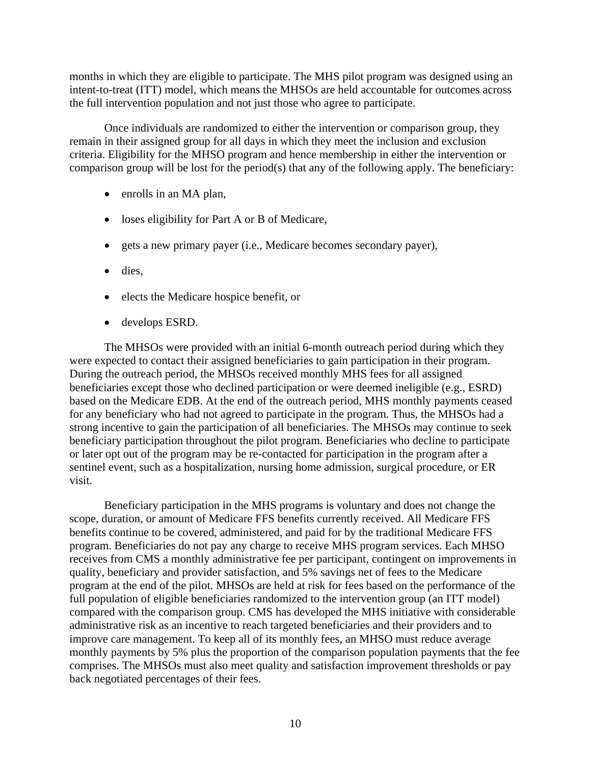months in which they are eligible to participate. The MHS pilot program was designed using an intent-to-treat (ITT) model, which means the MHSOs are held accountable for outcomes across the full intervention population and not just those who agree to participate.

Once individuals are randomized to either the intervention or comparison group, they remain in their assigned group for all days in which they meet the inclusion and exclusion criteria. Eligibility for the MHSO program and hence membership in either the intervention or comparison group will be lost for the period(s) that any of the following apply. The beneficiary:

- enrolls in an MA plan,
- loses eligibility for Part A or B of Medicare,
- gets a new primary payer (i.e., Medicare becomes secondary payer),
- dies,
- elects the Medicare hospice benefit, or
- develops ESRD.

The MHSOs were provided with an initial 6-month outreach period during which they were expected to contact their assigned beneficiaries to gain participation in their program. During the outreach period, the MHSOs received monthly MHS fees for all assigned beneficiaries except those who declined participation or were deemed ineligible (e.g., ESRD) based on the Medicare EDB. At the end of the outreach period, MHS monthly payments ceased for any beneficiary who had not agreed to participate in the program. Thus, the MHSOs had a strong incentive to gain the participation of all beneficiaries. The MHSOs may continue to seek beneficiary participation throughout the pilot program. Beneficiaries who decline to participate or later opt out of the program may be re-contacted for participation in the program after a sentinel event, such as a hospitalization, nursing home admission, surgical procedure, or ER visit.

Beneficiary participation in the MHS programs is voluntary and does not change the scope, duration, or amount of Medicare FFS benefits currently received. All Medicare FFS benefits continue to be covered, administered, and paid for by the traditional Medicare FFS program. Beneficiaries do not pay any charge to receive MHS program services. Each MHSO receives from CMS a monthly administrative fee per participant, contingent on improvements in quality, beneficiary and provider satisfaction, and 5% savings net of fees to the Medicare program at the end of the pilot. MHSOs are held at risk for fees based on the performance of the full population of eligible beneficiaries randomized to the intervention group (an ITT model) compared with the comparison group. CMS has developed the MHS initiative with considerable administrative risk as an incentive to reach targeted beneficiaries and their providers and to improve care management. To keep all of its monthly fees, an MHSO must reduce average monthly payments by 5% plus the proportion of the comparison population payments that the fee comprises. The MHSOs must also meet quality and satisfaction improvement thresholds or pay back negotiated percentages of their fees.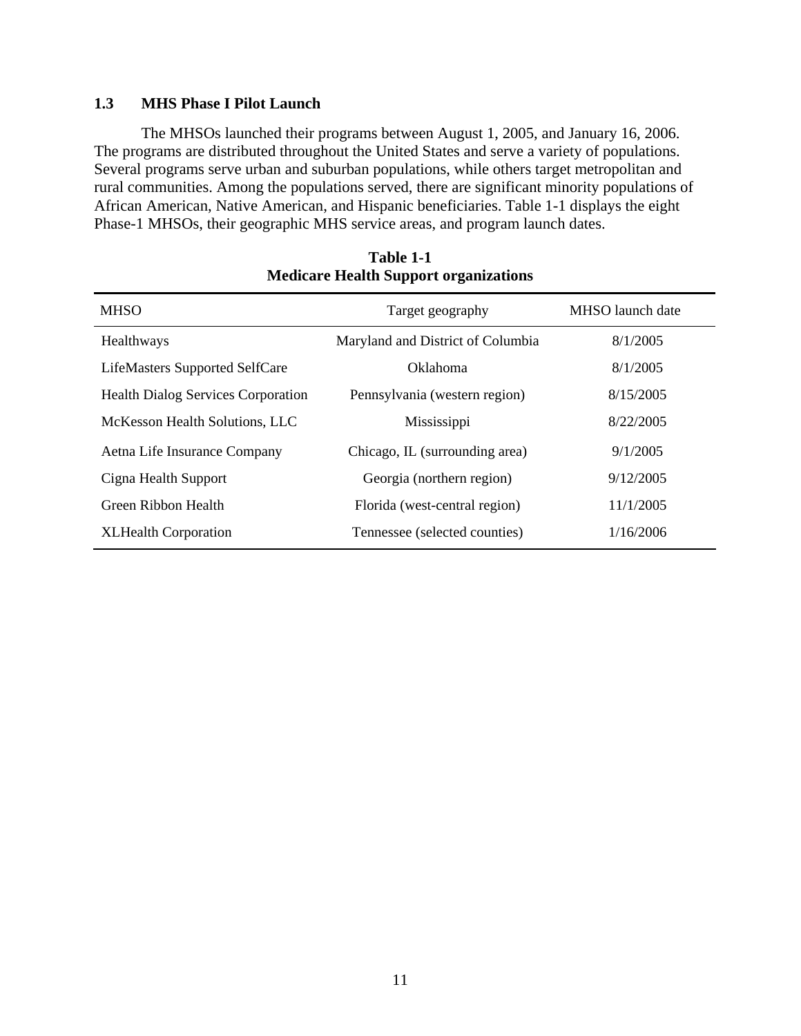### 1.3 MHS Phase I Pilot Launch

The MHSOs launched their programs between August 1, 2005, and January 16, 2006. The programs are distributed throughout the United States and serve a variety of populations. Several programs serve urban and suburban populations, while others target metropolitan and rural communities. Among the populations served, there are significant minority populations of African American, Native American, and Hispanic beneficiaries. Table 1-1 displays the eight Phase-1 MHSOs, their geographic MHS service areas, and program launch dates.

**Table 1-1**
**Medicare Health Support organizations**

| MHSO | Target geography | MHSO launch date |
|---|---|---|
| Healthways | Maryland and District of Columbia | 8/1/2005 |
| LifeMasters Supported SelfCare | Oklahoma | 8/1/2005 |
| Health Dialog Services Corporation | Pennsylvania (western region) | 8/15/2005 |
| McKesson Health Solutions, LLC | Mississippi | 8/22/2005 |
| Aetna Life Insurance Company | Chicago, IL (surrounding area) | 9/1/2005 |
| Cigna Health Support | Georgia (northern region) | 9/12/2005 |
| Green Ribbon Health | Florida (west-central region) | 11/1/2005 |
| XLHealth Corporation | Tennessee (selected counties) | 1/16/2006 |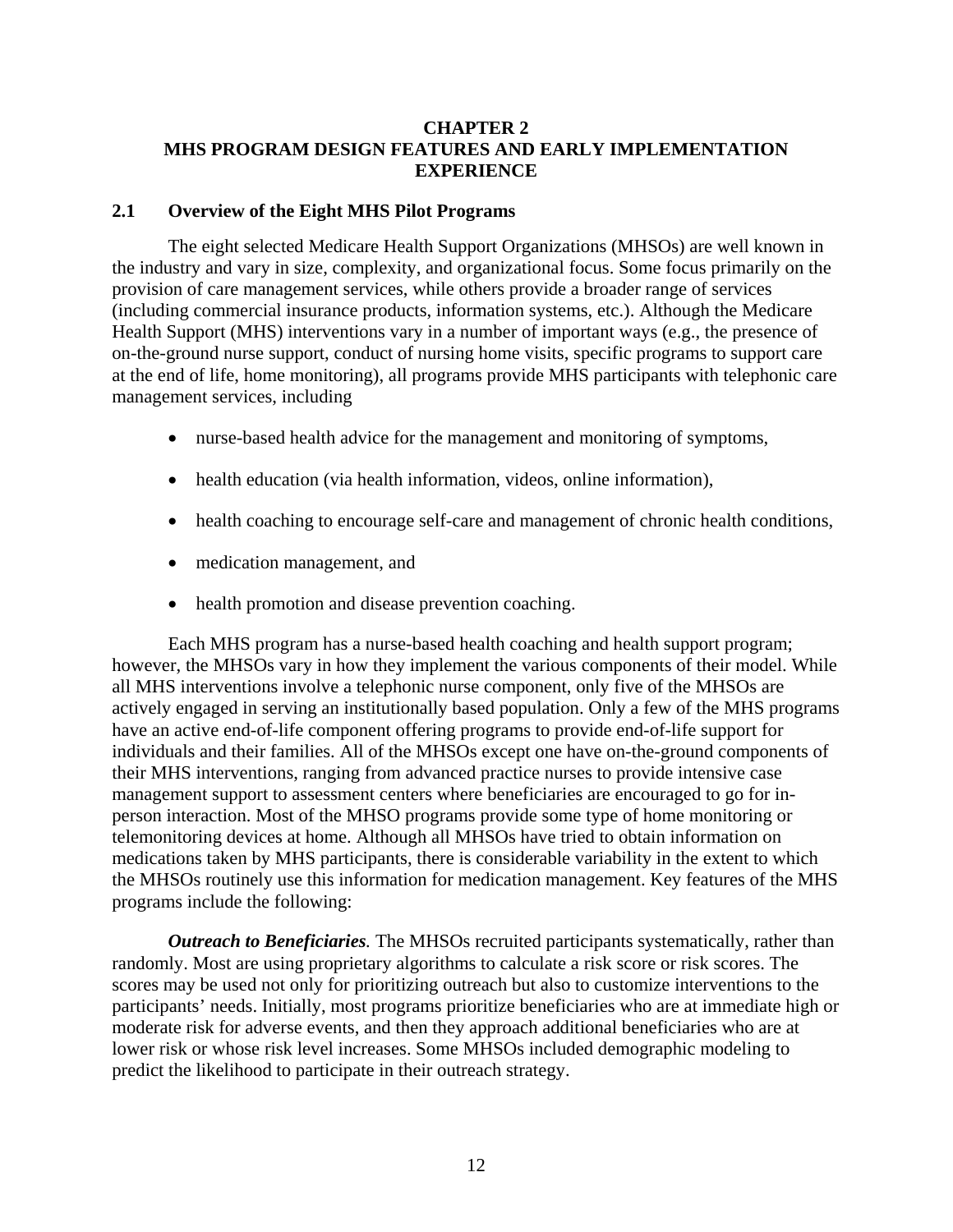# CHAPTER 2
# MHS PROGRAM DESIGN FEATURES AND EARLY IMPLEMENTATION EXPERIENCE

## 2.1 Overview of the Eight MHS Pilot Programs

The eight selected Medicare Health Support Organizations (MHSOs) are well known in the industry and vary in size, complexity, and organizational focus. Some focus primarily on the provision of care management services, while others provide a broader range of services (including commercial insurance products, information systems, etc.). Although the Medicare Health Support (MHS) interventions vary in a number of important ways (e.g., the presence of on-the-ground nurse support, conduct of nursing home visits, specific programs to support care at the end of life, home monitoring), all programs provide MHS participants with telephonic care management services, including

- nurse-based health advice for the management and monitoring of symptoms,
- health education (via health information, videos, online information),
- health coaching to encourage self-care and management of chronic health conditions,
- medication management, and
- health promotion and disease prevention coaching.

Each MHS program has a nurse-based health coaching and health support program; however, the MHSOs vary in how they implement the various components of their model. While all MHS interventions involve a telephonic nurse component, only five of the MHSOs are actively engaged in serving an institutionally based population. Only a few of the MHS programs have an active end-of-life component offering programs to provide end-of-life support for individuals and their families. All of the MHSOs except one have on-the-ground components of their MHS interventions, ranging from advanced practice nurses to provide intensive case management support to assessment centers where beneficiaries are encouraged to go for in-person interaction. Most of the MHSO programs provide some type of home monitoring or telemonitoring devices at home. Although all MHSOs have tried to obtain information on medications taken by MHS participants, there is considerable variability in the extent to which the MHSOs routinely use this information for medication management. Key features of the MHS programs include the following:

***Outreach to Beneficiaries.*** The MHSOs recruited participants systematically, rather than randomly. Most are using proprietary algorithms to calculate a risk score or risk scores. The scores may be used not only for prioritizing outreach but also to customize interventions to the participants' needs. Initially, most programs prioritize beneficiaries who are at immediate high or moderate risk for adverse events, and then they approach additional beneficiaries who are at lower risk or whose risk level increases. Some MHSOs included demographic modeling to predict the likelihood to participate in their outreach strategy.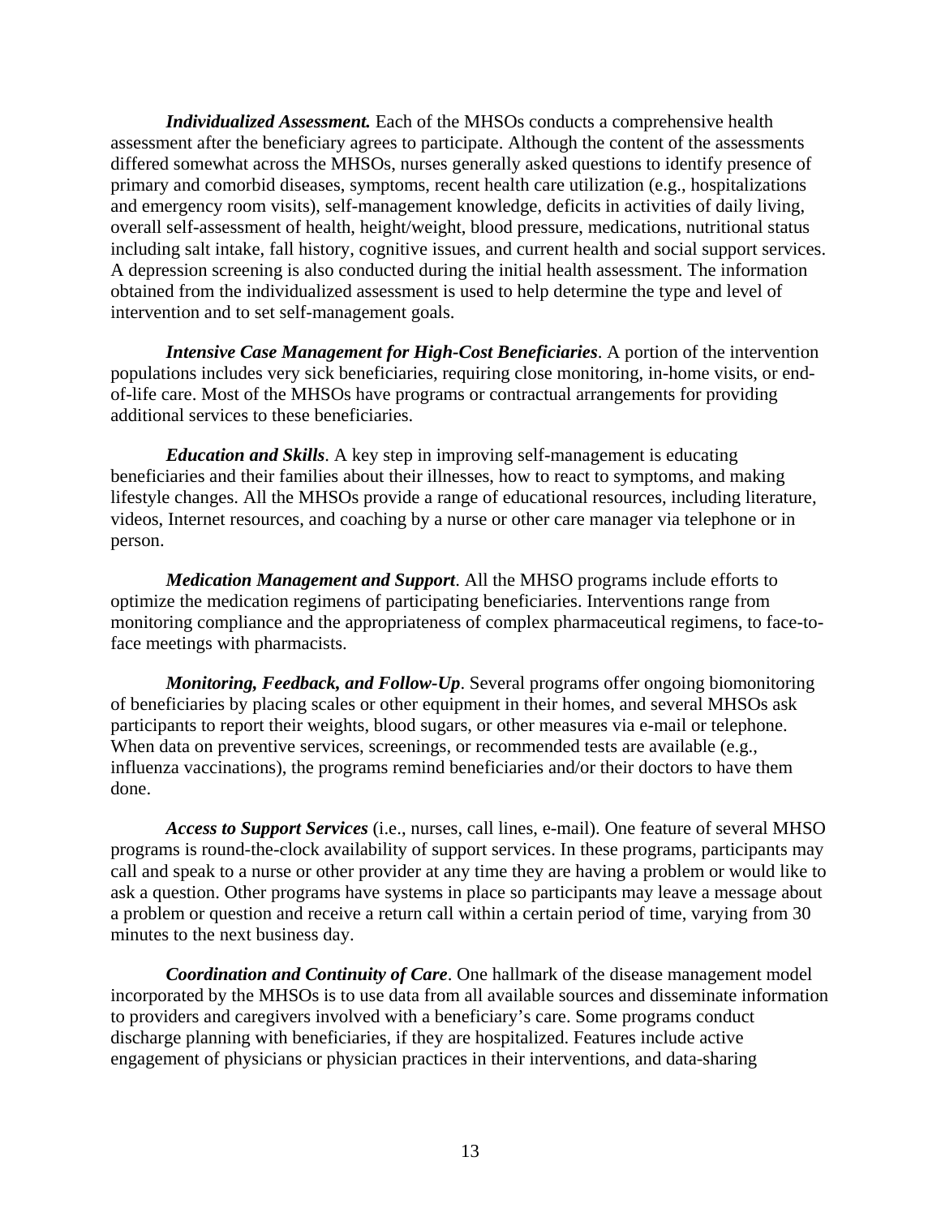***Individualized Assessment.*** Each of the MHSOs conducts a comprehensive health assessment after the beneficiary agrees to participate. Although the content of the assessments differed somewhat across the MHSOs, nurses generally asked questions to identify presence of primary and comorbid diseases, symptoms, recent health care utilization (e.g., hospitalizations and emergency room visits), self-management knowledge, deficits in activities of daily living, overall self-assessment of health, height/weight, blood pressure, medications, nutritional status including salt intake, fall history, cognitive issues, and current health and social support services. A depression screening is also conducted during the initial health assessment. The information obtained from the individualized assessment is used to help determine the type and level of intervention and to set self-management goals.

***Intensive Case Management for High-Cost Beneficiaries***. A portion of the intervention populations includes very sick beneficiaries, requiring close monitoring, in-home visits, or end-of-life care. Most of the MHSOs have programs or contractual arrangements for providing additional services to these beneficiaries.

***Education and Skills***. A key step in improving self-management is educating beneficiaries and their families about their illnesses, how to react to symptoms, and making lifestyle changes. All the MHSOs provide a range of educational resources, including literature, videos, Internet resources, and coaching by a nurse or other care manager via telephone or in person.

***Medication Management and Support***. All the MHSO programs include efforts to optimize the medication regimens of participating beneficiaries. Interventions range from monitoring compliance and the appropriateness of complex pharmaceutical regimens, to face-to-face meetings with pharmacists.

***Monitoring, Feedback, and Follow-Up***. Several programs offer ongoing biomonitoring of beneficiaries by placing scales or other equipment in their homes, and several MHSOs ask participants to report their weights, blood sugars, or other measures via e-mail or telephone. When data on preventive services, screenings, or recommended tests are available (e.g., influenza vaccinations), the programs remind beneficiaries and/or their doctors to have them done.

***Access to Support Services*** (i.e., nurses, call lines, e-mail). One feature of several MHSO programs is round-the-clock availability of support services. In these programs, participants may call and speak to a nurse or other provider at any time they are having a problem or would like to ask a question. Other programs have systems in place so participants may leave a message about a problem or question and receive a return call within a certain period of time, varying from 30 minutes to the next business day.

***Coordination and Continuity of Care***. One hallmark of the disease management model incorporated by the MHSOs is to use data from all available sources and disseminate information to providers and caregivers involved with a beneficiary's care. Some programs conduct discharge planning with beneficiaries, if they are hospitalized. Features include active engagement of physicians or physician practices in their interventions, and data-sharing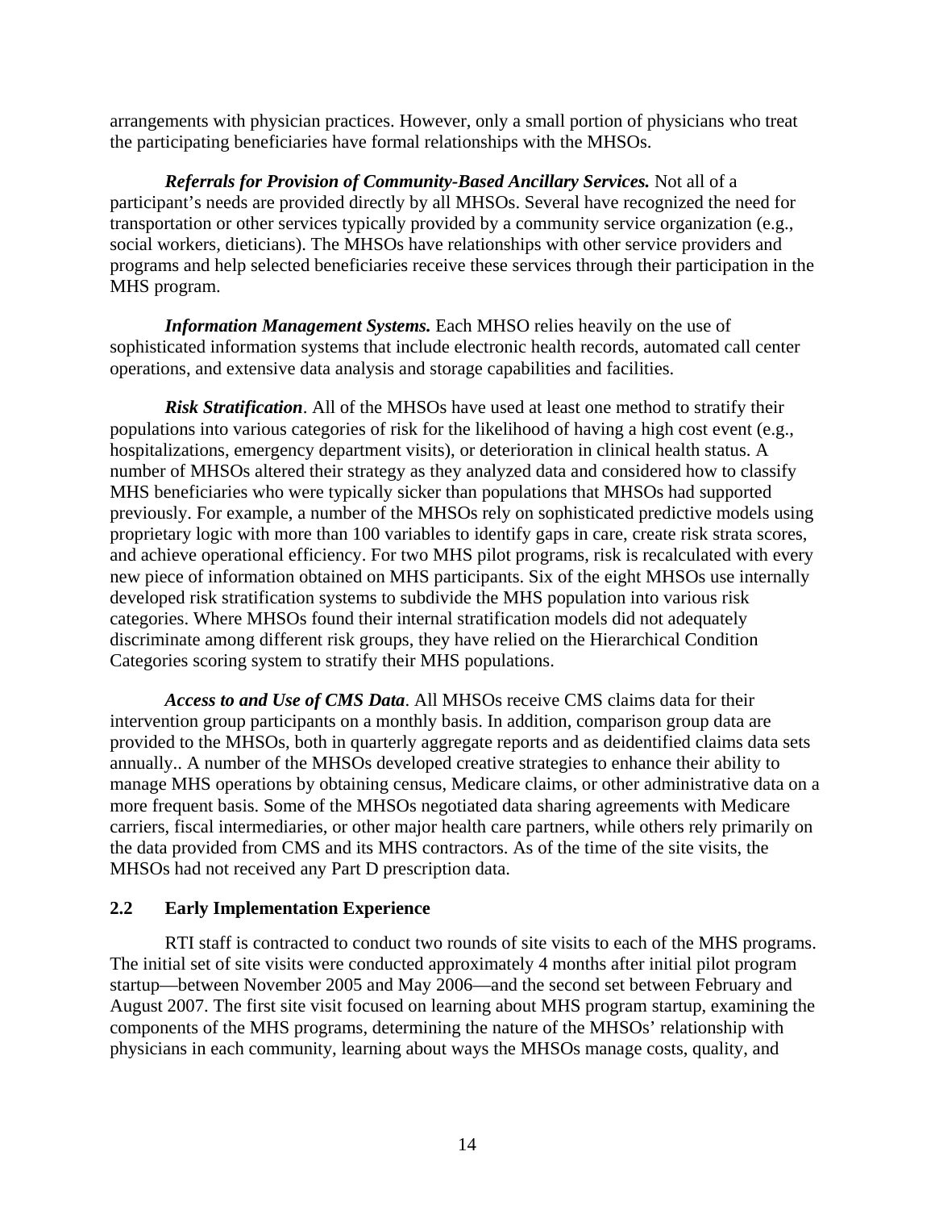arrangements with physician practices. However, only a small portion of physicians who treat the participating beneficiaries have formal relationships with the MHSOs.

***Referrals for Provision of Community-Based Ancillary Services.*** Not all of a participant's needs are provided directly by all MHSOs. Several have recognized the need for transportation or other services typically provided by a community service organization (e.g., social workers, dieticians). The MHSOs have relationships with other service providers and programs and help selected beneficiaries receive these services through their participation in the MHS program.

***Information Management Systems.*** Each MHSO relies heavily on the use of sophisticated information systems that include electronic health records, automated call center operations, and extensive data analysis and storage capabilities and facilities.

***Risk Stratification***. All of the MHSOs have used at least one method to stratify their populations into various categories of risk for the likelihood of having a high cost event (e.g., hospitalizations, emergency department visits), or deterioration in clinical health status. A number of MHSOs altered their strategy as they analyzed data and considered how to classify MHS beneficiaries who were typically sicker than populations that MHSOs had supported previously. For example, a number of the MHSOs rely on sophisticated predictive models using proprietary logic with more than 100 variables to identify gaps in care, create risk strata scores, and achieve operational efficiency. For two MHS pilot programs, risk is recalculated with every new piece of information obtained on MHS participants. Six of the eight MHSOs use internally developed risk stratification systems to subdivide the MHS population into various risk categories. Where MHSOs found their internal stratification models did not adequately discriminate among different risk groups, they have relied on the Hierarchical Condition Categories scoring system to stratify their MHS populations.

***Access to and Use of CMS Data***. All MHSOs receive CMS claims data for their intervention group participants on a monthly basis. In addition, comparison group data are provided to the MHSOs, both in quarterly aggregate reports and as deidentified claims data sets annually.. A number of the MHSOs developed creative strategies to enhance their ability to manage MHS operations by obtaining census, Medicare claims, or other administrative data on a more frequent basis. Some of the MHSOs negotiated data sharing agreements with Medicare carriers, fiscal intermediaries, or other major health care partners, while others rely primarily on the data provided from CMS and its MHS contractors. As of the time of the site visits, the MHSOs had not received any Part D prescription data.

## 2.2 Early Implementation Experience

RTI staff is contracted to conduct two rounds of site visits to each of the MHS programs. The initial set of site visits were conducted approximately 4 months after initial pilot program startup—between November 2005 and May 2006—and the second set between February and August 2007. The first site visit focused on learning about MHS program startup, examining the components of the MHS programs, determining the nature of the MHSOs' relationship with physicians in each community, learning about ways the MHSOs manage costs, quality, and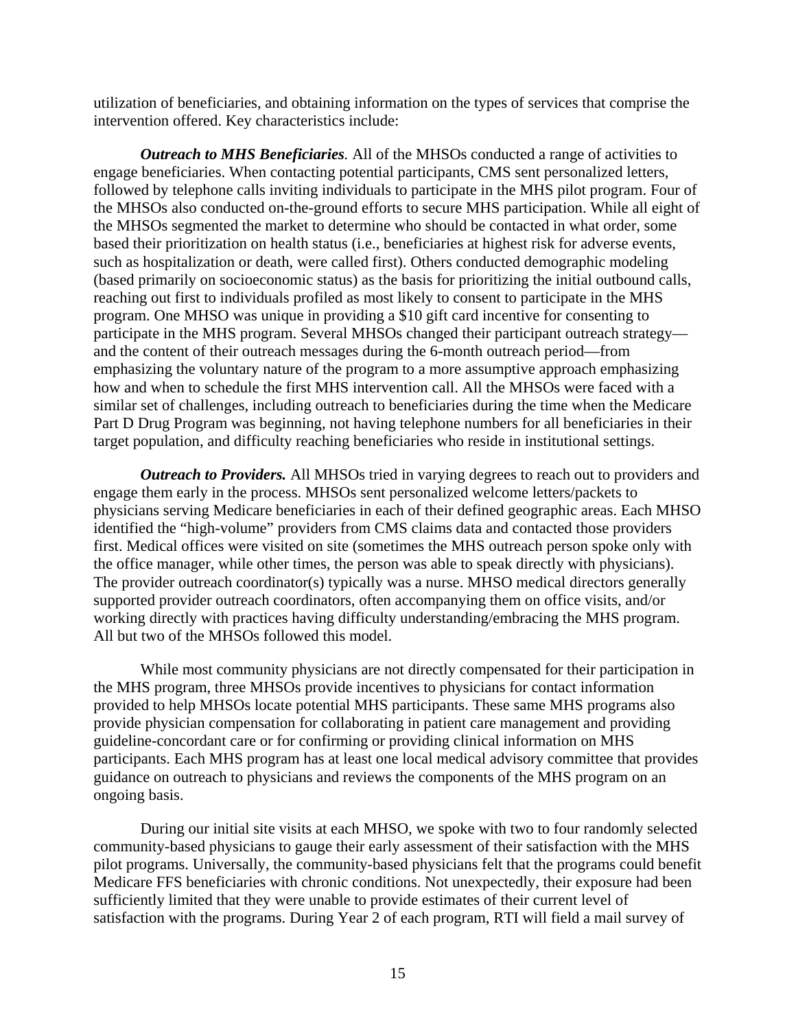utilization of beneficiaries, and obtaining information on the types of services that comprise the intervention offered. Key characteristics include:

***Outreach to MHS Beneficiaries***. All of the MHSOs conducted a range of activities to engage beneficiaries. When contacting potential participants, CMS sent personalized letters, followed by telephone calls inviting individuals to participate in the MHS pilot program. Four of the MHSOs also conducted on-the-ground efforts to secure MHS participation. While all eight of the MHSOs segmented the market to determine who should be contacted in what order, some based their prioritization on health status (i.e., beneficiaries at highest risk for adverse events, such as hospitalization or death, were called first). Others conducted demographic modeling (based primarily on socioeconomic status) as the basis for prioritizing the initial outbound calls, reaching out first to individuals profiled as most likely to consent to participate in the MHS program. One MHSO was unique in providing a $10 gift card incentive for consenting to participate in the MHS program. Several MHSOs changed their participant outreach strategy—and the content of their outreach messages during the 6-month outreach period—from emphasizing the voluntary nature of the program to a more assumptive approach emphasizing how and when to schedule the first MHS intervention call. All the MHSOs were faced with a similar set of challenges, including outreach to beneficiaries during the time when the Medicare Part D Drug Program was beginning, not having telephone numbers for all beneficiaries in their target population, and difficulty reaching beneficiaries who reside in institutional settings.

***Outreach to Providers.*** All MHSOs tried in varying degrees to reach out to providers and engage them early in the process. MHSOs sent personalized welcome letters/packets to physicians serving Medicare beneficiaries in each of their defined geographic areas. Each MHSO identified the "high-volume" providers from CMS claims data and contacted those providers first. Medical offices were visited on site (sometimes the MHS outreach person spoke only with the office manager, while other times, the person was able to speak directly with physicians). The provider outreach coordinator(s) typically was a nurse. MHSO medical directors generally supported provider outreach coordinators, often accompanying them on office visits, and/or working directly with practices having difficulty understanding/embracing the MHS program. All but two of the MHSOs followed this model.

While most community physicians are not directly compensated for their participation in the MHS program, three MHSOs provide incentives to physicians for contact information provided to help MHSOs locate potential MHS participants. These same MHS programs also provide physician compensation for collaborating in patient care management and providing guideline-concordant care or for confirming or providing clinical information on MHS participants. Each MHS program has at least one local medical advisory committee that provides guidance on outreach to physicians and reviews the components of the MHS program on an ongoing basis.

During our initial site visits at each MHSO, we spoke with two to four randomly selected community-based physicians to gauge their early assessment of their satisfaction with the MHS pilot programs. Universally, the community-based physicians felt that the programs could benefit Medicare FFS beneficiaries with chronic conditions. Not unexpectedly, their exposure had been sufficiently limited that they were unable to provide estimates of their current level of satisfaction with the programs. During Year 2 of each program, RTI will field a mail survey of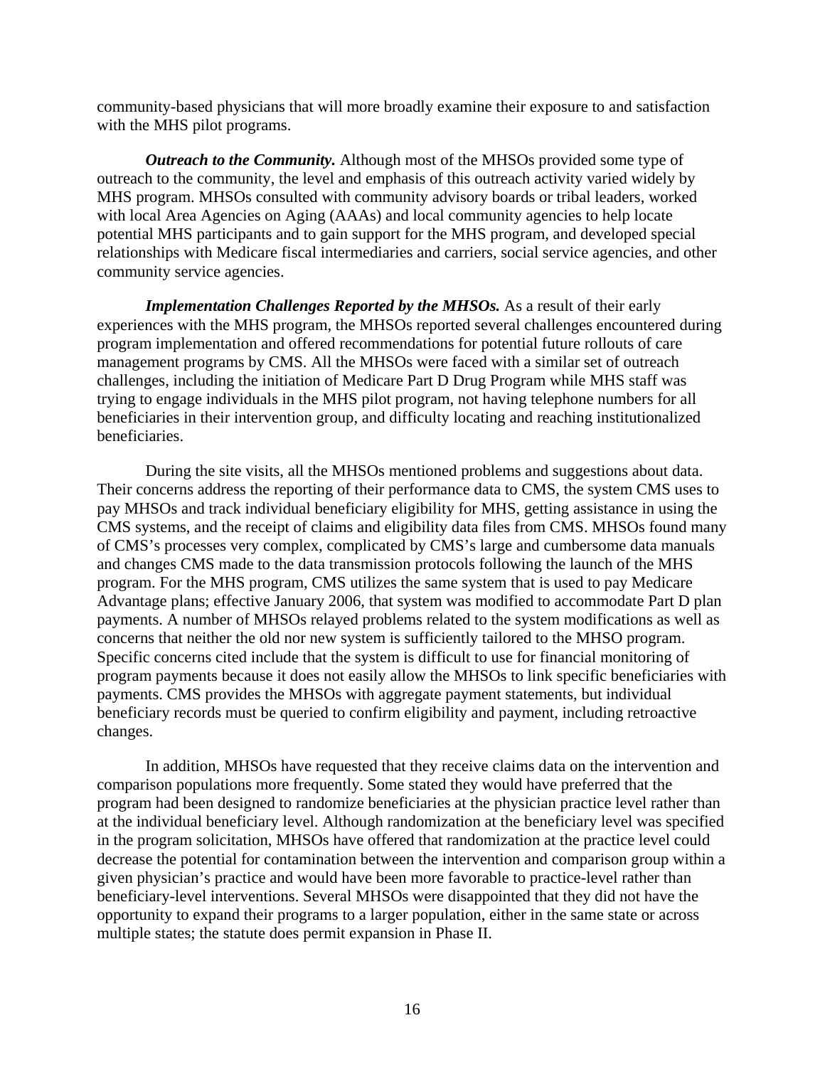community-based physicians that will more broadly examine their exposure to and satisfaction with the MHS pilot programs.

***Outreach to the Community.*** Although most of the MHSOs provided some type of outreach to the community, the level and emphasis of this outreach activity varied widely by MHS program. MHSOs consulted with community advisory boards or tribal leaders, worked with local Area Agencies on Aging (AAAs) and local community agencies to help locate potential MHS participants and to gain support for the MHS program, and developed special relationships with Medicare fiscal intermediaries and carriers, social service agencies, and other community service agencies.

***Implementation Challenges Reported by the MHSOs.*** As a result of their early experiences with the MHS program, the MHSOs reported several challenges encountered during program implementation and offered recommendations for potential future rollouts of care management programs by CMS. All the MHSOs were faced with a similar set of outreach challenges, including the initiation of Medicare Part D Drug Program while MHS staff was trying to engage individuals in the MHS pilot program, not having telephone numbers for all beneficiaries in their intervention group, and difficulty locating and reaching institutionalized beneficiaries.

During the site visits, all the MHSOs mentioned problems and suggestions about data. Their concerns address the reporting of their performance data to CMS, the system CMS uses to pay MHSOs and track individual beneficiary eligibility for MHS, getting assistance in using the CMS systems, and the receipt of claims and eligibility data files from CMS. MHSOs found many of CMS's processes very complex, complicated by CMS's large and cumbersome data manuals and changes CMS made to the data transmission protocols following the launch of the MHS program. For the MHS program, CMS utilizes the same system that is used to pay Medicare Advantage plans; effective January 2006, that system was modified to accommodate Part D plan payments. A number of MHSOs relayed problems related to the system modifications as well as concerns that neither the old nor new system is sufficiently tailored to the MHSO program. Specific concerns cited include that the system is difficult to use for financial monitoring of program payments because it does not easily allow the MHSOs to link specific beneficiaries with payments. CMS provides the MHSOs with aggregate payment statements, but individual beneficiary records must be queried to confirm eligibility and payment, including retroactive changes.

In addition, MHSOs have requested that they receive claims data on the intervention and comparison populations more frequently. Some stated they would have preferred that the program had been designed to randomize beneficiaries at the physician practice level rather than at the individual beneficiary level. Although randomization at the beneficiary level was specified in the program solicitation, MHSOs have offered that randomization at the practice level could decrease the potential for contamination between the intervention and comparison group within a given physician's practice and would have been more favorable to practice-level rather than beneficiary-level interventions. Several MHSOs were disappointed that they did not have the opportunity to expand their programs to a larger population, either in the same state or across multiple states; the statute does permit expansion in Phase II.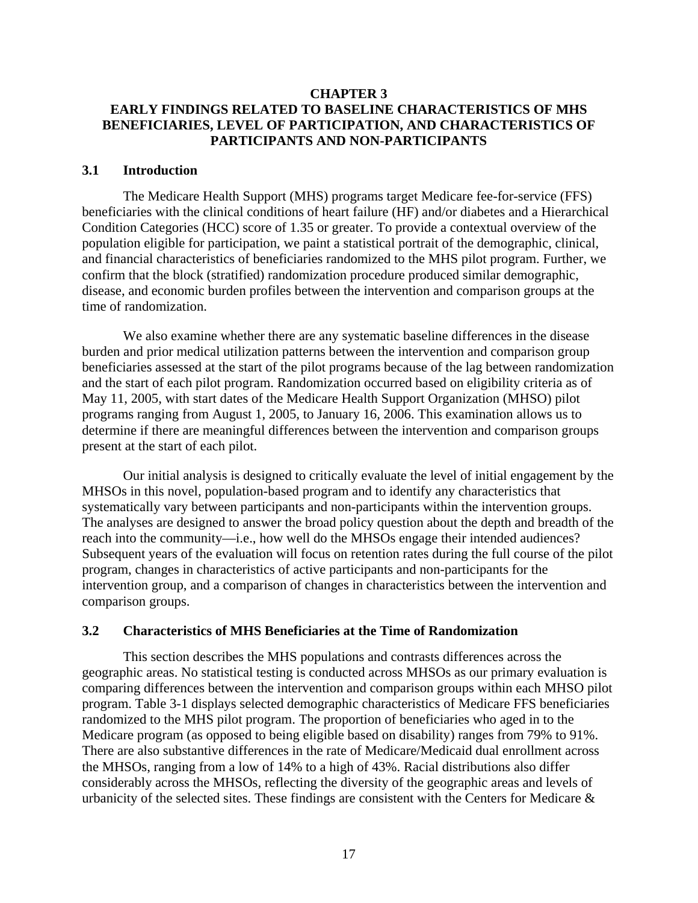# CHAPTER 3
# EARLY FINDINGS RELATED TO BASELINE CHARACTERISTICS OF MHS BENEFICIARIES, LEVEL OF PARTICIPATION, AND CHARACTERISTICS OF PARTICIPANTS AND NON-PARTICIPANTS

## 3.1 Introduction

The Medicare Health Support (MHS) programs target Medicare fee-for-service (FFS) beneficiaries with the clinical conditions of heart failure (HF) and/or diabetes and a Hierarchical Condition Categories (HCC) score of 1.35 or greater. To provide a contextual overview of the population eligible for participation, we paint a statistical portrait of the demographic, clinical, and financial characteristics of beneficiaries randomized to the MHS pilot program. Further, we confirm that the block (stratified) randomization procedure produced similar demographic, disease, and economic burden profiles between the intervention and comparison groups at the time of randomization.

We also examine whether there are any systematic baseline differences in the disease burden and prior medical utilization patterns between the intervention and comparison group beneficiaries assessed at the start of the pilot programs because of the lag between randomization and the start of each pilot program. Randomization occurred based on eligibility criteria as of May 11, 2005, with start dates of the Medicare Health Support Organization (MHSO) pilot programs ranging from August 1, 2005, to January 16, 2006. This examination allows us to determine if there are meaningful differences between the intervention and comparison groups present at the start of each pilot.

Our initial analysis is designed to critically evaluate the level of initial engagement by the MHSOs in this novel, population-based program and to identify any characteristics that systematically vary between participants and non-participants within the intervention groups. The analyses are designed to answer the broad policy question about the depth and breadth of the reach into the community—i.e., how well do the MHSOs engage their intended audiences? Subsequent years of the evaluation will focus on retention rates during the full course of the pilot program, changes in characteristics of active participants and non-participants for the intervention group, and a comparison of changes in characteristics between the intervention and comparison groups.

## 3.2 Characteristics of MHS Beneficiaries at the Time of Randomization

This section describes the MHS populations and contrasts differences across the geographic areas. No statistical testing is conducted across MHSOs as our primary evaluation is comparing differences between the intervention and comparison groups within each MHSO pilot program. Table 3-1 displays selected demographic characteristics of Medicare FFS beneficiaries randomized to the MHS pilot program. The proportion of beneficiaries who aged in to the Medicare program (as opposed to being eligible based on disability) ranges from 79% to 91%. There are also substantive differences in the rate of Medicare/Medicaid dual enrollment across the MHSOs, ranging from a low of 14% to a high of 43%. Racial distributions also differ considerably across the MHSOs, reflecting the diversity of the geographic areas and levels of urbanicity of the selected sites. These findings are consistent with the Centers for Medicare &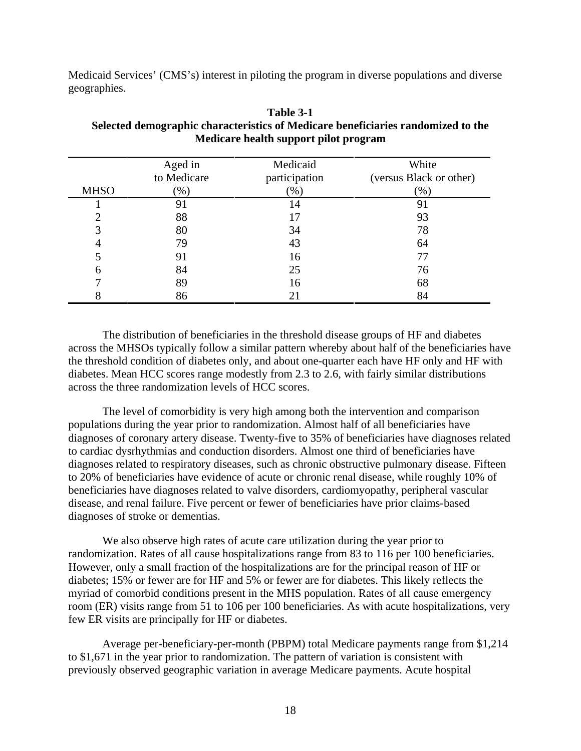Medicaid Services' (CMS's) interest in piloting the program in diverse populations and diverse geographies.

**Table 3-1**
**Selected demographic characteristics of Medicare beneficiaries randomized to the Medicare health support pilot program**

| MHSO | Aged in to Medicare (%) | Medicaid participation (%) | White (versus Black or other) (%) |
|---|---|---|---|
| 1 | 91 | 14 | 91 |
| 2 | 88 | 17 | 93 |
| 3 | 80 | 34 | 78 |
| 4 | 79 | 43 | 64 |
| 5 | 91 | 16 | 77 |
| 6 | 84 | 25 | 76 |
| 7 | 89 | 16 | 68 |
| 8 | 86 | 21 | 84 |

The distribution of beneficiaries in the threshold disease groups of HF and diabetes across the MHSOs typically follow a similar pattern whereby about half of the beneficiaries have the threshold condition of diabetes only, and about one-quarter each have HF only and HF with diabetes. Mean HCC scores range modestly from 2.3 to 2.6, with fairly similar distributions across the three randomization levels of HCC scores.

The level of comorbidity is very high among both the intervention and comparison populations during the year prior to randomization. Almost half of all beneficiaries have diagnoses of coronary artery disease. Twenty-five to 35% of beneficiaries have diagnoses related to cardiac dysrhythmias and conduction disorders. Almost one third of beneficiaries have diagnoses related to respiratory diseases, such as chronic obstructive pulmonary disease. Fifteen to 20% of beneficiaries have evidence of acute or chronic renal disease, while roughly 10% of beneficiaries have diagnoses related to valve disorders, cardiomyopathy, peripheral vascular disease, and renal failure. Five percent or fewer of beneficiaries have prior claims-based diagnoses of stroke or dementias.

We also observe high rates of acute care utilization during the year prior to randomization. Rates of all cause hospitalizations range from 83 to 116 per 100 beneficiaries. However, only a small fraction of the hospitalizations are for the principal reason of HF or diabetes; 15% or fewer are for HF and 5% or fewer are for diabetes. This likely reflects the myriad of comorbid conditions present in the MHS population. Rates of all cause emergency room (ER) visits range from 51 to 106 per 100 beneficiaries. As with acute hospitalizations, very few ER visits are principally for HF or diabetes.

Average per-beneficiary-per-month (PBPM) total Medicare payments range from $1,214 to $1,671 in the year prior to randomization. The pattern of variation is consistent with previously observed geographic variation in average Medicare payments. Acute hospital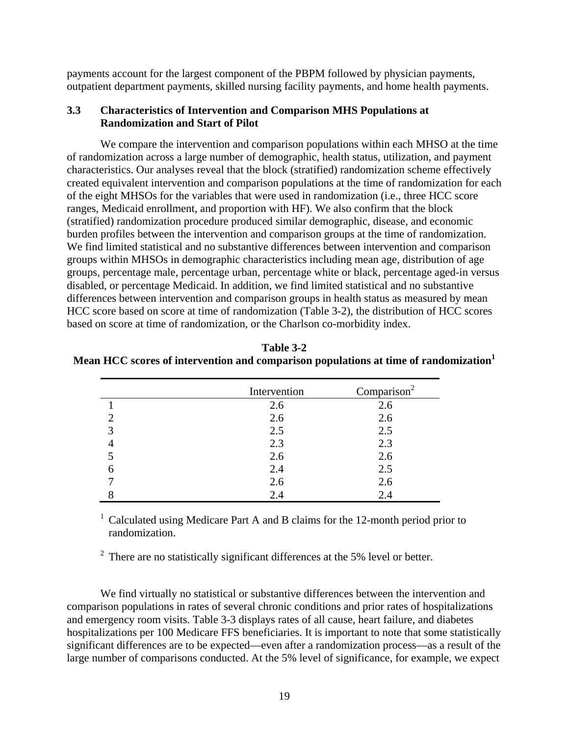payments account for the largest component of the PBPM followed by physician payments, outpatient department payments, skilled nursing facility payments, and home health payments.

### 3.3 Characteristics of Intervention and Comparison MHS Populations at Randomization and Start of Pilot

We compare the intervention and comparison populations within each MHSO at the time of randomization across a large number of demographic, health status, utilization, and payment characteristics. Our analyses reveal that the block (stratified) randomization scheme effectively created equivalent intervention and comparison populations at the time of randomization for each of the eight MHSOs for the variables that were used in randomization (i.e., three HCC score ranges, Medicaid enrollment, and proportion with HF). We also confirm that the block (stratified) randomization procedure produced similar demographic, disease, and economic burden profiles between the intervention and comparison groups at the time of randomization. We find limited statistical and no substantive differences between intervention and comparison groups within MHSOs in demographic characteristics including mean age, distribution of age groups, percentage male, percentage urban, percentage white or black, percentage aged-in versus disabled, or percentage Medicaid. In addition, we find limited statistical and no substantive differences between intervention and comparison groups in health status as measured by mean HCC score based on score at time of randomization (Table 3-2), the distribution of HCC scores based on score at time of randomization, or the Charlson co-morbidity index.

**Table 3-2**
**Mean HCC scores of intervention and comparison populations at time of randomization[1]**

| | Intervention | Comparison[2] |
|---|---|---|
| 1 | 2.6 | 2.6 |
| 2 | 2.6 | 2.6 |
| 3 | 2.5 | 2.5 |
| 4 | 2.3 | 2.3 |
| 5 | 2.6 | 2.6 |
| 6 | 2.4 | 2.5 |
| 7 | 2.6 | 2.6 |
| 8 | 2.4 | 2.4 |

[1] Calculated using Medicare Part A and B claims for the 12-month period prior to randomization.

[2] There are no statistically significant differences at the 5% level or better.

We find virtually no statistical or substantive differences between the intervention and comparison populations in rates of several chronic conditions and prior rates of hospitalizations and emergency room visits. Table 3-3 displays rates of all cause, heart failure, and diabetes hospitalizations per 100 Medicare FFS beneficiaries. It is important to note that some statistically significant differences are to be expected—even after a randomization process—as a result of the large number of comparisons conducted. At the 5% level of significance, for example, we expect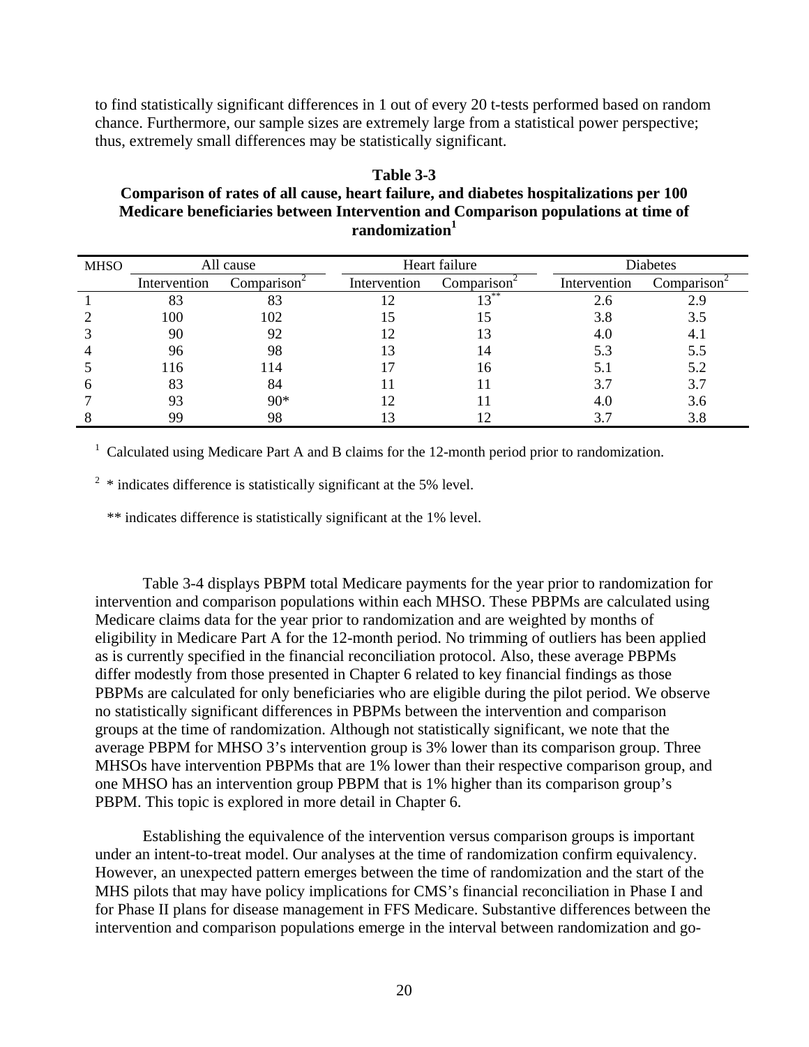to find statistically significant differences in 1 out of every 20 t-tests performed based on random chance. Furthermore, our sample sizes are extremely large from a statistical power perspective; thus, extremely small differences may be statistically significant.

**Table 3-3**
**Comparison of rates of all cause, heart failure, and diabetes hospitalizations per 100 Medicare beneficiaries between Intervention and Comparison populations at time of randomization[1]**

| MHSO | All cause | | Heart failure | | Diabetes | |
|---|---|---|---|---|---|---|
| | Intervention | Comparison[2] | Intervention | Comparison[2] | Intervention | Comparison[2] |
| 1 | 83 | 83 | 12 | 13** | 2.6 | 2.9 |
| 2 | 100 | 102 | 15 | 15 | 3.8 | 3.5 |
| 3 | 90 | 92 | 12 | 13 | 4.0 | 4.1 |
| 4 | 96 | 98 | 13 | 14 | 5.3 | 5.5 |
| 5 | 116 | 114 | 17 | 16 | 5.1 | 5.2 |
| 6 | 83 | 84 | 11 | 11 | 3.7 | 3.7 |
| 7 | 93 | 90* | 12 | 11 | 4.0 | 3.6 |
| 8 | 99 | 98 | 13 | 12 | 3.7 | 3.8 |

[1] Calculated using Medicare Part A and B claims for the 12-month period prior to randomization.

[2] * indicates difference is statistically significant at the 5% level.

** indicates difference is statistically significant at the 1% level.

Table 3-4 displays PBPM total Medicare payments for the year prior to randomization for intervention and comparison populations within each MHSO. These PBPMs are calculated using Medicare claims data for the year prior to randomization and are weighted by months of eligibility in Medicare Part A for the 12-month period. No trimming of outliers has been applied as is currently specified in the financial reconciliation protocol. Also, these average PBPMs differ modestly from those presented in Chapter 6 related to key financial findings as those PBPMs are calculated for only beneficiaries who are eligible during the pilot period. We observe no statistically significant differences in PBPMs between the intervention and comparison groups at the time of randomization. Although not statistically significant, we note that the average PBPM for MHSO 3's intervention group is 3% lower than its comparison group. Three MHSOs have intervention PBPMs that are 1% lower than their respective comparison group, and one MHSO has an intervention group PBPM that is 1% higher than its comparison group's PBPM. This topic is explored in more detail in Chapter 6.

Establishing the equivalence of the intervention versus comparison groups is important under an intent-to-treat model. Our analyses at the time of randomization confirm equivalency. However, an unexpected pattern emerges between the time of randomization and the start of the MHS pilots that may have policy implications for CMS's financial reconciliation in Phase I and for Phase II plans for disease management in FFS Medicare. Substantive differences between the intervention and comparison populations emerge in the interval between randomization and go-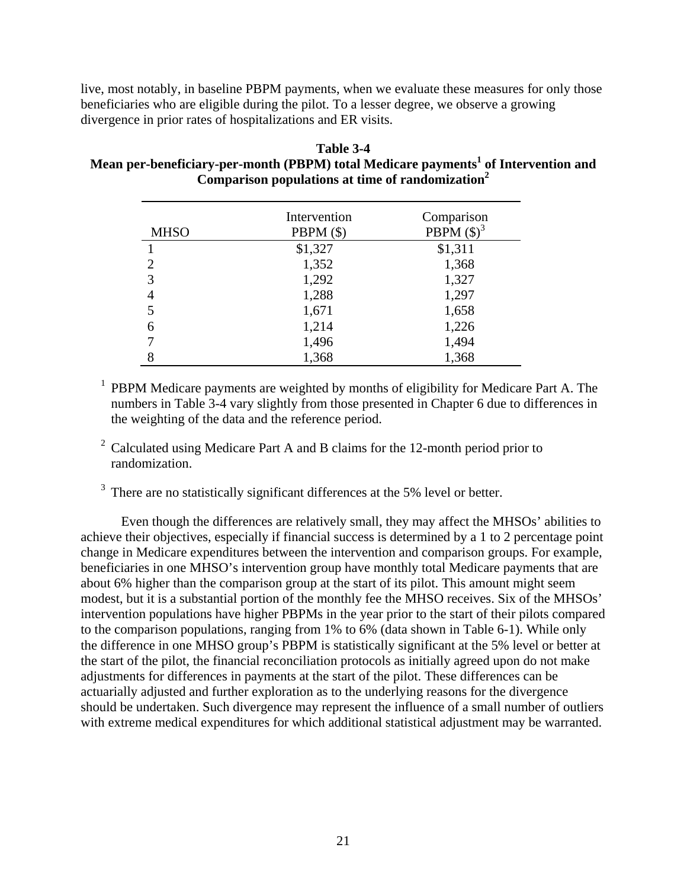live, most notably, in baseline PBPM payments, when we evaluate these measures for only those beneficiaries who are eligible during the pilot. To a lesser degree, we observe a growing divergence in prior rates of hospitalizations and ER visits.

**Table 3-4**
**Mean per-beneficiary-per-month (PBPM) total Medicare payments[1] of Intervention and Comparison populations at time of randomization[2]**

| MHSO | Intervention PBPM ($) | Comparison PBPM ($)[3] |
|---|---|---|
| 1 | $1,327 | $1,311 |
| 2 | 1,352 | 1,368 |
| 3 | 1,292 | 1,327 |
| 4 | 1,288 | 1,297 |
| 5 | 1,671 | 1,658 |
| 6 | 1,214 | 1,226 |
| 7 | 1,496 | 1,494 |
| 8 | 1,368 | 1,368 |

[1] PBPM Medicare payments are weighted by months of eligibility for Medicare Part A. The numbers in Table 3-4 vary slightly from those presented in Chapter 6 due to differences in the weighting of the data and the reference period.

[2] Calculated using Medicare Part A and B claims for the 12-month period prior to randomization.

[3] There are no statistically significant differences at the 5% level or better.

Even though the differences are relatively small, they may affect the MHSOs' abilities to achieve their objectives, especially if financial success is determined by a 1 to 2 percentage point change in Medicare expenditures between the intervention and comparison groups. For example, beneficiaries in one MHSO's intervention group have monthly total Medicare payments that are about 6% higher than the comparison group at the start of its pilot. This amount might seem modest, but it is a substantial portion of the monthly fee the MHSO receives. Six of the MHSOs' intervention populations have higher PBPMs in the year prior to the start of their pilots compared to the comparison populations, ranging from 1% to 6% (data shown in Table 6-1). While only the difference in one MHSO group's PBPM is statistically significant at the 5% level or better at the start of the pilot, the financial reconciliation protocols as initially agreed upon do not make adjustments for differences in payments at the start of the pilot. These differences can be actuarially adjusted and further exploration as to the underlying reasons for the divergence should be undertaken. Such divergence may represent the influence of a small number of outliers with extreme medical expenditures for which additional statistical adjustment may be warranted.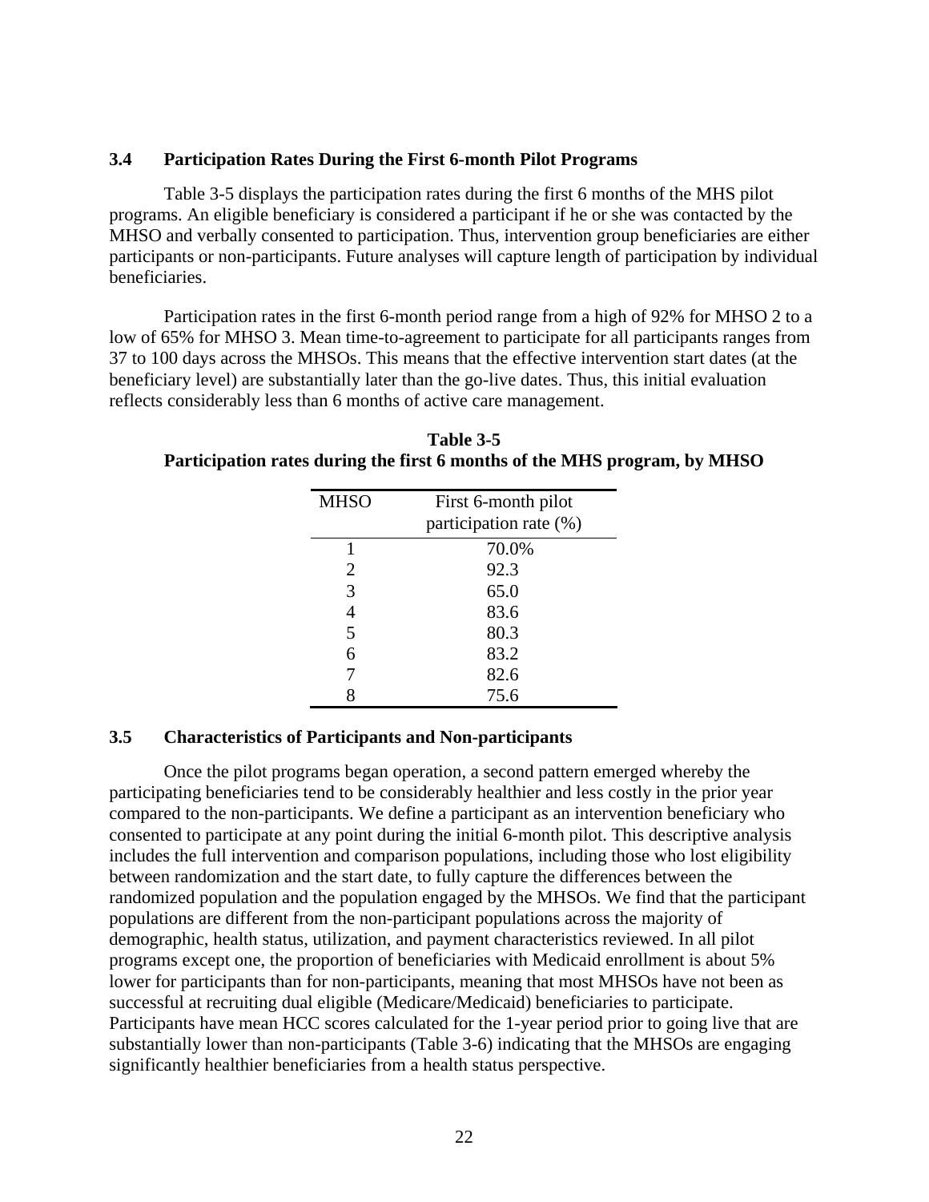### 3.4 Participation Rates During the First 6-month Pilot Programs

Table 3-5 displays the participation rates during the first 6 months of the MHS pilot programs. An eligible beneficiary is considered a participant if he or she was contacted by the MHSO and verbally consented to participation. Thus, intervention group beneficiaries are either participants or non-participants. Future analyses will capture length of participation by individual beneficiaries.

Participation rates in the first 6-month period range from a high of 92% for MHSO 2 to a low of 65% for MHSO 3. Mean time-to-agreement to participate for all participants ranges from 37 to 100 days across the MHSOs. This means that the effective intervention start dates (at the beneficiary level) are substantially later than the go-live dates. Thus, this initial evaluation reflects considerably less than 6 months of active care management.

**Table 3-5**
**Participation rates during the first 6 months of the MHS program, by MHSO**

| MHSO | First 6-month pilot participation rate (%) |
|---|---|
| 1 | 70.0% |
| 2 | 92.3 |
| 3 | 65.0 |
| 4 | 83.6 |
| 5 | 80.3 |
| 6 | 83.2 |
| 7 | 82.6 |
| 8 | 75.6 |

### 3.5 Characteristics of Participants and Non-participants

Once the pilot programs began operation, a second pattern emerged whereby the participating beneficiaries tend to be considerably healthier and less costly in the prior year compared to the non-participants. We define a participant as an intervention beneficiary who consented to participate at any point during the initial 6-month pilot. This descriptive analysis includes the full intervention and comparison populations, including those who lost eligibility between randomization and the start date, to fully capture the differences between the randomized population and the population engaged by the MHSOs. We find that the participant populations are different from the non-participant populations across the majority of demographic, health status, utilization, and payment characteristics reviewed. In all pilot programs except one, the proportion of beneficiaries with Medicaid enrollment is about 5% lower for participants than for non-participants, meaning that most MHSOs have not been as successful at recruiting dual eligible (Medicare/Medicaid) beneficiaries to participate. Participants have mean HCC scores calculated for the 1-year period prior to going live that are substantially lower than non-participants (Table 3-6) indicating that the MHSOs are engaging significantly healthier beneficiaries from a health status perspective.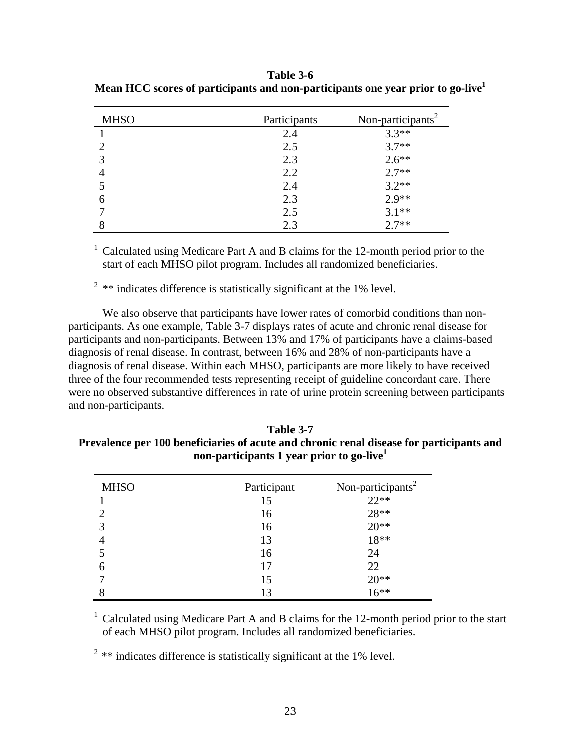**Table 3-6**
**Mean HCC scores of participants and non-participants one year prior to go-live[1]**

| MHSO | Participants | Non-participants[2] |
|---|---|---|
| 1 | 2.4 | 3.3** |
| 2 | 2.5 | 3.7** |
| 3 | 2.3 | 2.6** |
| 4 | 2.2 | 2.7** |
| 5 | 2.4 | 3.2** |
| 6 | 2.3 | 2.9** |
| 7 | 2.5 | 3.1** |
| 8 | 2.3 | 2.7** |

[1] Calculated using Medicare Part A and B claims for the 12-month period prior to the start of each MHSO pilot program. Includes all randomized beneficiaries.

[2] ** indicates difference is statistically significant at the 1% level.

We also observe that participants have lower rates of comorbid conditions than non-participants. As one example, Table 3-7 displays rates of acute and chronic renal disease for participants and non-participants. Between 13% and 17% of participants have a claims-based diagnosis of renal disease. In contrast, between 16% and 28% of non-participants have a diagnosis of renal disease. Within each MHSO, participants are more likely to have received three of the four recommended tests representing receipt of guideline concordant care. There were no observed substantive differences in rate of urine protein screening between participants and non-participants.

**Table 3-7**
**Prevalence per 100 beneficiaries of acute and chronic renal disease for participants and non-participants 1 year prior to go-live[1]**

| MHSO | Participant | Non-participants[2] |
|---|---|---|
| 1 | 15 | 22** |
| 2 | 16 | 28** |
| 3 | 16 | 20** |
| 4 | 13 | 18** |
| 5 | 16 | 24 |
| 6 | 17 | 22 |
| 7 | 15 | 20** |
| 8 | 13 | 16** |

[1] Calculated using Medicare Part A and B claims for the 12-month period prior to the start of each MHSO pilot program. Includes all randomized beneficiaries.

[2] ** indicates difference is statistically significant at the 1% level.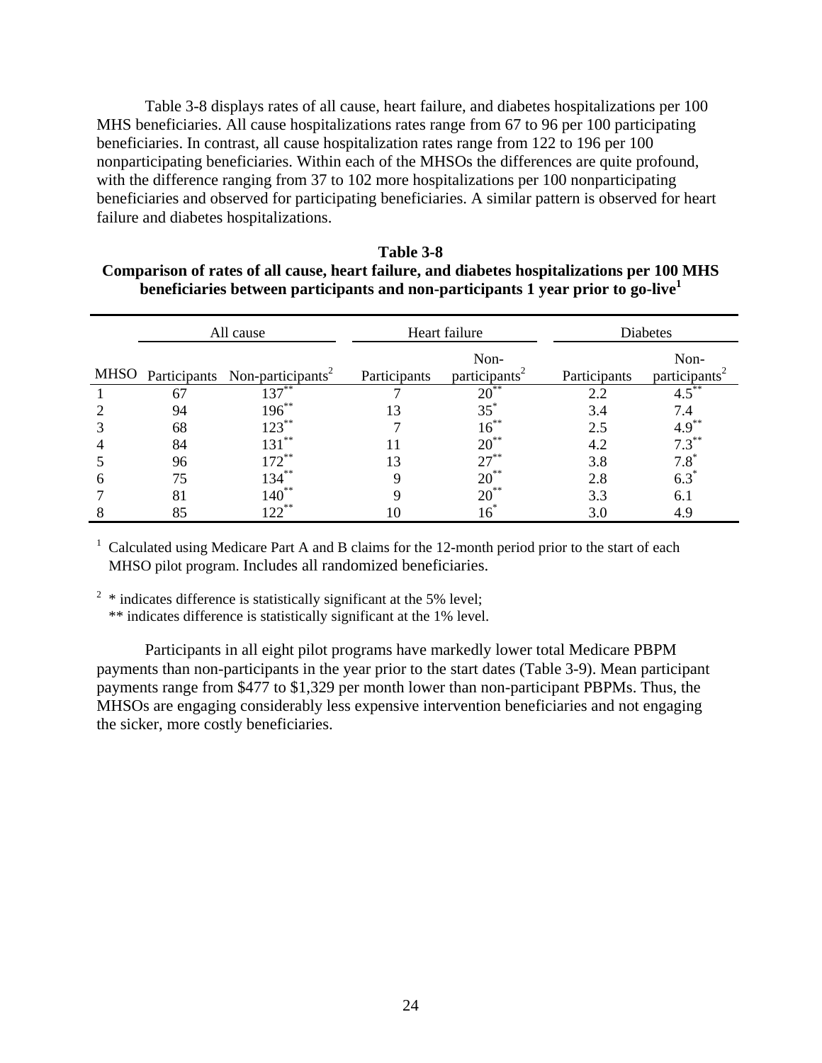Table 3-8 displays rates of all cause, heart failure, and diabetes hospitalizations per 100 MHS beneficiaries. All cause hospitalizations rates range from 67 to 96 per 100 participating beneficiaries. In contrast, all cause hospitalization rates range from 122 to 196 per 100 nonparticipating beneficiaries. Within each of the MHSOs the differences are quite profound, with the difference ranging from 37 to 102 more hospitalizations per 100 nonparticipating beneficiaries and observed for participating beneficiaries. A similar pattern is observed for heart failure and diabetes hospitalizations.

**Table 3-8**
**Comparison of rates of all cause, heart failure, and diabetes hospitalizations per 100 MHS beneficiaries between participants and non-participants 1 year prior to go-live[1]**

| | All cause | | Heart failure | | Diabetes | |
|---|---|---|---|---|---|---|
| MHSO | Participants | Non-participants[2] | Participants | Non-participants[2] | Participants | Non-participants[2] |
| 1 | 67 | 137** | 7 | 20** | 2.2 | 4.5** |
| 2 | 94 | 196** | 13 | 35* | 3.4 | 7.4 |
| 3 | 68 | 123** | 7 | 16** | 2.5 | 4.9** |
| 4 | 84 | 131** | 11 | 20** | 4.2 | 7.3** |
| 5 | 96 | 172** | 13 | 27** | 3.8 | 7.8* |
| 6 | 75 | 134** | 9 | 20** | 2.8 | 6.3* |
| 7 | 81 | 140** | 9 | 20** | 3.3 | 6.1 |
| 8 | 85 | 122** | 10 | 16* | 3.0 | 4.9 |

[1] Calculated using Medicare Part A and B claims for the 12-month period prior to the start of each MHSO pilot program. Includes all randomized beneficiaries.

[2] * indicates difference is statistically significant at the 5% level;
** indicates difference is statistically significant at the 1% level.

Participants in all eight pilot programs have markedly lower total Medicare PBPM payments than non-participants in the year prior to the start dates (Table 3-9). Mean participant payments range from $477 to $1,329 per month lower than non-participant PBPMs. Thus, the MHSOs are engaging considerably less expensive intervention beneficiaries and not engaging the sicker, more costly beneficiaries.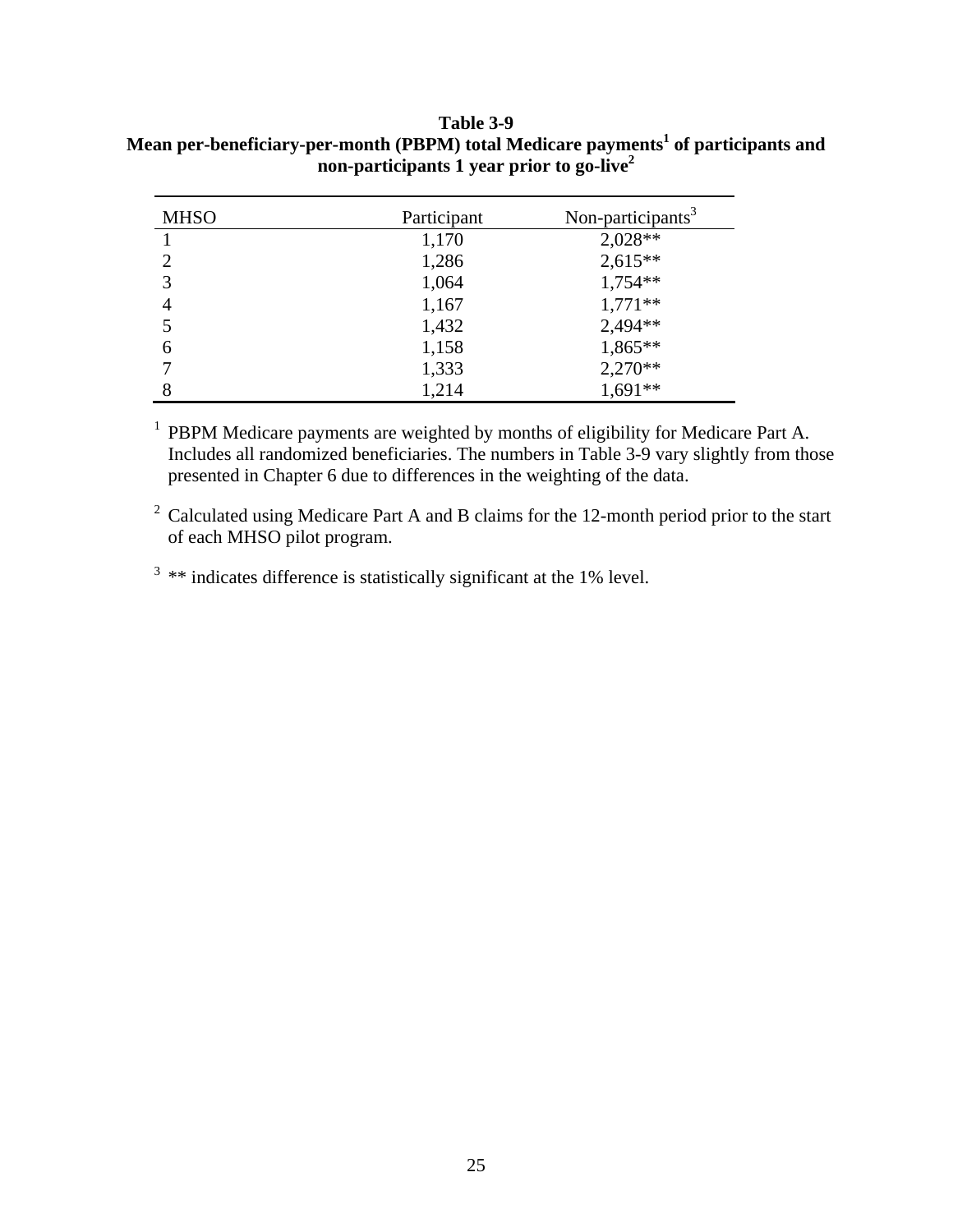**Table 3-9**
**Mean per-beneficiary-per-month (PBPM) total Medicare payments[1] of participants and non-participants 1 year prior to go-live[2]**

| MHSO | Participant | Non-participants[3] |
|---|---|---|
| 1 | 1,170 | 2,028** |
| 2 | 1,286 | 2,615** |
| 3 | 1,064 | 1,754** |
| 4 | 1,167 | 1,771** |
| 5 | 1,432 | 2,494** |
| 6 | 1,158 | 1,865** |
| 7 | 1,333 | 2,270** |
| 8 | 1,214 | 1,691** |

[1] PBPM Medicare payments are weighted by months of eligibility for Medicare Part A. Includes all randomized beneficiaries. The numbers in Table 3-9 vary slightly from those presented in Chapter 6 due to differences in the weighting of the data.

[2] Calculated using Medicare Part A and B claims for the 12-month period prior to the start of each MHSO pilot program.

[3] ** indicates difference is statistically significant at the 1% level.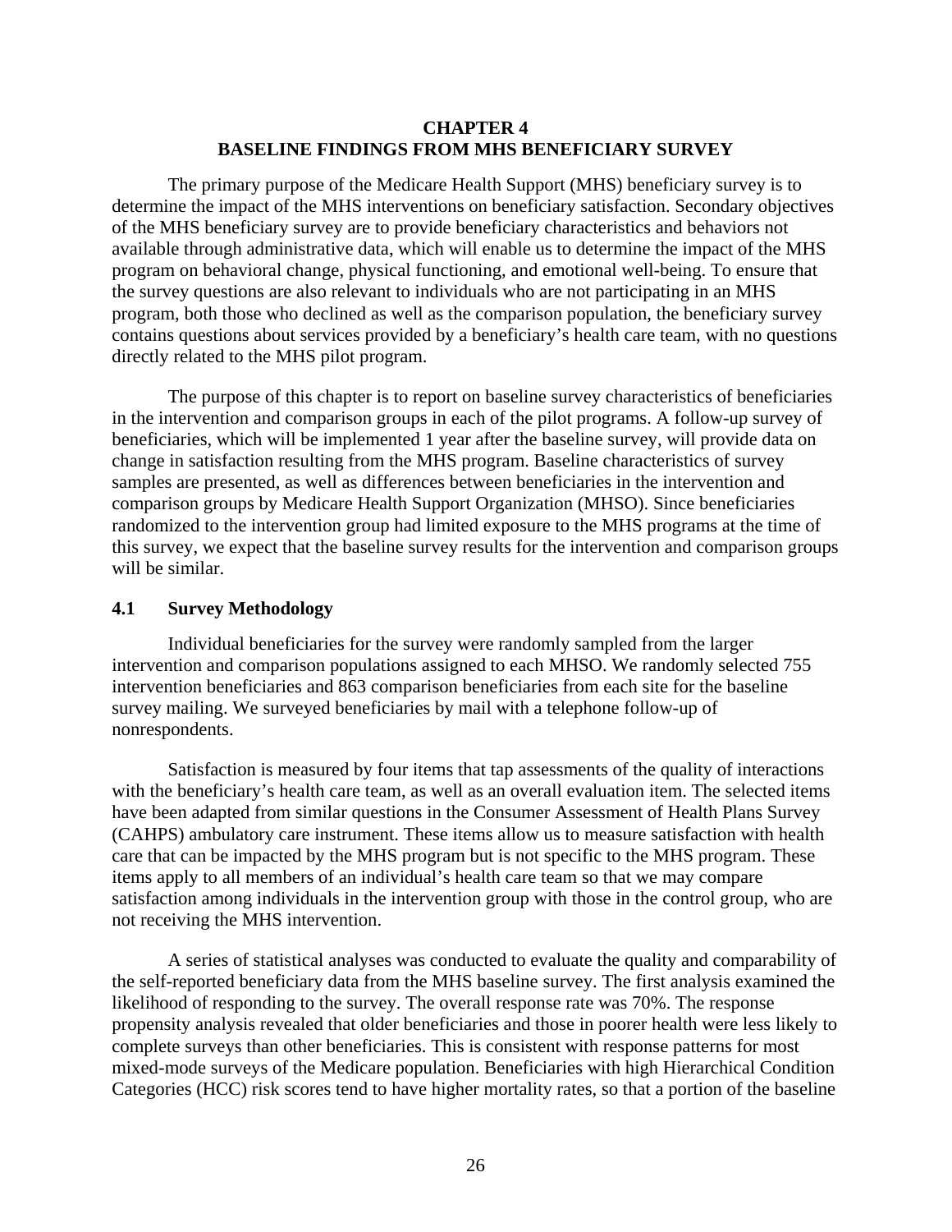# CHAPTER 4
# BASELINE FINDINGS FROM MHS BENEFICIARY SURVEY

The primary purpose of the Medicare Health Support (MHS) beneficiary survey is to determine the impact of the MHS interventions on beneficiary satisfaction. Secondary objectives of the MHS beneficiary survey are to provide beneficiary characteristics and behaviors not available through administrative data, which will enable us to determine the impact of the MHS program on behavioral change, physical functioning, and emotional well-being. To ensure that the survey questions are also relevant to individuals who are not participating in an MHS program, both those who declined as well as the comparison population, the beneficiary survey contains questions about services provided by a beneficiary's health care team, with no questions directly related to the MHS pilot program.

The purpose of this chapter is to report on baseline survey characteristics of beneficiaries in the intervention and comparison groups in each of the pilot programs. A follow-up survey of beneficiaries, which will be implemented 1 year after the baseline survey, will provide data on change in satisfaction resulting from the MHS program. Baseline characteristics of survey samples are presented, as well as differences between beneficiaries in the intervention and comparison groups by Medicare Health Support Organization (MHSO). Since beneficiaries randomized to the intervention group had limited exposure to the MHS programs at the time of this survey, we expect that the baseline survey results for the intervention and comparison groups will be similar.

## 4.1 Survey Methodology

Individual beneficiaries for the survey were randomly sampled from the larger intervention and comparison populations assigned to each MHSO. We randomly selected 755 intervention beneficiaries and 863 comparison beneficiaries from each site for the baseline survey mailing. We surveyed beneficiaries by mail with a telephone follow-up of nonrespondents.

Satisfaction is measured by four items that tap assessments of the quality of interactions with the beneficiary's health care team, as well as an overall evaluation item. The selected items have been adapted from similar questions in the Consumer Assessment of Health Plans Survey (CAHPS) ambulatory care instrument. These items allow us to measure satisfaction with health care that can be impacted by the MHS program but is not specific to the MHS program. These items apply to all members of an individual's health care team so that we may compare satisfaction among individuals in the intervention group with those in the control group, who are not receiving the MHS intervention.

A series of statistical analyses was conducted to evaluate the quality and comparability of the self-reported beneficiary data from the MHS baseline survey. The first analysis examined the likelihood of responding to the survey. The overall response rate was 70%. The response propensity analysis revealed that older beneficiaries and those in poorer health were less likely to complete surveys than other beneficiaries. This is consistent with response patterns for most mixed-mode surveys of the Medicare population. Beneficiaries with high Hierarchical Condition Categories (HCC) risk scores tend to have higher mortality rates, so that a portion of the baseline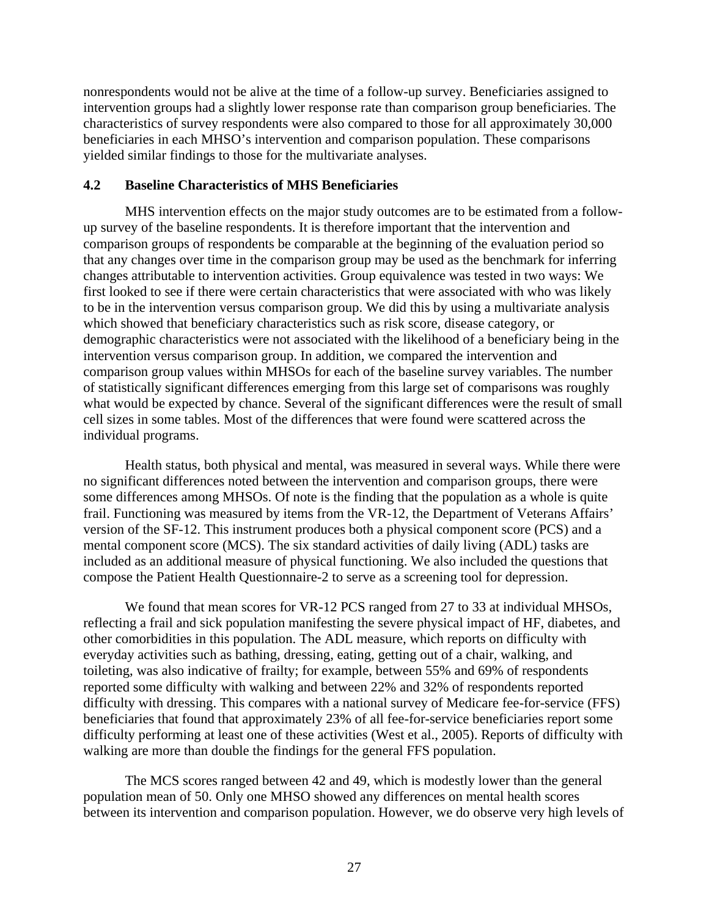nonrespondents would not be alive at the time of a follow-up survey. Beneficiaries assigned to intervention groups had a slightly lower response rate than comparison group beneficiaries. The characteristics of survey respondents were also compared to those for all approximately 30,000 beneficiaries in each MHSO's intervention and comparison population. These comparisons yielded similar findings to those for the multivariate analyses.

### 4.2 Baseline Characteristics of MHS Beneficiaries

MHS intervention effects on the major study outcomes are to be estimated from a follow-up survey of the baseline respondents. It is therefore important that the intervention and comparison groups of respondents be comparable at the beginning of the evaluation period so that any changes over time in the comparison group may be used as the benchmark for inferring changes attributable to intervention activities. Group equivalence was tested in two ways: We first looked to see if there were certain characteristics that were associated with who was likely to be in the intervention versus comparison group. We did this by using a multivariate analysis which showed that beneficiary characteristics such as risk score, disease category, or demographic characteristics were not associated with the likelihood of a beneficiary being in the intervention versus comparison group. In addition, we compared the intervention and comparison group values within MHSOs for each of the baseline survey variables. The number of statistically significant differences emerging from this large set of comparisons was roughly what would be expected by chance. Several of the significant differences were the result of small cell sizes in some tables. Most of the differences that were found were scattered across the individual programs.

Health status, both physical and mental, was measured in several ways. While there were no significant differences noted between the intervention and comparison groups, there were some differences among MHSOs. Of note is the finding that the population as a whole is quite frail. Functioning was measured by items from the VR-12, the Department of Veterans Affairs' version of the SF-12. This instrument produces both a physical component score (PCS) and a mental component score (MCS). The six standard activities of daily living (ADL) tasks are included as an additional measure of physical functioning. We also included the questions that compose the Patient Health Questionnaire-2 to serve as a screening tool for depression.

We found that mean scores for VR-12 PCS ranged from 27 to 33 at individual MHSOs, reflecting a frail and sick population manifesting the severe physical impact of HF, diabetes, and other comorbidities in this population. The ADL measure, which reports on difficulty with everyday activities such as bathing, dressing, eating, getting out of a chair, walking, and toileting, was also indicative of frailty; for example, between 55% and 69% of respondents reported some difficulty with walking and between 22% and 32% of respondents reported difficulty with dressing. This compares with a national survey of Medicare fee-for-service (FFS) beneficiaries that found that approximately 23% of all fee-for-service beneficiaries report some difficulty performing at least one of these activities (West et al., 2005). Reports of difficulty with walking are more than double the findings for the general FFS population.

The MCS scores ranged between 42 and 49, which is modestly lower than the general population mean of 50. Only one MHSO showed any differences on mental health scores between its intervention and comparison population. However, we do observe very high levels of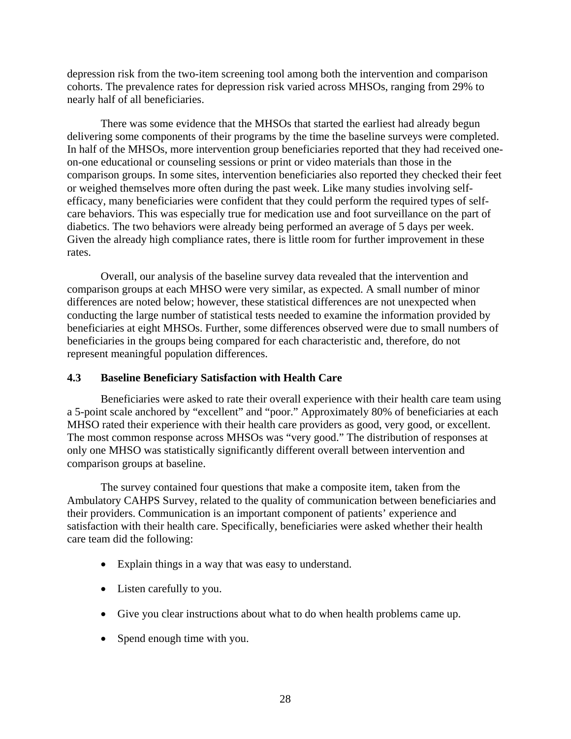depression risk from the two-item screening tool among both the intervention and comparison cohorts. The prevalence rates for depression risk varied across MHSOs, ranging from 29% to nearly half of all beneficiaries.

There was some evidence that the MHSOs that started the earliest had already begun delivering some components of their programs by the time the baseline surveys were completed. In half of the MHSOs, more intervention group beneficiaries reported that they had received one-on-one educational or counseling sessions or print or video materials than those in the comparison groups. In some sites, intervention beneficiaries also reported they checked their feet or weighed themselves more often during the past week. Like many studies involving self-efficacy, many beneficiaries were confident that they could perform the required types of self-care behaviors. This was especially true for medication use and foot surveillance on the part of diabetics. The two behaviors were already being performed an average of 5 days per week. Given the already high compliance rates, there is little room for further improvement in these rates.

Overall, our analysis of the baseline survey data revealed that the intervention and comparison groups at each MHSO were very similar, as expected. A small number of minor differences are noted below; however, these statistical differences are not unexpected when conducting the large number of statistical tests needed to examine the information provided by beneficiaries at eight MHSOs. Further, some differences observed were due to small numbers of beneficiaries in the groups being compared for each characteristic and, therefore, do not represent meaningful population differences.

### 4.3 Baseline Beneficiary Satisfaction with Health Care

Beneficiaries were asked to rate their overall experience with their health care team using a 5-point scale anchored by "excellent" and "poor." Approximately 80% of beneficiaries at each MHSO rated their experience with their health care providers as good, very good, or excellent. The most common response across MHSOs was "very good." The distribution of responses at only one MHSO was statistically significantly different overall between intervention and comparison groups at baseline.

The survey contained four questions that make a composite item, taken from the Ambulatory CAHPS Survey, related to the quality of communication between beneficiaries and their providers. Communication is an important component of patients' experience and satisfaction with their health care. Specifically, beneficiaries were asked whether their health care team did the following:

- Explain things in a way that was easy to understand.
- Listen carefully to you.
- Give you clear instructions about what to do when health problems came up.
- Spend enough time with you.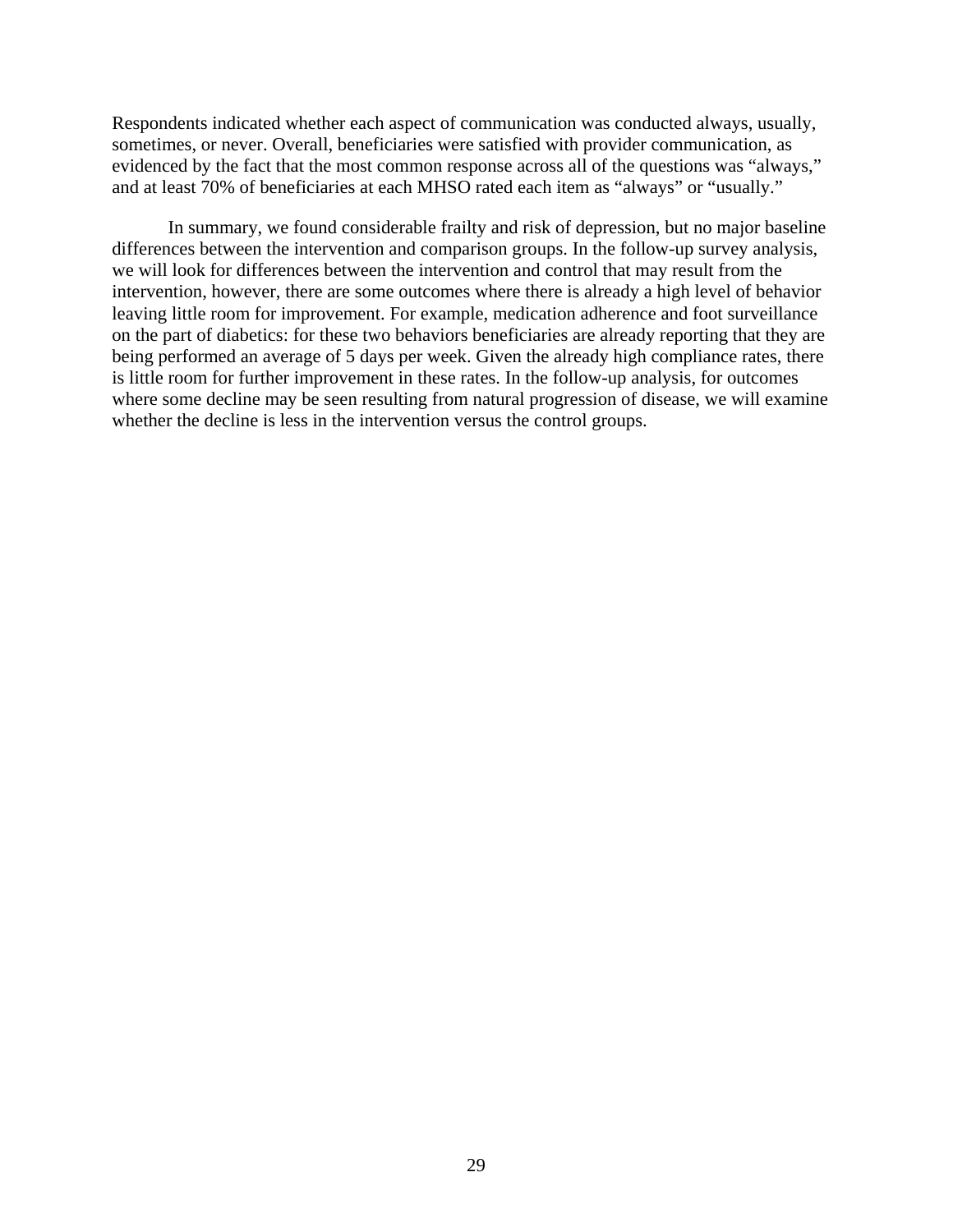Respondents indicated whether each aspect of communication was conducted always, usually, sometimes, or never. Overall, beneficiaries were satisfied with provider communication, as evidenced by the fact that the most common response across all of the questions was "always," and at least 70% of beneficiaries at each MHSO rated each item as "always" or "usually."

In summary, we found considerable frailty and risk of depression, but no major baseline differences between the intervention and comparison groups. In the follow-up survey analysis, we will look for differences between the intervention and control that may result from the intervention, however, there are some outcomes where there is already a high level of behavior leaving little room for improvement. For example, medication adherence and foot surveillance on the part of diabetics: for these two behaviors beneficiaries are already reporting that they are being performed an average of 5 days per week. Given the already high compliance rates, there is little room for further improvement in these rates. In the follow-up analysis, for outcomes where some decline may be seen resulting from natural progression of disease, we will examine whether the decline is less in the intervention versus the control groups.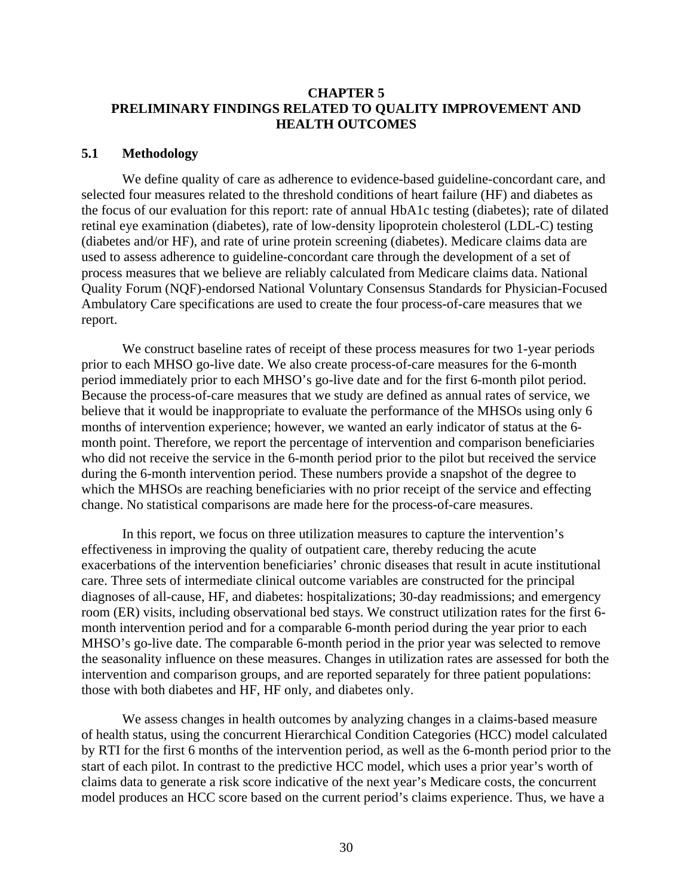# CHAPTER 5
# PRELIMINARY FINDINGS RELATED TO QUALITY IMPROVEMENT AND HEALTH OUTCOMES

## 5.1 Methodology

We define quality of care as adherence to evidence-based guideline-concordant care, and selected four measures related to the threshold conditions of heart failure (HF) and diabetes as the focus of our evaluation for this report: rate of annual HbA1c testing (diabetes); rate of dilated retinal eye examination (diabetes), rate of low-density lipoprotein cholesterol (LDL-C) testing (diabetes and/or HF), and rate of urine protein screening (diabetes). Medicare claims data are used to assess adherence to guideline-concordant care through the development of a set of process measures that we believe are reliably calculated from Medicare claims data. National Quality Forum (NQF)-endorsed National Voluntary Consensus Standards for Physician-Focused Ambulatory Care specifications are used to create the four process-of-care measures that we report.

We construct baseline rates of receipt of these process measures for two 1-year periods prior to each MHSO go-live date. We also create process-of-care measures for the 6-month period immediately prior to each MHSO's go-live date and for the first 6-month pilot period. Because the process-of-care measures that we study are defined as annual rates of service, we believe that it would be inappropriate to evaluate the performance of the MHSOs using only 6 months of intervention experience; however, we wanted an early indicator of status at the 6-month point. Therefore, we report the percentage of intervention and comparison beneficiaries who did not receive the service in the 6-month period prior to the pilot but received the service during the 6-month intervention period. These numbers provide a snapshot of the degree to which the MHSOs are reaching beneficiaries with no prior receipt of the service and effecting change. No statistical comparisons are made here for the process-of-care measures.

In this report, we focus on three utilization measures to capture the intervention's effectiveness in improving the quality of outpatient care, thereby reducing the acute exacerbations of the intervention beneficiaries' chronic diseases that result in acute institutional care. Three sets of intermediate clinical outcome variables are constructed for the principal diagnoses of all-cause, HF, and diabetes: hospitalizations; 30-day readmissions; and emergency room (ER) visits, including observational bed stays. We construct utilization rates for the first 6-month intervention period and for a comparable 6-month period during the year prior to each MHSO's go-live date. The comparable 6-month period in the prior year was selected to remove the seasonality influence on these measures. Changes in utilization rates are assessed for both the intervention and comparison groups, and are reported separately for three patient populations: those with both diabetes and HF, HF only, and diabetes only.

We assess changes in health outcomes by analyzing changes in a claims-based measure of health status, using the concurrent Hierarchical Condition Categories (HCC) model calculated by RTI for the first 6 months of the intervention period, as well as the 6-month period prior to the start of each pilot. In contrast to the predictive HCC model, which uses a prior year's worth of claims data to generate a risk score indicative of the next year's Medicare costs, the concurrent model produces an HCC score based on the current period's claims experience. Thus, we have a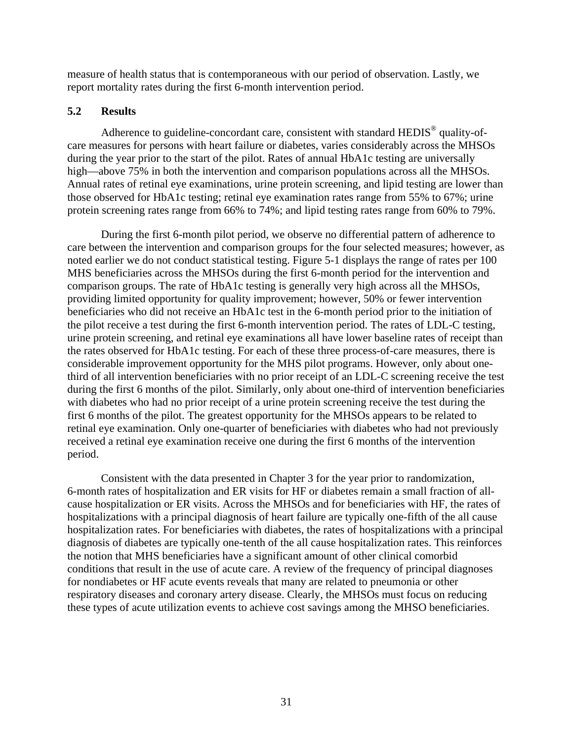measure of health status that is contemporaneous with our period of observation. Lastly, we report mortality rates during the first 6-month intervention period.

### 5.2 Results

Adherence to guideline-concordant care, consistent with standard HEDIS® quality-of-care measures for persons with heart failure or diabetes, varies considerably across the MHSOs during the year prior to the start of the pilot. Rates of annual HbA1c testing are universally high—above 75% in both the intervention and comparison populations across all the MHSOs. Annual rates of retinal eye examinations, urine protein screening, and lipid testing are lower than those observed for HbA1c testing; retinal eye examination rates range from 55% to 67%; urine protein screening rates range from 66% to 74%; and lipid testing rates range from 60% to 79%.

During the first 6-month pilot period, we observe no differential pattern of adherence to care between the intervention and comparison groups for the four selected measures; however, as noted earlier we do not conduct statistical testing. Figure 5-1 displays the range of rates per 100 MHS beneficiaries across the MHSOs during the first 6-month period for the intervention and comparison groups. The rate of HbA1c testing is generally very high across all the MHSOs, providing limited opportunity for quality improvement; however, 50% or fewer intervention beneficiaries who did not receive an HbA1c test in the 6-month period prior to the initiation of the pilot receive a test during the first 6-month intervention period. The rates of LDL-C testing, urine protein screening, and retinal eye examinations all have lower baseline rates of receipt than the rates observed for HbA1c testing. For each of these three process-of-care measures, there is considerable improvement opportunity for the MHS pilot programs. However, only about one-third of all intervention beneficiaries with no prior receipt of an LDL-C screening receive the test during the first 6 months of the pilot. Similarly, only about one-third of intervention beneficiaries with diabetes who had no prior receipt of a urine protein screening receive the test during the first 6 months of the pilot. The greatest opportunity for the MHSOs appears to be related to retinal eye examination. Only one-quarter of beneficiaries with diabetes who had not previously received a retinal eye examination receive one during the first 6 months of the intervention period.

Consistent with the data presented in Chapter 3 for the year prior to randomization, 6-month rates of hospitalization and ER visits for HF or diabetes remain a small fraction of all-cause hospitalization or ER visits. Across the MHSOs and for beneficiaries with HF, the rates of hospitalizations with a principal diagnosis of heart failure are typically one-fifth of the all cause hospitalization rates. For beneficiaries with diabetes, the rates of hospitalizations with a principal diagnosis of diabetes are typically one-tenth of the all cause hospitalization rates. This reinforces the notion that MHS beneficiaries have a significant amount of other clinical comorbid conditions that result in the use of acute care. A review of the frequency of principal diagnoses for nondiabetes or HF acute events reveals that many are related to pneumonia or other respiratory diseases and coronary artery disease. Clearly, the MHSOs must focus on reducing these types of acute utilization events to achieve cost savings among the MHSO beneficiaries.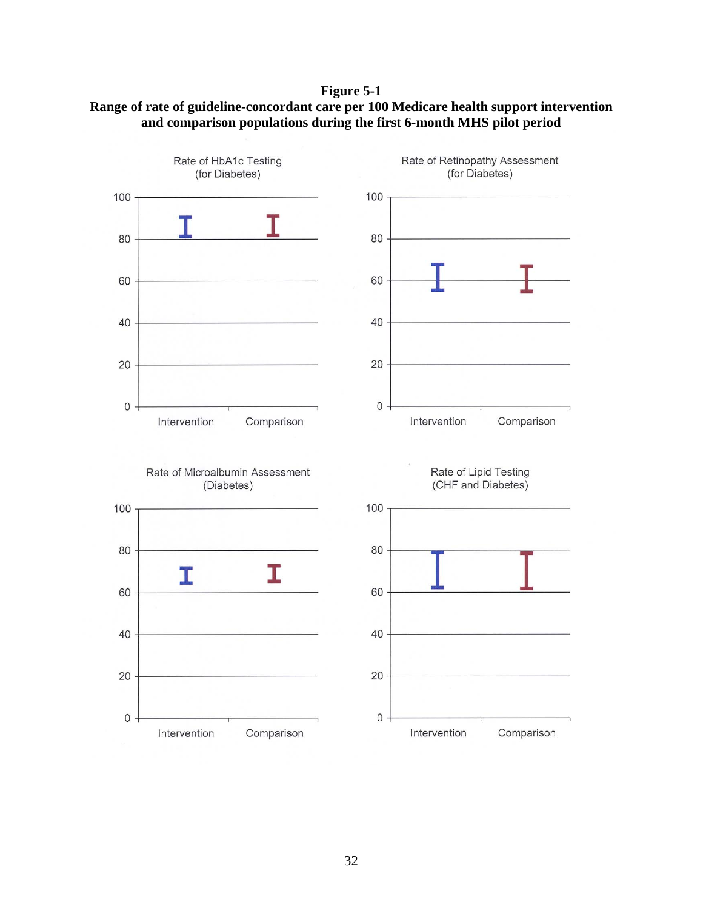**Figure 5-1**
**Range of rate of guideline-concordant care per 100 Medicare health support intervention and comparison populations during the first 6-month MHS pilot period**

Rate of HbA1c Testing (for Diabetes)

Rate of Retinopathy Assessment (for Diabetes)

Rate of Microalbumin Assessment (Diabetes)

Rate of Lipid Testing (CHF and Diabetes)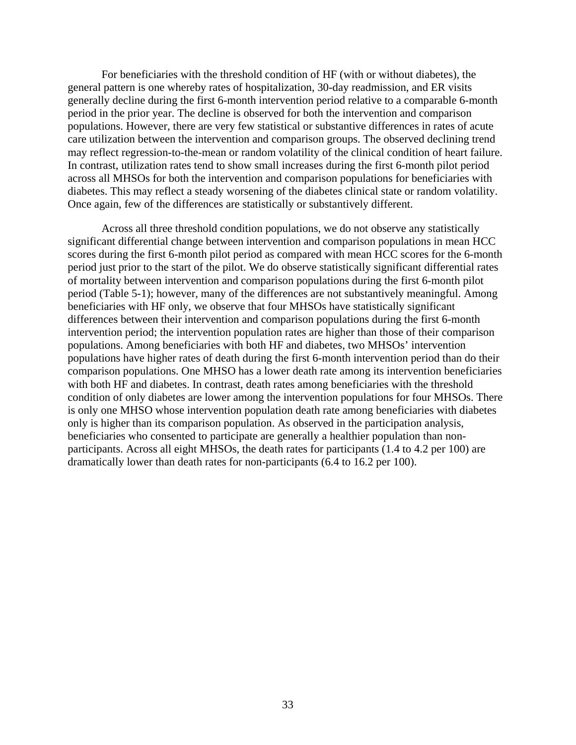For beneficiaries with the threshold condition of HF (with or without diabetes), the general pattern is one whereby rates of hospitalization, 30-day readmission, and ER visits generally decline during the first 6-month intervention period relative to a comparable 6-month period in the prior year. The decline is observed for both the intervention and comparison populations. However, there are very few statistical or substantive differences in rates of acute care utilization between the intervention and comparison groups. The observed declining trend may reflect regression-to-the-mean or random volatility of the clinical condition of heart failure. In contrast, utilization rates tend to show small increases during the first 6-month pilot period across all MHSOs for both the intervention and comparison populations for beneficiaries with diabetes. This may reflect a steady worsening of the diabetes clinical state or random volatility. Once again, few of the differences are statistically or substantively different.

Across all three threshold condition populations, we do not observe any statistically significant differential change between intervention and comparison populations in mean HCC scores during the first 6-month pilot period as compared with mean HCC scores for the 6-month period just prior to the start of the pilot. We do observe statistically significant differential rates of mortality between intervention and comparison populations during the first 6-month pilot period (Table 5-1); however, many of the differences are not substantively meaningful. Among beneficiaries with HF only, we observe that four MHSOs have statistically significant differences between their intervention and comparison populations during the first 6-month intervention period; the intervention population rates are higher than those of their comparison populations. Among beneficiaries with both HF and diabetes, two MHSOs' intervention populations have higher rates of death during the first 6-month intervention period than do their comparison populations. One MHSO has a lower death rate among its intervention beneficiaries with both HF and diabetes. In contrast, death rates among beneficiaries with the threshold condition of only diabetes are lower among the intervention populations for four MHSOs. There is only one MHSO whose intervention population death rate among beneficiaries with diabetes only is higher than its comparison population. As observed in the participation analysis, beneficiaries who consented to participate are generally a healthier population than non-participants. Across all eight MHSOs, the death rates for participants (1.4 to 4.2 per 100) are dramatically lower than death rates for non-participants (6.4 to 16.2 per 100).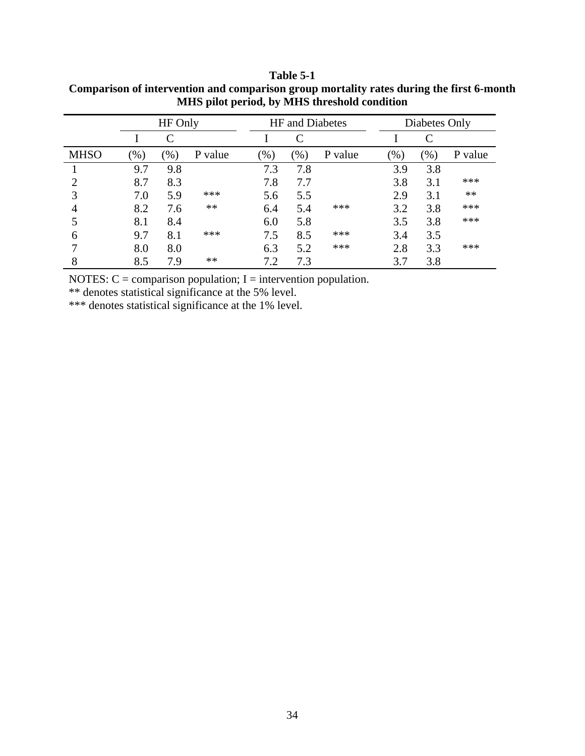**Table 5-1**
**Comparison of intervention and comparison group mortality rates during the first 6-month MHS pilot period, by MHS threshold condition**

| | HF Only | | | HF and Diabetes | | | Diabetes Only | | |
|---|---|---|---|---|---|---|---|---|---|
| | I | C | | I | C | | I | C | |
| MHSO | (%) | (%) | P value | (%) | (%) | P value | (%) | (%) | P value |
| 1 | 9.7 | 9.8 | | 7.3 | 7.8 | | 3.9 | 3.8 | |
| 2 | 8.7 | 8.3 | | 7.8 | 7.7 | | 3.8 | 3.1 | *** |
| 3 | 7.0 | 5.9 | *** | 5.6 | 5.5 | | 2.9 | 3.1 | ** |
| 4 | 8.2 | 7.6 | ** | 6.4 | 5.4 | *** | 3.2 | 3.8 | *** |
| 5 | 8.1 | 8.4 | | 6.0 | 5.8 | | 3.5 | 3.8 | *** |
| 6 | 9.7 | 8.1 | *** | 7.5 | 8.5 | *** | 3.4 | 3.5 | |
| 7 | 8.0 | 8.0 | | 6.3 | 5.2 | *** | 2.8 | 3.3 | *** |
| 8 | 8.5 | 7.9 | ** | 7.2 | 7.3 | | 3.7 | 3.8 | |

NOTES: C = comparison population; I = intervention population.
** denotes statistical significance at the 5% level.
*** denotes statistical significance at the 1% level.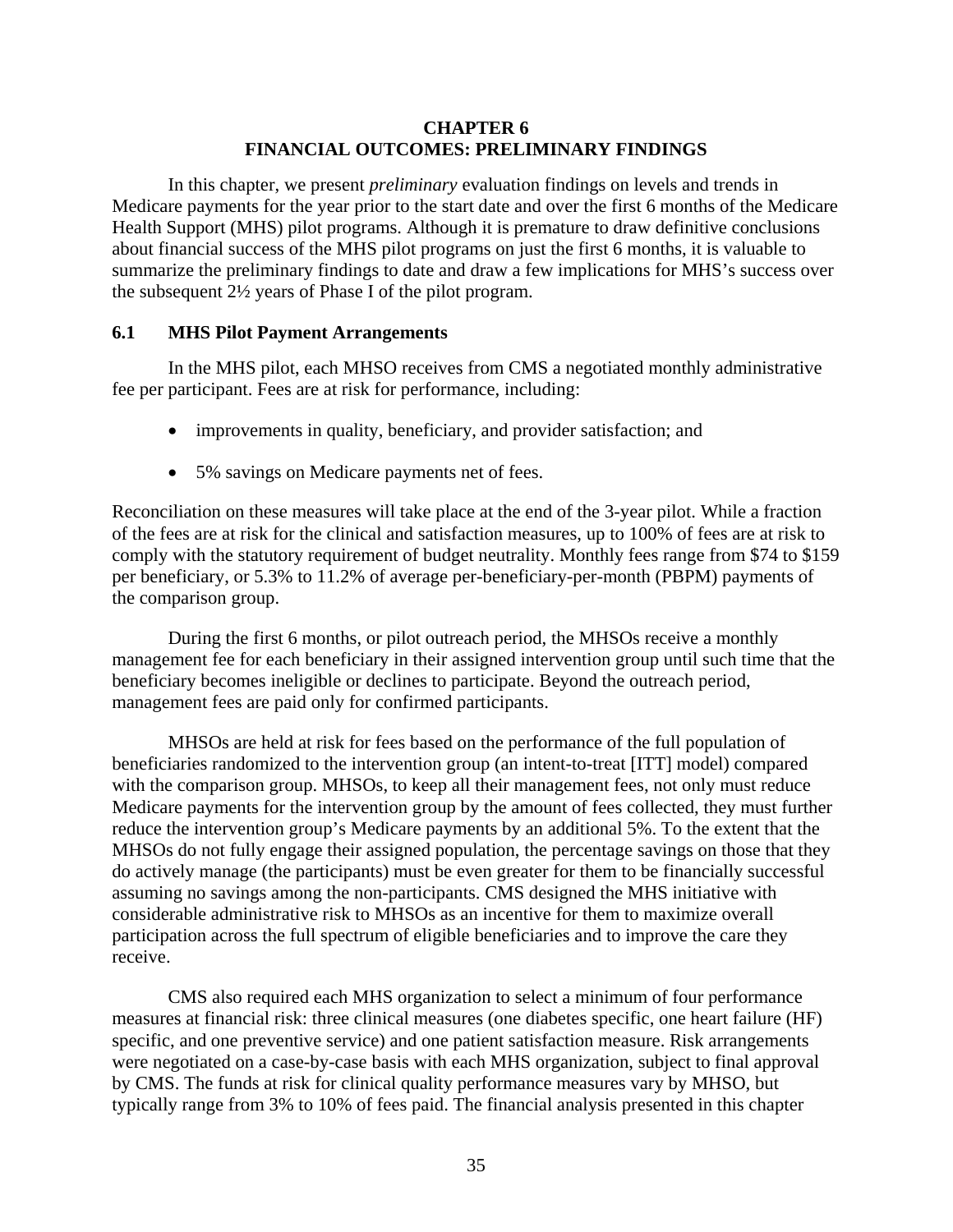# CHAPTER 6
# FINANCIAL OUTCOMES: PRELIMINARY FINDINGS

In this chapter, we present *preliminary* evaluation findings on levels and trends in Medicare payments for the year prior to the start date and over the first 6 months of the Medicare Health Support (MHS) pilot programs. Although it is premature to draw definitive conclusions about financial success of the MHS pilot programs on just the first 6 months, it is valuable to summarize the preliminary findings to date and draw a few implications for MHS's success over the subsequent 2½ years of Phase I of the pilot program.

## 6.1 MHS Pilot Payment Arrangements

In the MHS pilot, each MHSO receives from CMS a negotiated monthly administrative fee per participant. Fees are at risk for performance, including:

- improvements in quality, beneficiary, and provider satisfaction; and
- 5% savings on Medicare payments net of fees.

Reconciliation on these measures will take place at the end of the 3-year pilot. While a fraction of the fees are at risk for the clinical and satisfaction measures, up to 100% of fees are at risk to comply with the statutory requirement of budget neutrality. Monthly fees range from $74 to $159 per beneficiary, or 5.3% to 11.2% of average per-beneficiary-per-month (PBPM) payments of the comparison group.

During the first 6 months, or pilot outreach period, the MHSOs receive a monthly management fee for each beneficiary in their assigned intervention group until such time that the beneficiary becomes ineligible or declines to participate. Beyond the outreach period, management fees are paid only for confirmed participants.

MHSOs are held at risk for fees based on the performance of the full population of beneficiaries randomized to the intervention group (an intent-to-treat [ITT] model) compared with the comparison group. MHSOs, to keep all their management fees, not only must reduce Medicare payments for the intervention group by the amount of fees collected, they must further reduce the intervention group's Medicare payments by an additional 5%. To the extent that the MHSOs do not fully engage their assigned population, the percentage savings on those that they do actively manage (the participants) must be even greater for them to be financially successful assuming no savings among the non-participants. CMS designed the MHS initiative with considerable administrative risk to MHSOs as an incentive for them to maximize overall participation across the full spectrum of eligible beneficiaries and to improve the care they receive.

CMS also required each MHS organization to select a minimum of four performance measures at financial risk: three clinical measures (one diabetes specific, one heart failure (HF) specific, and one preventive service) and one patient satisfaction measure. Risk arrangements were negotiated on a case-by-case basis with each MHS organization, subject to final approval by CMS. The funds at risk for clinical quality performance measures vary by MHSO, but typically range from 3% to 10% of fees paid. The financial analysis presented in this chapter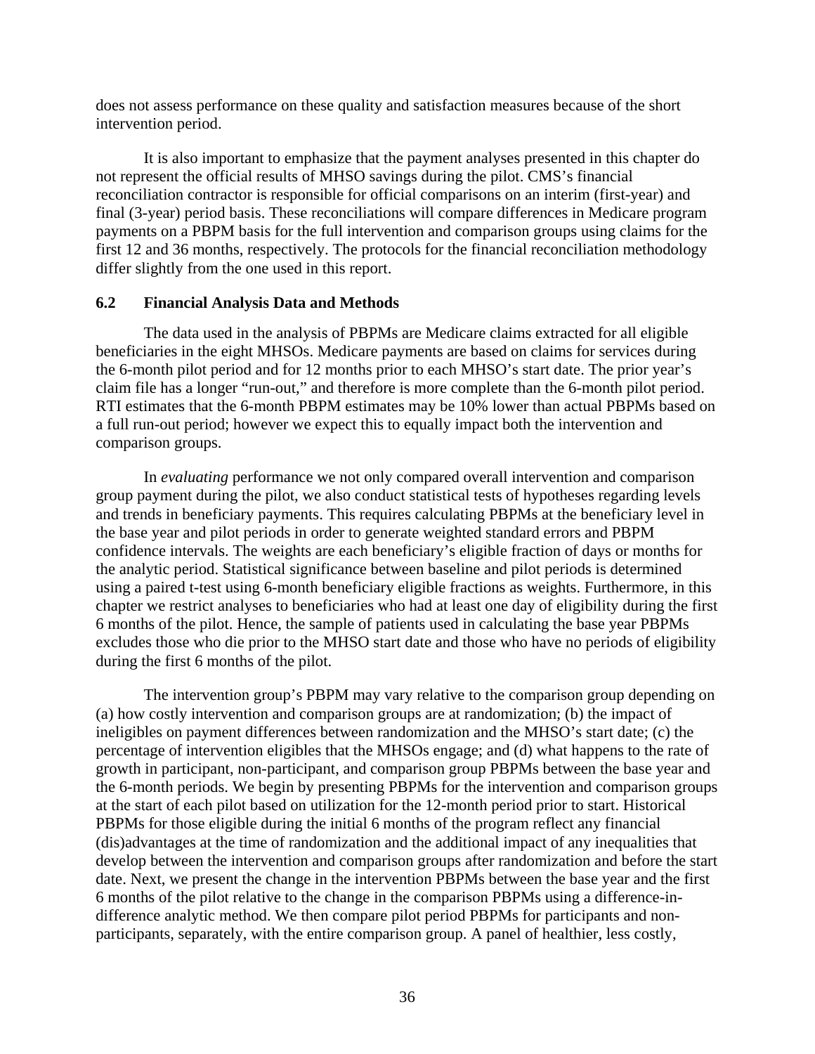does not assess performance on these quality and satisfaction measures because of the short intervention period.

It is also important to emphasize that the payment analyses presented in this chapter do not represent the official results of MHSO savings during the pilot. CMS's financial reconciliation contractor is responsible for official comparisons on an interim (first-year) and final (3-year) period basis. These reconciliations will compare differences in Medicare program payments on a PBPM basis for the full intervention and comparison groups using claims for the first 12 and 36 months, respectively. The protocols for the financial reconciliation methodology differ slightly from the one used in this report.

## 6.2 Financial Analysis Data and Methods

The data used in the analysis of PBPMs are Medicare claims extracted for all eligible beneficiaries in the eight MHSOs. Medicare payments are based on claims for services during the 6-month pilot period and for 12 months prior to each MHSO's start date. The prior year's claim file has a longer "run-out," and therefore is more complete than the 6-month pilot period. RTI estimates that the 6-month PBPM estimates may be 10% lower than actual PBPMs based on a full run-out period; however we expect this to equally impact both the intervention and comparison groups.

In *evaluating* performance we not only compared overall intervention and comparison group payment during the pilot, we also conduct statistical tests of hypotheses regarding levels and trends in beneficiary payments. This requires calculating PBPMs at the beneficiary level in the base year and pilot periods in order to generate weighted standard errors and PBPM confidence intervals. The weights are each beneficiary's eligible fraction of days or months for the analytic period. Statistical significance between baseline and pilot periods is determined using a paired t-test using 6-month beneficiary eligible fractions as weights. Furthermore, in this chapter we restrict analyses to beneficiaries who had at least one day of eligibility during the first 6 months of the pilot. Hence, the sample of patients used in calculating the base year PBPMs excludes those who die prior to the MHSO start date and those who have no periods of eligibility during the first 6 months of the pilot.

The intervention group's PBPM may vary relative to the comparison group depending on (a) how costly intervention and comparison groups are at randomization; (b) the impact of ineligibles on payment differences between randomization and the MHSO's start date; (c) the percentage of intervention eligibles that the MHSOs engage; and (d) what happens to the rate of growth in participant, non-participant, and comparison group PBPMs between the base year and the 6-month periods. We begin by presenting PBPMs for the intervention and comparison groups at the start of each pilot based on utilization for the 12-month period prior to start. Historical PBPMs for those eligible during the initial 6 months of the program reflect any financial (dis)advantages at the time of randomization and the additional impact of any inequalities that develop between the intervention and comparison groups after randomization and before the start date. Next, we present the change in the intervention PBPMs between the base year and the first 6 months of the pilot relative to the change in the comparison PBPMs using a difference-in-difference analytic method. We then compare pilot period PBPMs for participants and non-participants, separately, with the entire comparison group. A panel of healthier, less costly,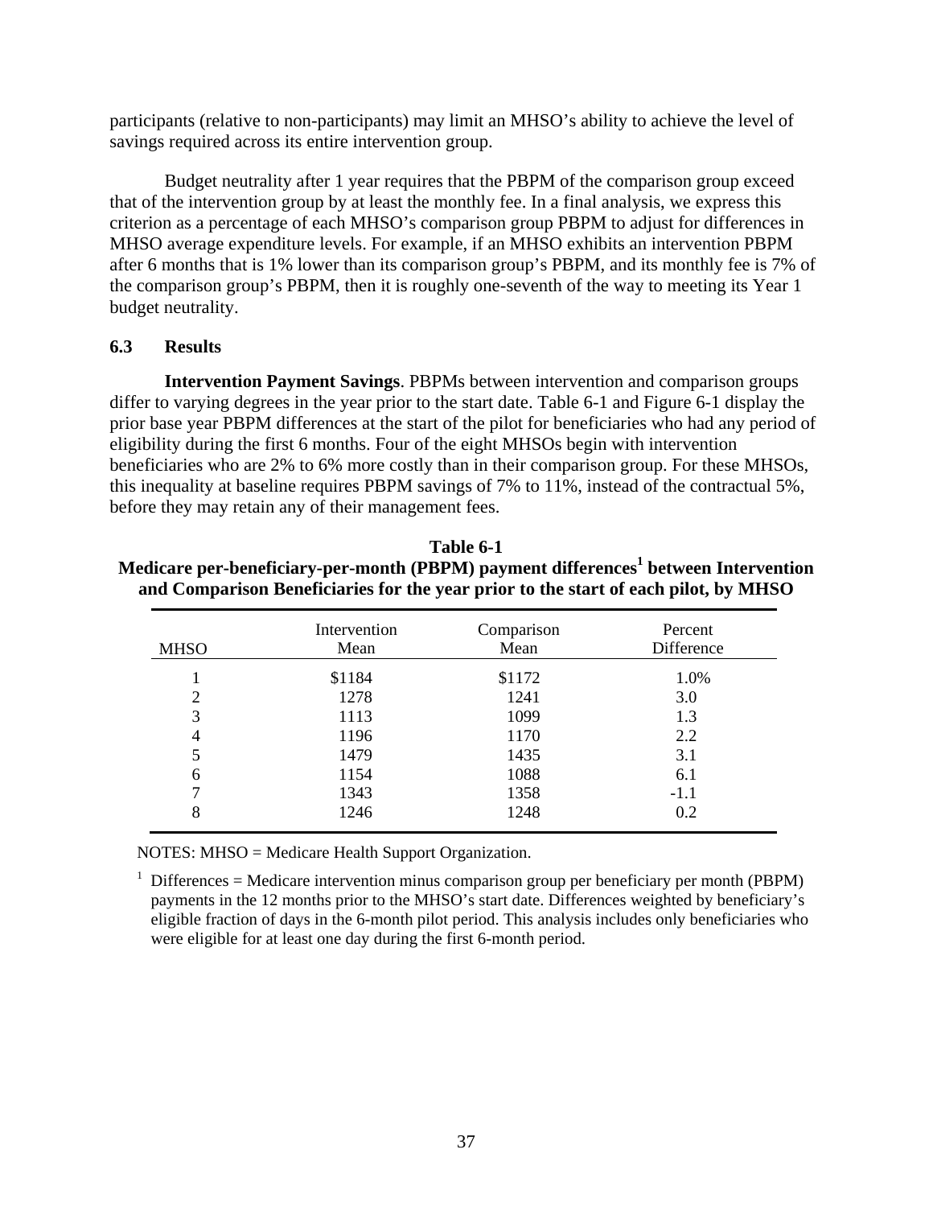participants (relative to non-participants) may limit an MHSO's ability to achieve the level of savings required across its entire intervention group.

Budget neutrality after 1 year requires that the PBPM of the comparison group exceed that of the intervention group by at least the monthly fee. In a final analysis, we express this criterion as a percentage of each MHSO's comparison group PBPM to adjust for differences in MHSO average expenditure levels. For example, if an MHSO exhibits an intervention PBPM after 6 months that is 1% lower than its comparison group's PBPM, and its monthly fee is 7% of the comparison group's PBPM, then it is roughly one-seventh of the way to meeting its Year 1 budget neutrality.

### 6.3 Results

**Intervention Payment Savings**. PBPMs between intervention and comparison groups differ to varying degrees in the year prior to the start date. Table 6-1 and Figure 6-1 display the prior base year PBPM differences at the start of the pilot for beneficiaries who had any period of eligibility during the first 6 months. Four of the eight MHSOs begin with intervention beneficiaries who are 2% to 6% more costly than in their comparison group. For these MHSOs, this inequality at baseline requires PBPM savings of 7% to 11%, instead of the contractual 5%, before they may retain any of their management fees.

**Table 6-1**
**Medicare per-beneficiary-per-month (PBPM) payment differences[1] between Intervention and Comparison Beneficiaries for the year prior to the start of each pilot, by MHSO**

| MHSO | Intervention Mean | Comparison Mean | Percent Difference |
|---|---|---|---|
| 1 | $1184 | $1172 | 1.0% |
| 2 | 1278 | 1241 | 3.0 |
| 3 | 1113 | 1099 | 1.3 |
| 4 | 1196 | 1170 | 2.2 |
| 5 | 1479 | 1435 | 3.1 |
| 6 | 1154 | 1088 | 6.1 |
| 7 | 1343 | 1358 | -1.1 |
| 8 | 1246 | 1248 | 0.2 |

NOTES: MHSO = Medicare Health Support Organization.

[1] Differences = Medicare intervention minus comparison group per beneficiary per month (PBPM) payments in the 12 months prior to the MHSO's start date. Differences weighted by beneficiary's eligible fraction of days in the 6-month pilot period. This analysis includes only beneficiaries who were eligible for at least one day during the first 6-month period.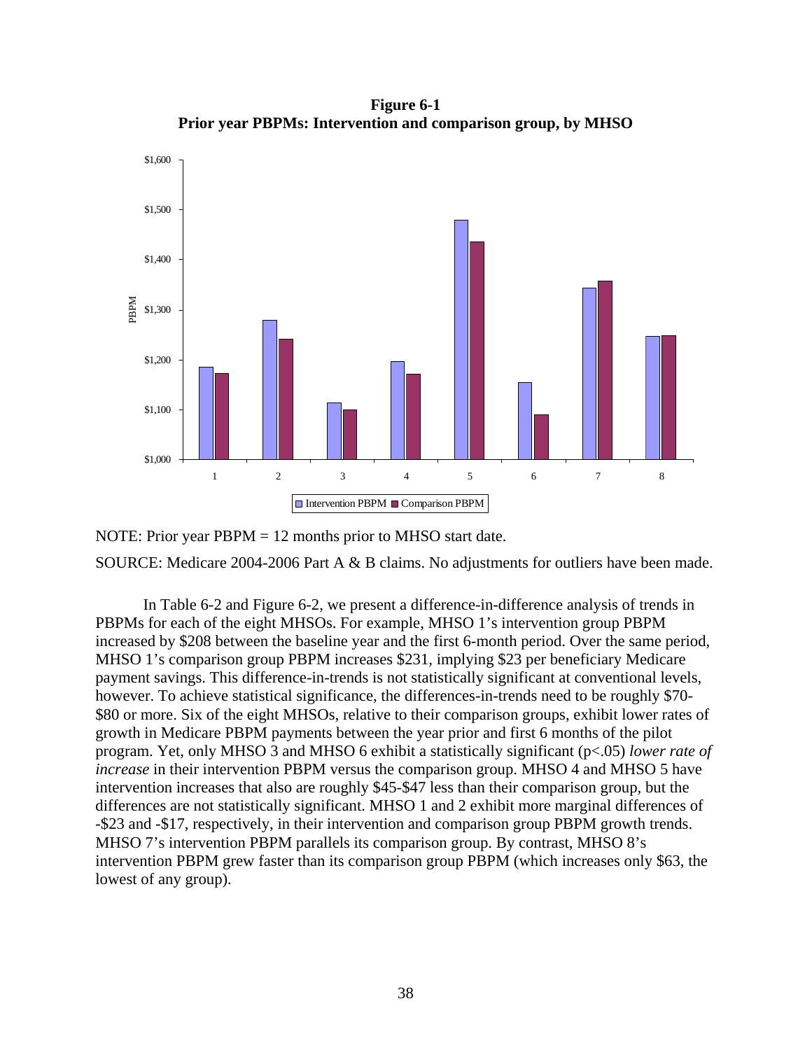**Figure 6-1**
**Prior year PBPMs: Intervention and comparison group, by MHSO**

NOTE: Prior year PBPM = 12 months prior to MHSO start date.

SOURCE: Medicare 2004-2006 Part A & B claims. No adjustments for outliers have been made.

In Table 6-2 and Figure 6-2, we present a difference-in-difference analysis of trends in PBPMs for each of the eight MHSOs. For example, MHSO 1's intervention group PBPM increased by $208 between the baseline year and the first 6-month period. Over the same period, MHSO 1's comparison group PBPM increases $231, implying $23 per beneficiary Medicare payment savings. This difference-in-trends is not statistically significant at conventional levels, however. To achieve statistical significance, the differences-in-trends need to be roughly $70-$80 or more. Six of the eight MHSOs, relative to their comparison groups, exhibit lower rates of growth in Medicare PBPM payments between the year prior and first 6 months of the pilot program. Yet, only MHSO 3 and MHSO 6 exhibit a statistically significant ($p<.05$) *lower rate of increase* in their intervention PBPM versus the comparison group. MHSO 4 and MHSO 5 have intervention increases that also are roughly $45-$47 less than their comparison group, but the differences are not statistically significant. MHSO 1 and 2 exhibit more marginal differences of -$23 and -$17, respectively, in their intervention and comparison group PBPM growth trends. MHSO 7's intervention PBPM parallels its comparison group. By contrast, MHSO 8's intervention PBPM grew faster than its comparison group PBPM (which increases only $63, the lowest of any group).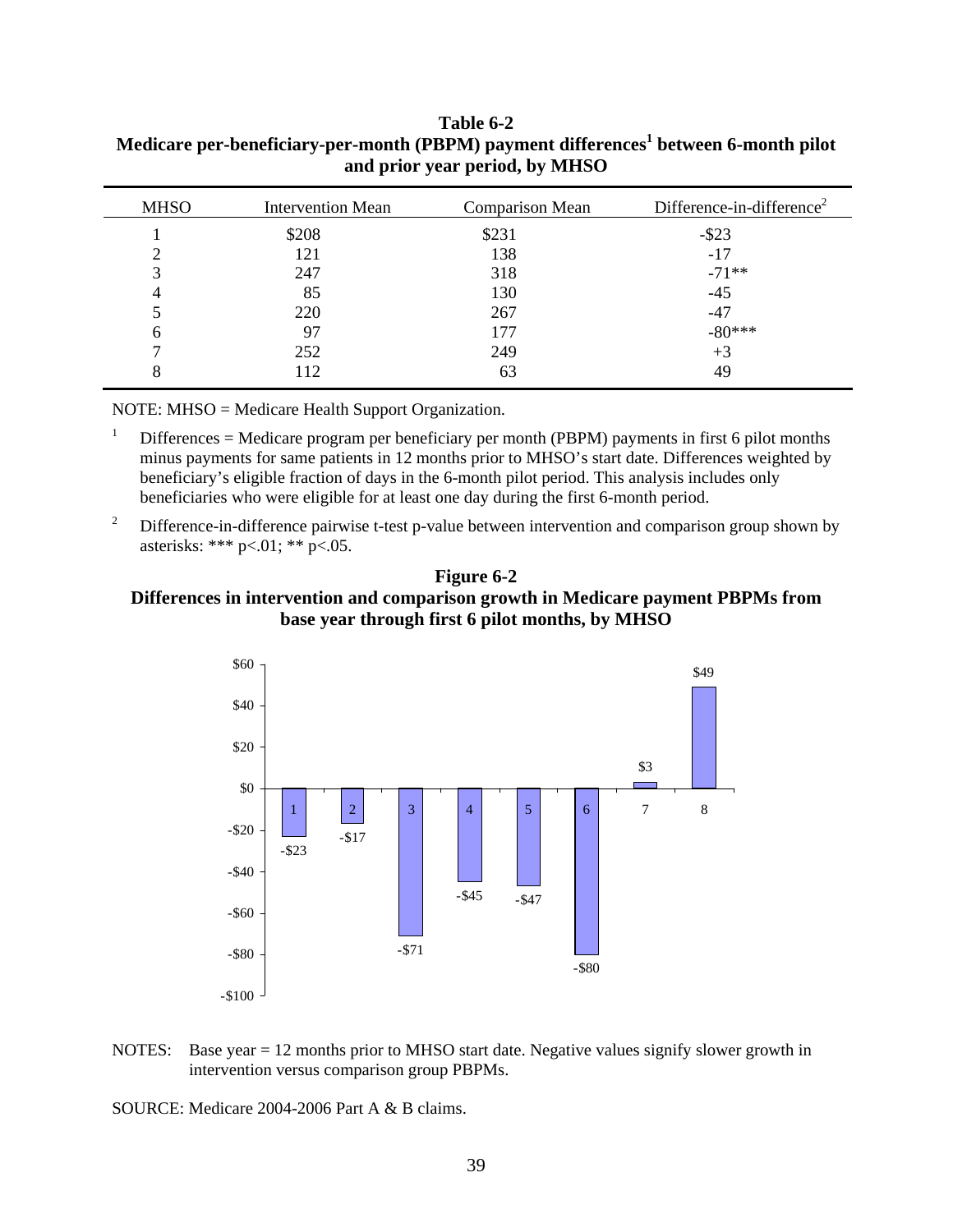**Table 6-2**
**Medicare per-beneficiary-per-month (PBPM) payment differences[1] between 6-month pilot and prior year period, by MHSO**

| MHSO | Intervention Mean | Comparison Mean | Difference-in-difference[2] |
|---|---|---|---|
| 1 | $208 | $231 | -$23 |
| 2 | 121 | 138 | -17 |
| 3 | 247 | 318 | -71** |
| 4 | 85 | 130 | -45 |
| 5 | 220 | 267 | -47 |
| 6 | 97 | 177 | -80*** |
| 7 | 252 | 249 | +3 |
| 8 | 112 | 63 | 49 |

NOTE: MHSO = Medicare Health Support Organization.

[1] Differences = Medicare program per beneficiary per month (PBPM) payments in first 6 pilot months minus payments for same patients in 12 months prior to MHSO's start date. Differences weighted by beneficiary's eligible fraction of days in the 6-month pilot period. This analysis includes only beneficiaries who were eligible for at least one day during the first 6-month period.

[2] Difference-in-difference pairwise t-test p-value between intervention and comparison group shown by asterisks: *** p<.01; ** p<.05.

**Figure 6-2**
**Differences in intervention and comparison growth in Medicare payment PBPMs from base year through first 6 pilot months, by MHSO**

| MHSO | Difference |
|---|---|
| 1 | -$23 |
| 2 | -$17 |
| 3 | -$71 |
| 4 | -$45 |
| 5 | -$47 |
| 6 | -$80 |
| 7 | $3 |
| 8 | $49 |

NOTES: Base year = 12 months prior to MHSO start date. Negative values signify slower growth in intervention versus comparison group PBPMs.

SOURCE: Medicare 2004-2006 Part A & B claims.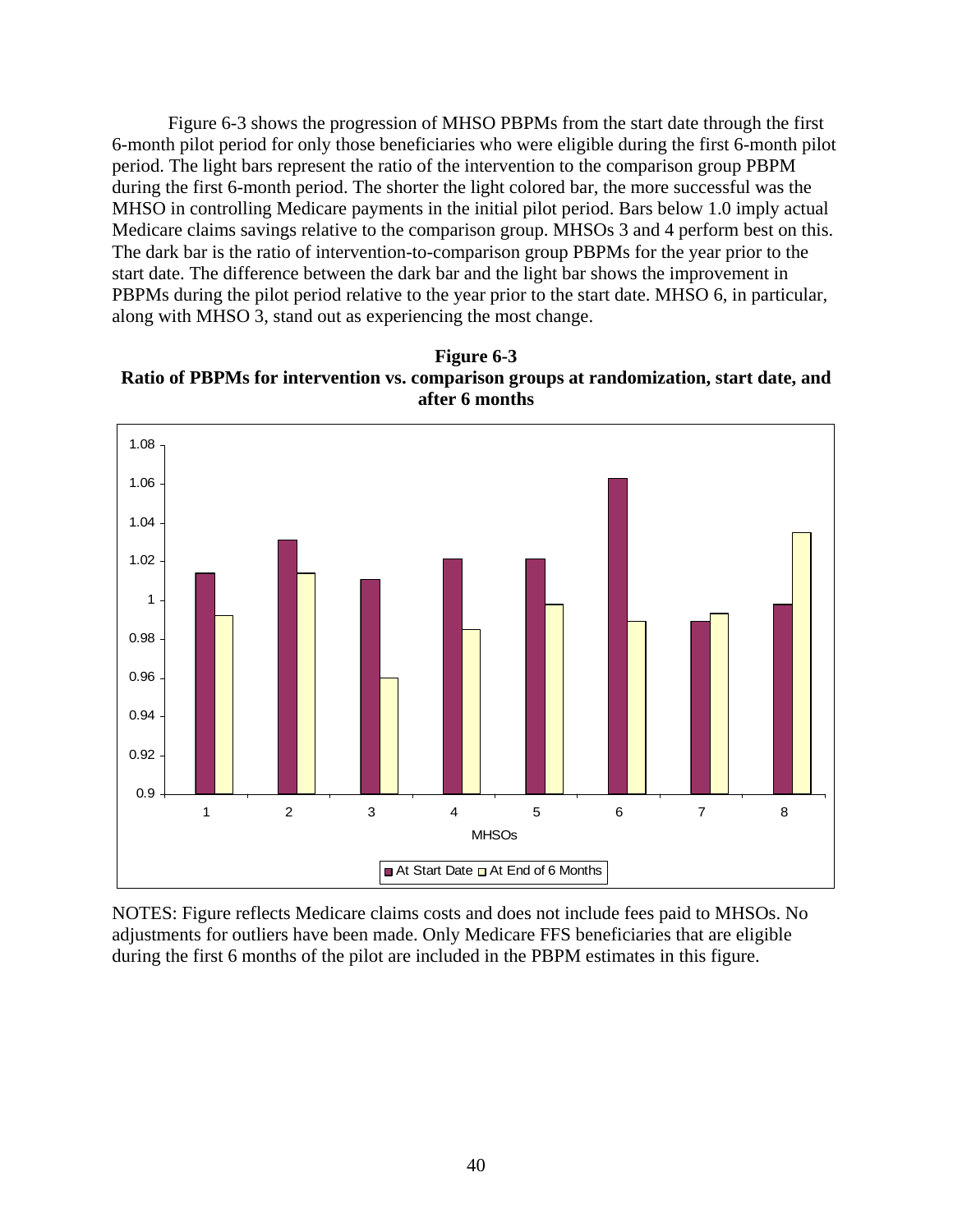Figure 6-3 shows the progression of MHSO PBPMs from the start date through the first 6-month pilot period for only those beneficiaries who were eligible during the first 6-month pilot period. The light bars represent the ratio of the intervention to the comparison group PBPM during the first 6-month period. The shorter the light colored bar, the more successful was the MHSO in controlling Medicare payments in the initial pilot period. Bars below 1.0 imply actual Medicare claims savings relative to the comparison group. MHSOs 3 and 4 perform best on this. The dark bar is the ratio of intervention-to-comparison group PBPMs for the year prior to the start date. The difference between the dark bar and the light bar shows the improvement in PBPMs during the pilot period relative to the year prior to the start date. MHSO 6, in particular, along with MHSO 3, stand out as experiencing the most change.

**Figure 6-3**
**Ratio of PBPMs for intervention vs. comparison groups at randomization, start date, and after 6 months**

NOTES: Figure reflects Medicare claims costs and does not include fees paid to MHSOs. No adjustments for outliers have been made. Only Medicare FFS beneficiaries that are eligible during the first 6 months of the pilot are included in the PBPM estimates in this figure.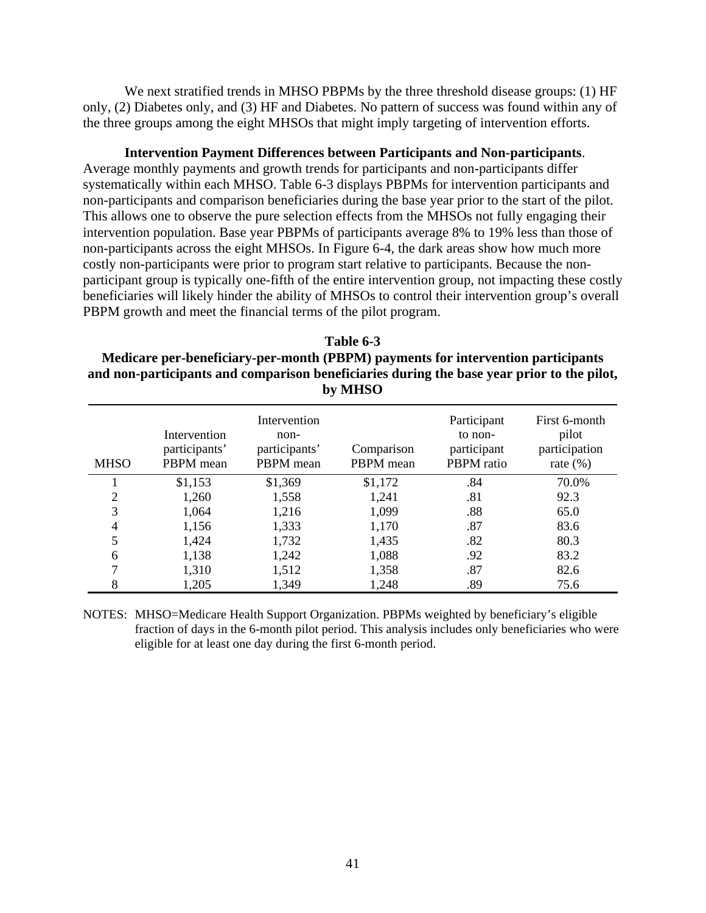We next stratified trends in MHSO PBPMs by the three threshold disease groups: (1) HF only, (2) Diabetes only, and (3) HF and Diabetes. No pattern of success was found within any of the three groups among the eight MHSOs that might imply targeting of intervention efforts.

**Intervention Payment Differences between Participants and Non-participants**. Average monthly payments and growth trends for participants and non-participants differ systematically within each MHSO. Table 6-3 displays PBPMs for intervention participants and non-participants and comparison beneficiaries during the base year prior to the start of the pilot. This allows one to observe the pure selection effects from the MHSOs not fully engaging their intervention population. Base year PBPMs of participants average 8% to 19% less than those of non-participants across the eight MHSOs. In Figure 6-4, the dark areas show how much more costly non-participants were prior to program start relative to participants. Because the non-participant group is typically one-fifth of the entire intervention group, not impacting these costly beneficiaries will likely hinder the ability of MHSOs to control their intervention group's overall PBPM growth and meet the financial terms of the pilot program.

**Table 6-3**
**Medicare per-beneficiary-per-month (PBPM) payments for intervention participants and non-participants and comparison beneficiaries during the base year prior to the pilot, by MHSO**

| MHSO | Intervention participants' PBPM mean | Intervention non-participants' PBPM mean | Comparison PBPM mean | Participant to non-participant PBPM ratio | First 6-month pilot participation rate (%) |
|---|---|---|---|---|---|
| 1 | $1,153 | $1,369 | $1,172 | .84 | 70.0% |
| 2 | 1,260 | 1,558 | 1,241 | .81 | 92.3 |
| 3 | 1,064 | 1,216 | 1,099 | .88 | 65.0 |
| 4 | 1,156 | 1,333 | 1,170 | .87 | 83.6 |
| 5 | 1,424 | 1,732 | 1,435 | .82 | 80.3 |
| 6 | 1,138 | 1,242 | 1,088 | .92 | 83.2 |
| 7 | 1,310 | 1,512 | 1,358 | .87 | 82.6 |
| 8 | 1,205 | 1,349 | 1,248 | .89 | 75.6 |

NOTES: MHSO=Medicare Health Support Organization. PBPMs weighted by beneficiary's eligible fraction of days in the 6-month pilot period. This analysis includes only beneficiaries who were eligible for at least one day during the first 6-month period.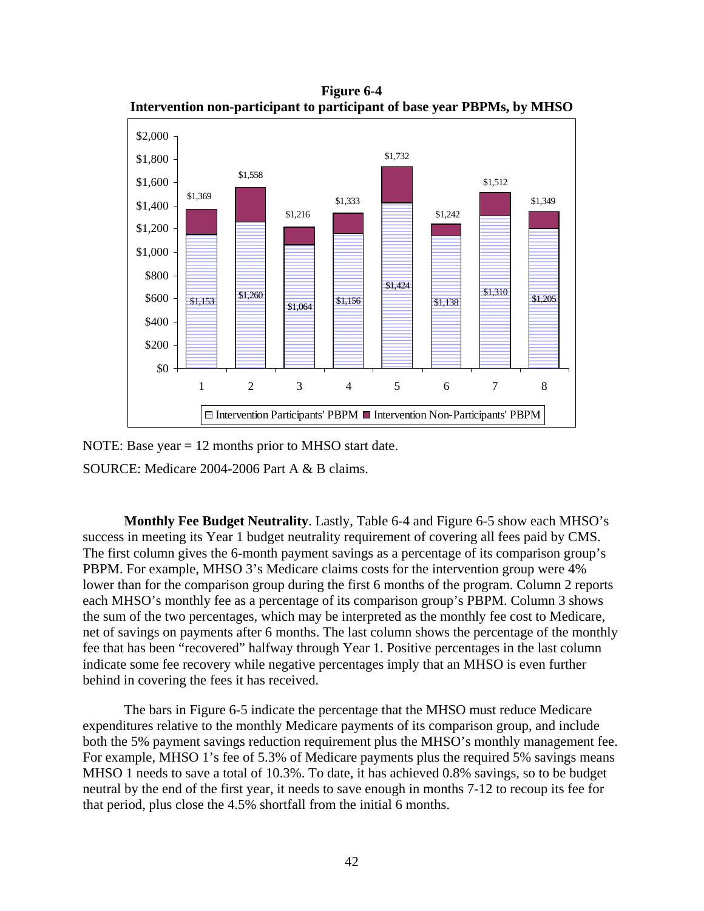**Figure 6-4**
**Intervention non-participant to participant of base year PBPMs, by MHSO**

| MHSO | Intervention Participants' PBPM | Intervention Non-Participants' PBPM |
|---|---|---|
| 1 | $1,153 | $1,369 |
| 2 | $1,260 | $1,558 |
| 3 | $1,064 | $1,216 |
| 4 | $1,156 | $1,333 |
| 5 | $1,424 | $1,732 |
| 6 | $1,138 | $1,242 |
| 7 | $1,310 | $1,512 |
| 8 | $1,205 | $1,349 |

NOTE: Base year = 12 months prior to MHSO start date.

SOURCE: Medicare 2004-2006 Part A & B claims.

**Monthly Fee Budget Neutrality**. Lastly, Table 6-4 and Figure 6-5 show each MHSO's success in meeting its Year 1 budget neutrality requirement of covering all fees paid by CMS. The first column gives the 6-month payment savings as a percentage of its comparison group's PBPM. For example, MHSO 3's Medicare claims costs for the intervention group were 4% lower than for the comparison group during the first 6 months of the program. Column 2 reports each MHSO's monthly fee as a percentage of its comparison group's PBPM. Column 3 shows the sum of the two percentages, which may be interpreted as the monthly fee cost to Medicare, net of savings on payments after 6 months. The last column shows the percentage of the monthly fee that has been "recovered" halfway through Year 1. Positive percentages in the last column indicate some fee recovery while negative percentages imply that an MHSO is even further behind in covering the fees it has received.

The bars in Figure 6-5 indicate the percentage that the MHSO must reduce Medicare expenditures relative to the monthly Medicare payments of its comparison group, and include both the 5% payment savings reduction requirement plus the MHSO's monthly management fee. For example, MHSO 1's fee of 5.3% of Medicare payments plus the required 5% savings means MHSO 1 needs to save a total of 10.3%. To date, it has achieved 0.8% savings, so to be budget neutral by the end of the first year, it needs to save enough in months 7-12 to recoup its fee for that period, plus close the 4.5% shortfall from the initial 6 months.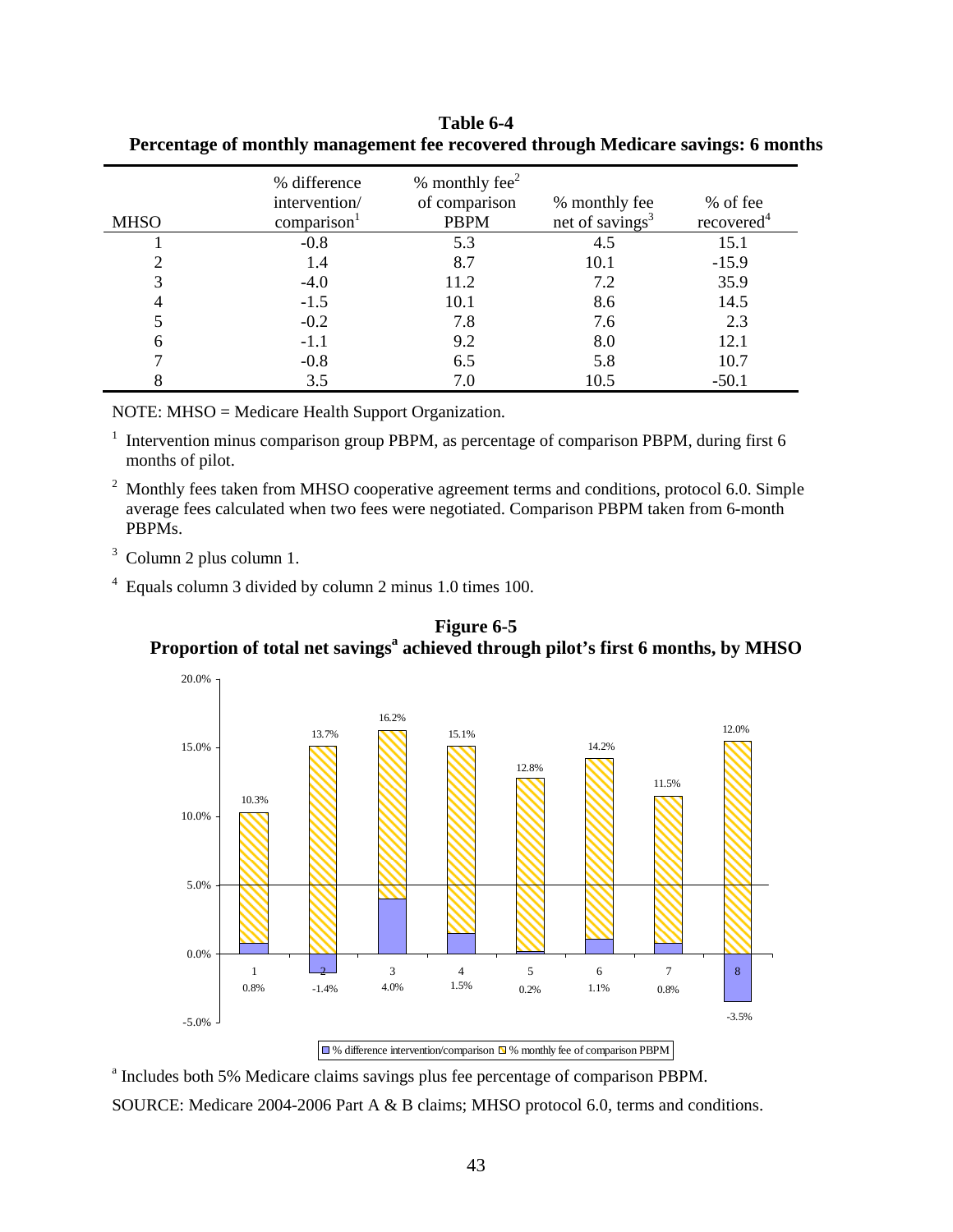**Table 6-4**
**Percentage of monthly management fee recovered through Medicare savings: 6 months**

| MHSO | % difference intervention/ comparison[1] | % monthly fee[2] of comparison PBPM | % monthly fee net of savings[3] | % of fee recovered[4] |
|---|---|---|---|---|
| 1 | -0.8 | 5.3 | 4.5 | 15.1 |
| 2 | 1.4 | 8.7 | 10.1 | -15.9 |
| 3 | -4.0 | 11.2 | 7.2 | 35.9 |
| 4 | -1.5 | 10.1 | 8.6 | 14.5 |
| 5 | -0.2 | 7.8 | 7.6 | 2.3 |
| 6 | -1.1 | 9.2 | 8.0 | 12.1 |
| 7 | -0.8 | 6.5 | 5.8 | 10.7 |
| 8 | 3.5 | 7.0 | 10.5 | -50.1 |

NOTE: MHSO = Medicare Health Support Organization.

[1] Intervention minus comparison group PBPM, as percentage of comparison PBPM, during first 6 months of pilot.

[2] Monthly fees taken from MHSO cooperative agreement terms and conditions, protocol 6.0. Simple average fees calculated when two fees were negotiated. Comparison PBPM taken from 6-month PBPMs.

[3] Column 2 plus column 1.

[4] Equals column 3 divided by column 2 minus 1.0 times 100.

**Figure 6-5**
**Proportion of total net savings[a] achieved through pilot's first 6 months, by MHSO**

| MHSO | % difference intervention/comparison | Total (% difference + % monthly fee of comparison PBPM) |
|---|---|---|
| 1 | 0.8% | 10.3% |
| 2 | -1.4% | 13.7% |
| 3 | 4.0% | 16.2% |
| 4 | 1.5% | 15.1% |
| 5 | 0.2% | 12.8% |
| 6 | 1.1% | 14.2% |
| 7 | 0.8% | 11.5% |
| 8 | -3.5% | 12.0% |

[a] Includes both 5% Medicare claims savings plus fee percentage of comparison PBPM.

SOURCE: Medicare 2004-2006 Part A & B claims; MHSO protocol 6.0, terms and conditions.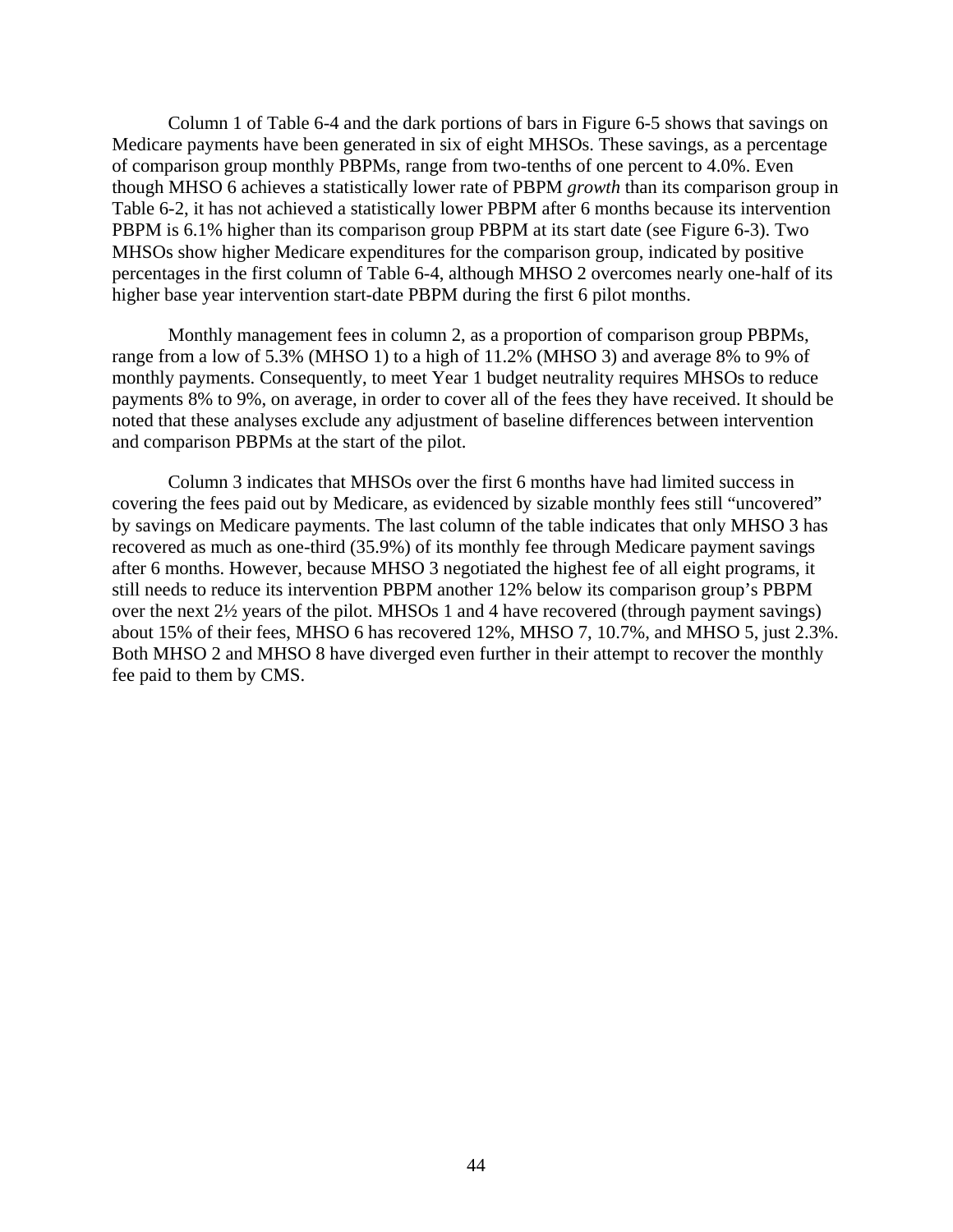Column 1 of Table 6-4 and the dark portions of bars in Figure 6-5 shows that savings on Medicare payments have been generated in six of eight MHSOs. These savings, as a percentage of comparison group monthly PBPMs, range from two-tenths of one percent to 4.0%. Even though MHSO 6 achieves a statistically lower rate of PBPM *growth* than its comparison group in Table 6-2, it has not achieved a statistically lower PBPM after 6 months because its intervention PBPM is 6.1% higher than its comparison group PBPM at its start date (see Figure 6-3). Two MHSOs show higher Medicare expenditures for the comparison group, indicated by positive percentages in the first column of Table 6-4, although MHSO 2 overcomes nearly one-half of its higher base year intervention start-date PBPM during the first 6 pilot months.

Monthly management fees in column 2, as a proportion of comparison group PBPMs, range from a low of 5.3% (MHSO 1) to a high of 11.2% (MHSO 3) and average 8% to 9% of monthly payments. Consequently, to meet Year 1 budget neutrality requires MHSOs to reduce payments 8% to 9%, on average, in order to cover all of the fees they have received. It should be noted that these analyses exclude any adjustment of baseline differences between intervention and comparison PBPMs at the start of the pilot.

Column 3 indicates that MHSOs over the first 6 months have had limited success in covering the fees paid out by Medicare, as evidenced by sizable monthly fees still "uncovered" by savings on Medicare payments. The last column of the table indicates that only MHSO 3 has recovered as much as one-third (35.9%) of its monthly fee through Medicare payment savings after 6 months. However, because MHSO 3 negotiated the highest fee of all eight programs, it still needs to reduce its intervention PBPM another 12% below its comparison group's PBPM over the next 2½ years of the pilot. MHSOs 1 and 4 have recovered (through payment savings) about 15% of their fees, MHSO 6 has recovered 12%, MHSO 7, 10.7%, and MHSO 5, just 2.3%. Both MHSO 2 and MHSO 8 have diverged even further in their attempt to recover the monthly fee paid to them by CMS.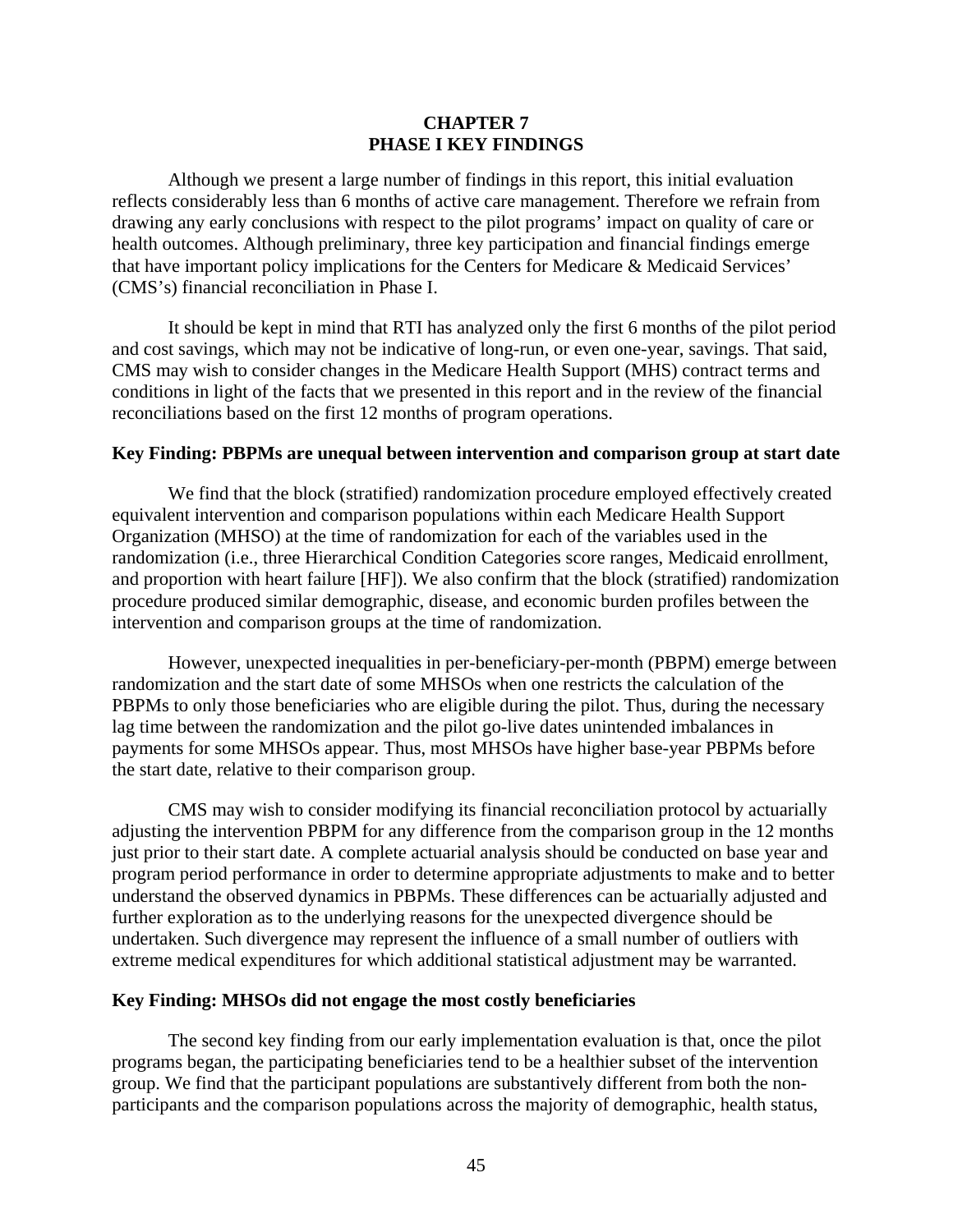# CHAPTER 7
# PHASE I KEY FINDINGS

Although we present a large number of findings in this report, this initial evaluation reflects considerably less than 6 months of active care management. Therefore we refrain from drawing any early conclusions with respect to the pilot programs' impact on quality of care or health outcomes. Although preliminary, three key participation and financial findings emerge that have important policy implications for the Centers for Medicare & Medicaid Services' (CMS's) financial reconciliation in Phase I.

It should be kept in mind that RTI has analyzed only the first 6 months of the pilot period and cost savings, which may not be indicative of long-run, or even one-year, savings. That said, CMS may wish to consider changes in the Medicare Health Support (MHS) contract terms and conditions in light of the facts that we presented in this report and in the review of the financial reconciliations based on the first 12 months of program operations.

**Key Finding: PBPMs are unequal between intervention and comparison group at start date**

We find that the block (stratified) randomization procedure employed effectively created equivalent intervention and comparison populations within each Medicare Health Support Organization (MHSO) at the time of randomization for each of the variables used in the randomization (i.e., three Hierarchical Condition Categories score ranges, Medicaid enrollment, and proportion with heart failure [HF]). We also confirm that the block (stratified) randomization procedure produced similar demographic, disease, and economic burden profiles between the intervention and comparison groups at the time of randomization.

However, unexpected inequalities in per-beneficiary-per-month (PBPM) emerge between randomization and the start date of some MHSOs when one restricts the calculation of the PBPMs to only those beneficiaries who are eligible during the pilot. Thus, during the necessary lag time between the randomization and the pilot go-live dates unintended imbalances in payments for some MHSOs appear. Thus, most MHSOs have higher base-year PBPMs before the start date, relative to their comparison group.

CMS may wish to consider modifying its financial reconciliation protocol by actuarially adjusting the intervention PBPM for any difference from the comparison group in the 12 months just prior to their start date. A complete actuarial analysis should be conducted on base year and program period performance in order to determine appropriate adjustments to make and to better understand the observed dynamics in PBPMs. These differences can be actuarially adjusted and further exploration as to the underlying reasons for the unexpected divergence should be undertaken. Such divergence may represent the influence of a small number of outliers with extreme medical expenditures for which additional statistical adjustment may be warranted.

**Key Finding: MHSOs did not engage the most costly beneficiaries**

The second key finding from our early implementation evaluation is that, once the pilot programs began, the participating beneficiaries tend to be a healthier subset of the intervention group. We find that the participant populations are substantively different from both the non-participants and the comparison populations across the majority of demographic, health status,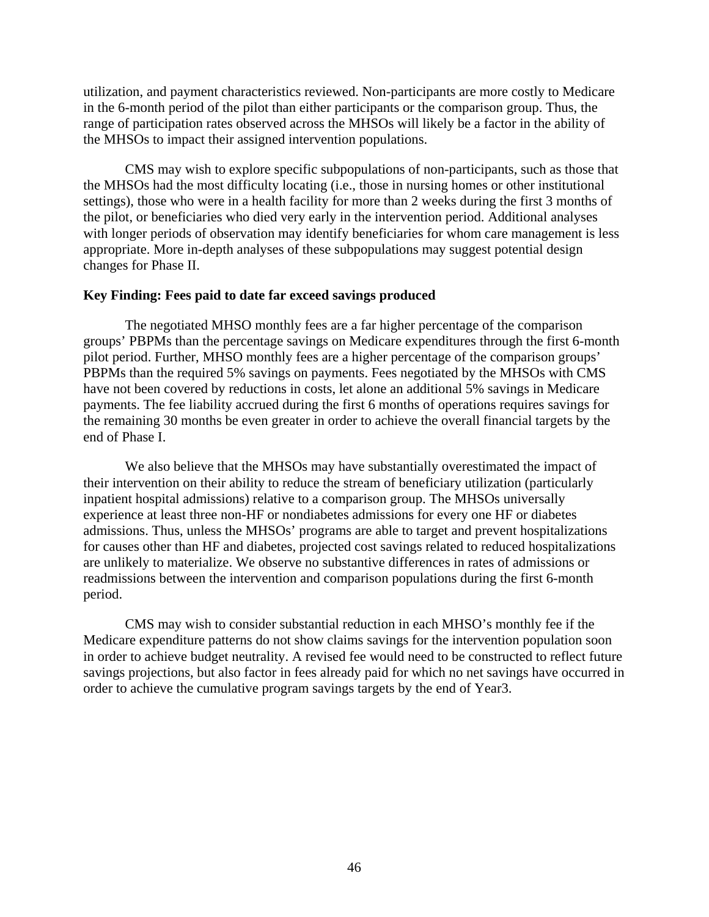utilization, and payment characteristics reviewed. Non-participants are more costly to Medicare in the 6-month period of the pilot than either participants or the comparison group. Thus, the range of participation rates observed across the MHSOs will likely be a factor in the ability of the MHSOs to impact their assigned intervention populations.

CMS may wish to explore specific subpopulations of non-participants, such as those that the MHSOs had the most difficulty locating (i.e., those in nursing homes or other institutional settings), those who were in a health facility for more than 2 weeks during the first 3 months of the pilot, or beneficiaries who died very early in the intervention period. Additional analyses with longer periods of observation may identify beneficiaries for whom care management is less appropriate. More in-depth analyses of these subpopulations may suggest potential design changes for Phase II.

**Key Finding: Fees paid to date far exceed savings produced**

The negotiated MHSO monthly fees are a far higher percentage of the comparison groups' PBPMs than the percentage savings on Medicare expenditures through the first 6-month pilot period. Further, MHSO monthly fees are a higher percentage of the comparison groups' PBPMs than the required 5% savings on payments. Fees negotiated by the MHSOs with CMS have not been covered by reductions in costs, let alone an additional 5% savings in Medicare payments. The fee liability accrued during the first 6 months of operations requires savings for the remaining 30 months be even greater in order to achieve the overall financial targets by the end of Phase I.

We also believe that the MHSOs may have substantially overestimated the impact of their intervention on their ability to reduce the stream of beneficiary utilization (particularly inpatient hospital admissions) relative to a comparison group. The MHSOs universally experience at least three non-HF or nondiabetes admissions for every one HF or diabetes admissions. Thus, unless the MHSOs' programs are able to target and prevent hospitalizations for causes other than HF and diabetes, projected cost savings related to reduced hospitalizations are unlikely to materialize. We observe no substantive differences in rates of admissions or readmissions between the intervention and comparison populations during the first 6-month period.

CMS may wish to consider substantial reduction in each MHSO's monthly fee if the Medicare expenditure patterns do not show claims savings for the intervention population soon in order to achieve budget neutrality. A revised fee would need to be constructed to reflect future savings projections, but also factor in fees already paid for which no net savings have occurred in order to achieve the cumulative program savings targets by the end of Year3.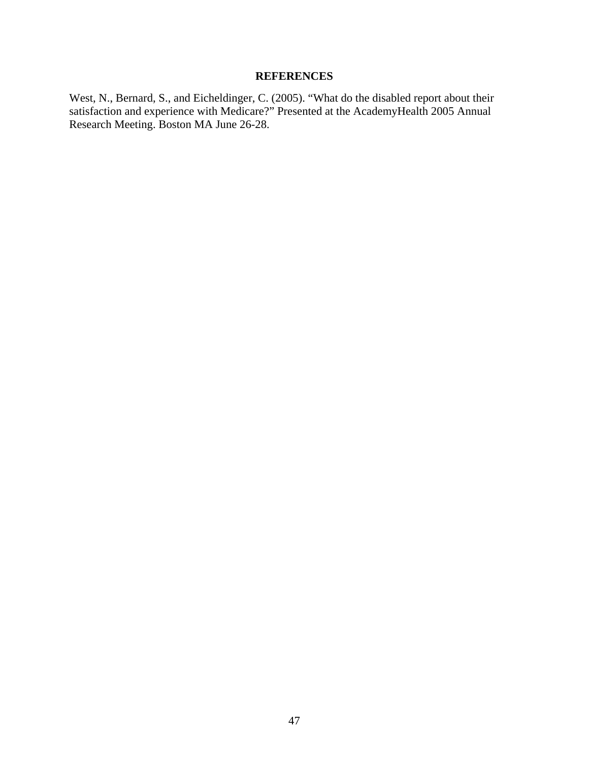## REFERENCES

West, N., Bernard, S., and Eicheldinger, C. (2005). "What do the disabled report about their satisfaction and experience with Medicare?" Presented at the AcademyHealth 2005 Annual Research Meeting. Boston MA June 26-28.